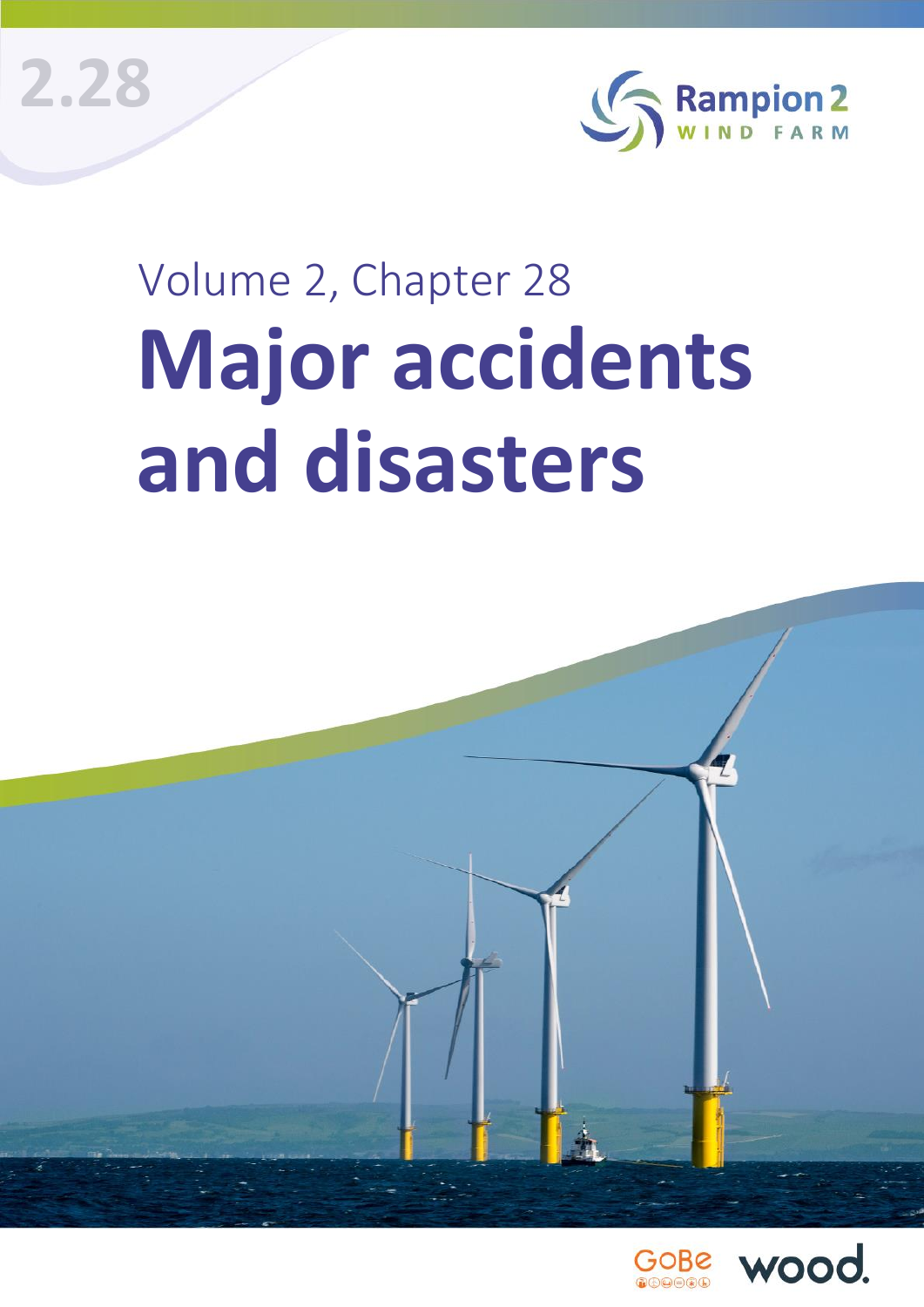2.28

Rampion 2
WIND FARM

Volume 2, Chapter 28

# Major accidents and disasters

GoBe wood.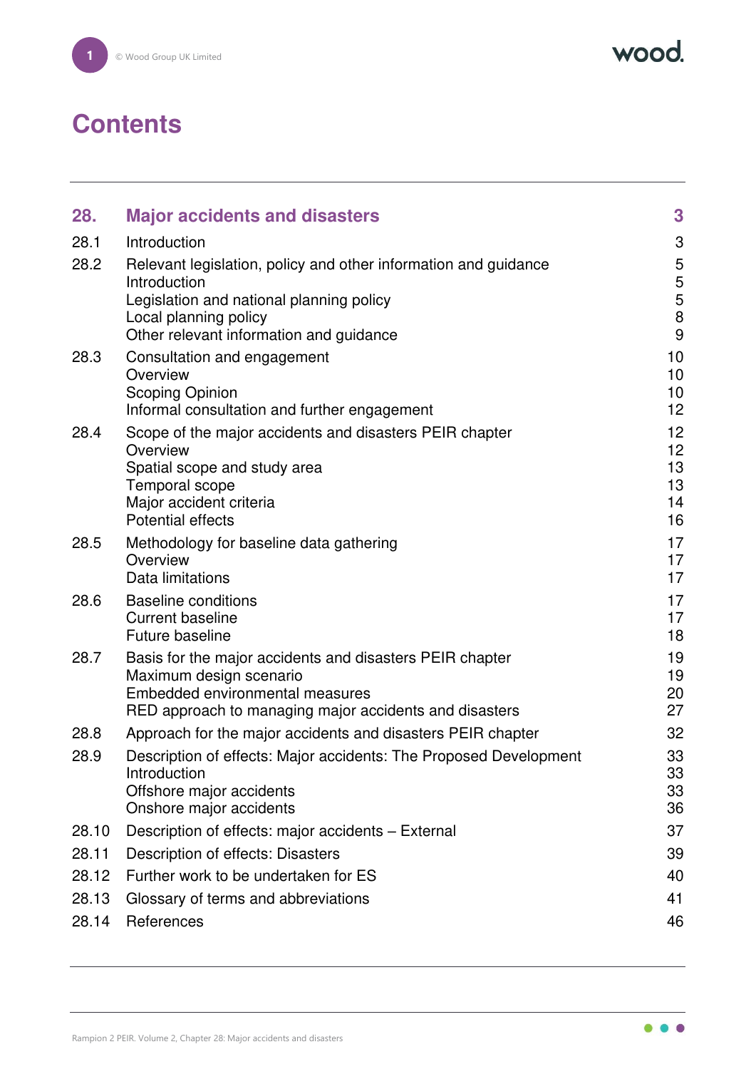# Contents

| | | |
|---|---|---|
| **28.** | **Major accidents and disasters** | **3** |
| 28.1 | Introduction | 3 |
| 28.2 | Relevant legislation, policy and other information and guidance | 5 |
| | Introduction | 5 |
| | Legislation and national planning policy | 5 |
| | Local planning policy | 8 |
| | Other relevant information and guidance | 9 |
| 28.3 | Consultation and engagement | 10 |
| | Overview | 10 |
| | Scoping Opinion | 10 |
| | Informal consultation and further engagement | 12 |
| 28.4 | Scope of the major accidents and disasters PEIR chapter | 12 |
| | Overview | 12 |
| | Spatial scope and study area | 13 |
| | Temporal scope | 13 |
| | Major accident criteria | 14 |
| | Potential effects | 16 |
| 28.5 | Methodology for baseline data gathering | 17 |
| | Overview | 17 |
| | Data limitations | 17 |
| 28.6 | Baseline conditions | 17 |
| | Current baseline | 17 |
| | Future baseline | 18 |
| 28.7 | Basis for the major accidents and disasters PEIR chapter | 19 |
| | Maximum design scenario | 19 |
| | Embedded environmental measures | 20 |
| | RED approach to managing major accidents and disasters | 27 |
| 28.8 | Approach for the major accidents and disasters PEIR chapter | 32 |
| 28.9 | Description of effects: Major accidents: The Proposed Development | 33 |
| | Introduction | 33 |
| | Offshore major accidents | 33 |
| | Onshore major accidents | 36 |
| 28.10 | Description of effects: major accidents – External | 37 |
| 28.11 | Description of effects: Disasters | 39 |
| 28.12 | Further work to be undertaken for ES | 40 |
| 28.13 | Glossary of terms and abbreviations | 41 |
| 28.14 | References | 46 |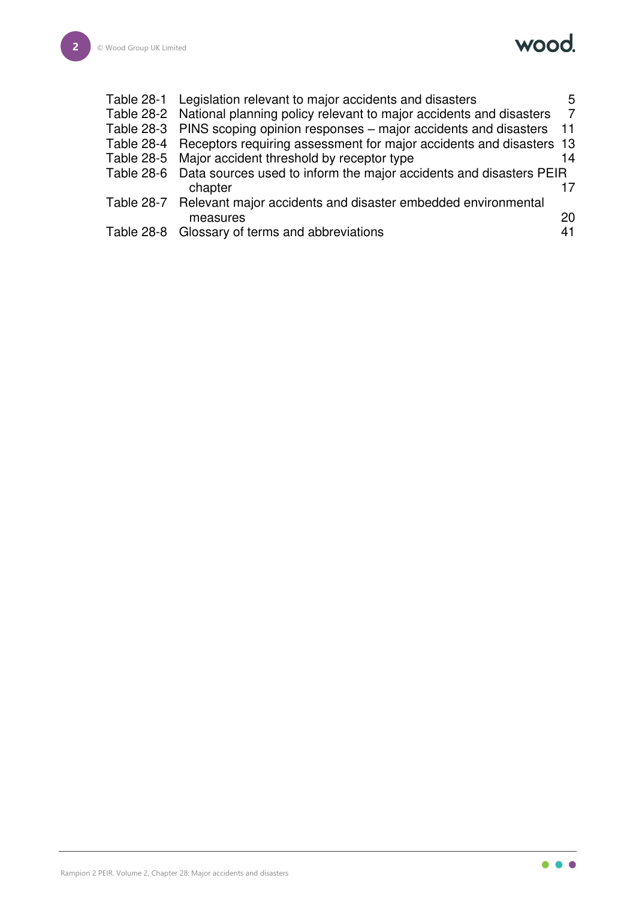| | | |
|---|---|---|
| Table 28-1 | Legislation relevant to major accidents and disasters | 5 |
| Table 28-2 | National planning policy relevant to major accidents and disasters | 7 |
| Table 28-3 | PINS scoping opinion responses – major accidents and disasters | 11 |
| Table 28-4 | Receptors requiring assessment for major accidents and disasters | 13 |
| Table 28-5 | Major accident threshold by receptor type | 14 |
| Table 28-6 | Data sources used to inform the major accidents and disasters PEIR chapter | 17 |
| Table 28-7 | Relevant major accidents and disaster embedded environmental measures | 20 |
| Table 28-8 | Glossary of terms and abbreviations | 41 |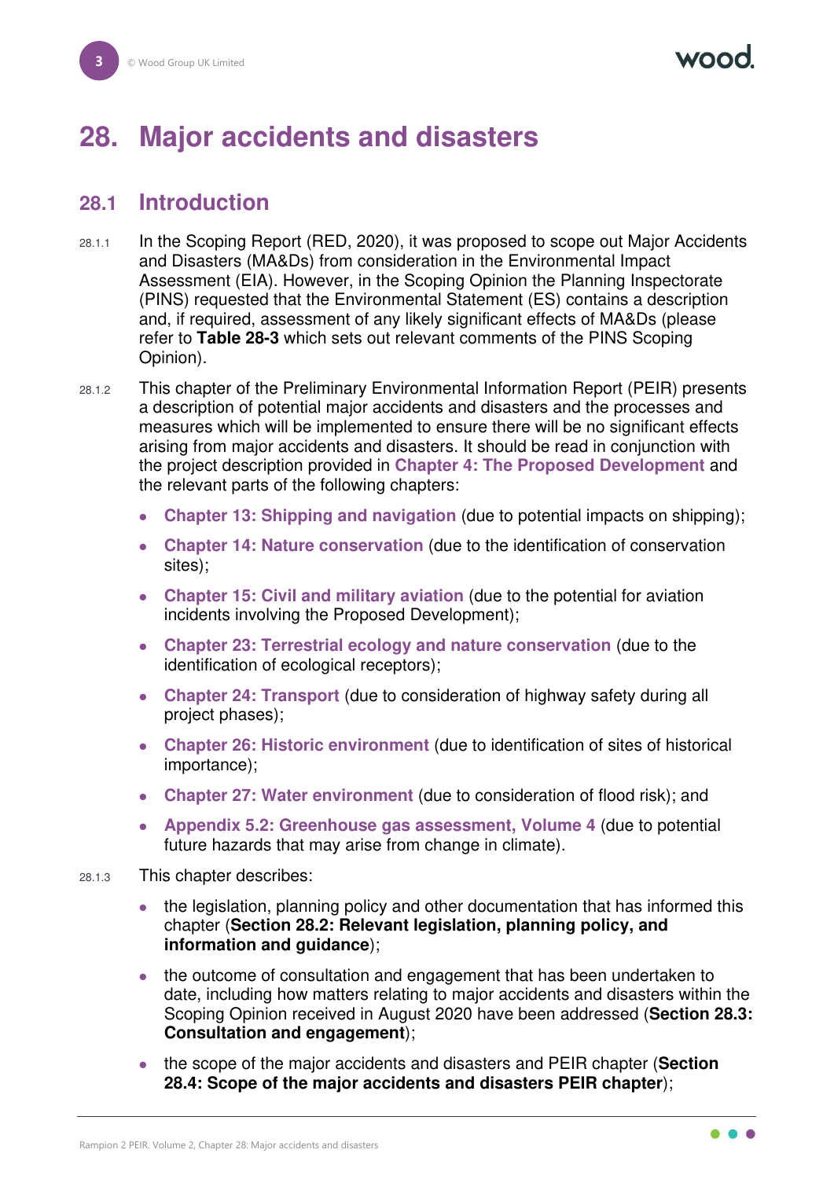# 28. Major accidents and disasters

## 28.1 Introduction

28.1.1 In the Scoping Report (RED, 2020), it was proposed to scope out Major Accidents and Disasters (MA&Ds) from consideration in the Environmental Impact Assessment (EIA). However, in the Scoping Opinion the Planning Inspectorate (PINS) requested that the Environmental Statement (ES) contains a description and, if required, assessment of any likely significant effects of MA&Ds (please refer to **Table 28-3** which sets out relevant comments of the PINS Scoping Opinion).

28.1.2 This chapter of the Preliminary Environmental Information Report (PEIR) presents a description of potential major accidents and disasters and the processes and measures which will be implemented to ensure there will be no significant effects arising from major accidents and disasters. It should be read in conjunction with the project description provided in **Chapter 4: The Proposed Development** and the relevant parts of the following chapters:

- **Chapter 13: Shipping and navigation** (due to potential impacts on shipping);
- **Chapter 14: Nature conservation** (due to the identification of conservation sites);
- **Chapter 15: Civil and military aviation** (due to the potential for aviation incidents involving the Proposed Development);
- **Chapter 23: Terrestrial ecology and nature conservation** (due to the identification of ecological receptors);
- **Chapter 24: Transport** (due to consideration of highway safety during all project phases);
- **Chapter 26: Historic environment** (due to identification of sites of historical importance);
- **Chapter 27: Water environment** (due to consideration of flood risk); and
- **Appendix 5.2: Greenhouse gas assessment, Volume 4** (due to potential future hazards that may arise from change in climate).

28.1.3 This chapter describes:

- the legislation, planning policy and other documentation that has informed this chapter (**Section 28.2: Relevant legislation, planning policy, and information and guidance**);
- the outcome of consultation and engagement that has been undertaken to date, including how matters relating to major accidents and disasters within the Scoping Opinion received in August 2020 have been addressed (**Section 28.3: Consultation and engagement**);
- the scope of the major accidents and disasters and PEIR chapter (**Section 28.4: Scope of the major accidents and disasters PEIR chapter**);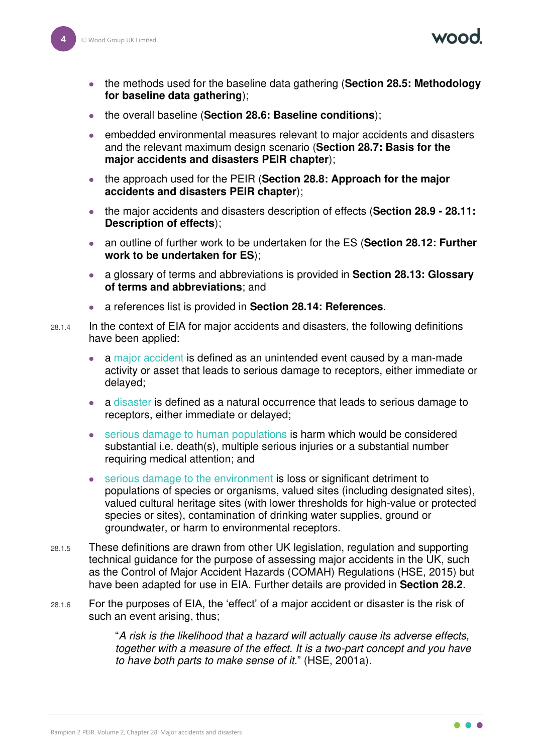- the methods used for the baseline data gathering (**Section 28.5: Methodology for baseline data gathering**);
- the overall baseline (**Section 28.6: Baseline conditions**);
- embedded environmental measures relevant to major accidents and disasters and the relevant maximum design scenario (**Section 28.7: Basis for the major accidents and disasters PEIR chapter**);
- the approach used for the PEIR (**Section 28.8: Approach for the major accidents and disasters PEIR chapter**);
- the major accidents and disasters description of effects (**Section 28.9 - 28.11: Description of effects**);
- an outline of further work to be undertaken for the ES (**Section 28.12: Further work to be undertaken for ES**);
- a glossary of terms and abbreviations is provided in **Section 28.13: Glossary of terms and abbreviations**; and
- a references list is provided in **Section 28.14: References**.

28.1.4 In the context of EIA for major accidents and disasters, the following definitions have been applied:

- a major accident is defined as an unintended event caused by a man-made activity or asset that leads to serious damage to receptors, either immediate or delayed;
- a disaster is defined as a natural occurrence that leads to serious damage to receptors, either immediate or delayed;
- serious damage to human populations is harm which would be considered substantial i.e. death(s), multiple serious injuries or a substantial number requiring medical attention; and
- serious damage to the environment is loss or significant detriment to populations of species or organisms, valued sites (including designated sites), valued cultural heritage sites (with lower thresholds for high-value or protected species or sites), contamination of drinking water supplies, ground or groundwater, or harm to environmental receptors.

28.1.5 These definitions are drawn from other UK legislation, regulation and supporting technical guidance for the purpose of assessing major accidents in the UK, such as the Control of Major Accident Hazards (COMAH) Regulations (HSE, 2015) but have been adapted for use in EIA. Further details are provided in **Section 28.2**.

28.1.6 For the purposes of EIA, the 'effect' of a major accident or disaster is the risk of such an event arising, thus;

> "*A risk is the likelihood that a hazard will actually cause its adverse effects, together with a measure of the effect. It is a two-part concept and you have to have both parts to make sense of it.*" (HSE, 2001a).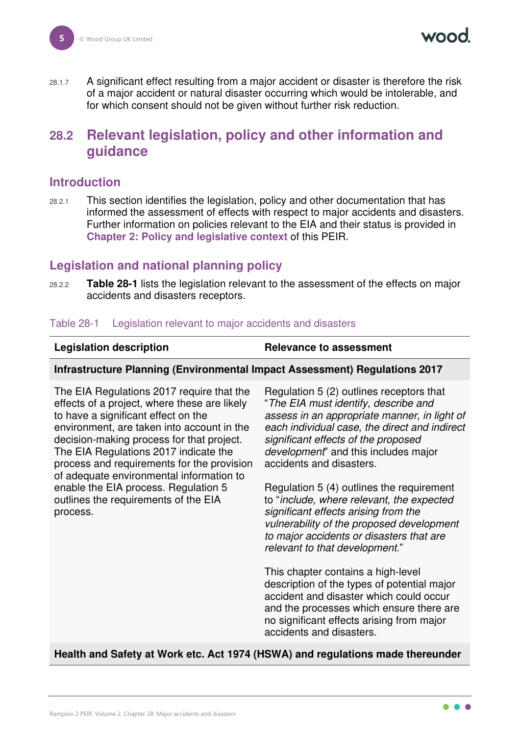28.1.7 A significant effect resulting from a major accident or disaster is therefore the risk of a major accident or natural disaster occurring which would be intolerable, and for which consent should not be given without further risk reduction.

## 28.2 Relevant legislation, policy and other information and guidance

### Introduction

28.2.1 This section identifies the legislation, policy and other documentation that has informed the assessment of effects with respect to major accidents and disasters. Further information on policies relevant to the EIA and their status is provided in **Chapter 2: Policy and legislative context** of this PEIR.

### Legislation and national planning policy

28.2.2 **Table 28-1** lists the legislation relevant to the assessment of the effects on major accidents and disasters receptors.

Table 28-1 Legislation relevant to major accidents and disasters

| Legislation description | Relevance to assessment |
|---|---|
| **Infrastructure Planning (Environmental Impact Assessment) Regulations 2017** | |
| The EIA Regulations 2017 require that the effects of a project, where these are likely to have a significant effect on the environment, are taken into account in the decision-making process for that project. The EIA Regulations 2017 indicate the process and requirements for the provision of adequate environmental information to enable the EIA process. Regulation 5 outlines the requirements of the EIA process. | Regulation 5 (2) outlines receptors that "*The EIA must identify, describe and assess in an appropriate manner, in light of each individual case, the direct and indirect significant effects of the proposed development*" and this includes major accidents and disasters.<br><br>Regulation 5 (4) outlines the requirement to "*include, where relevant, the expected significant effects arising from the vulnerability of the proposed development to major accidents or disasters that are relevant to that development.*"<br><br>This chapter contains a high-level description of the types of potential major accident and disaster which could occur and the processes which ensure there are no significant effects arising from major accidents and disasters. |
| **Health and Safety at Work etc. Act 1974 (HSWA) and regulations made thereunder** | |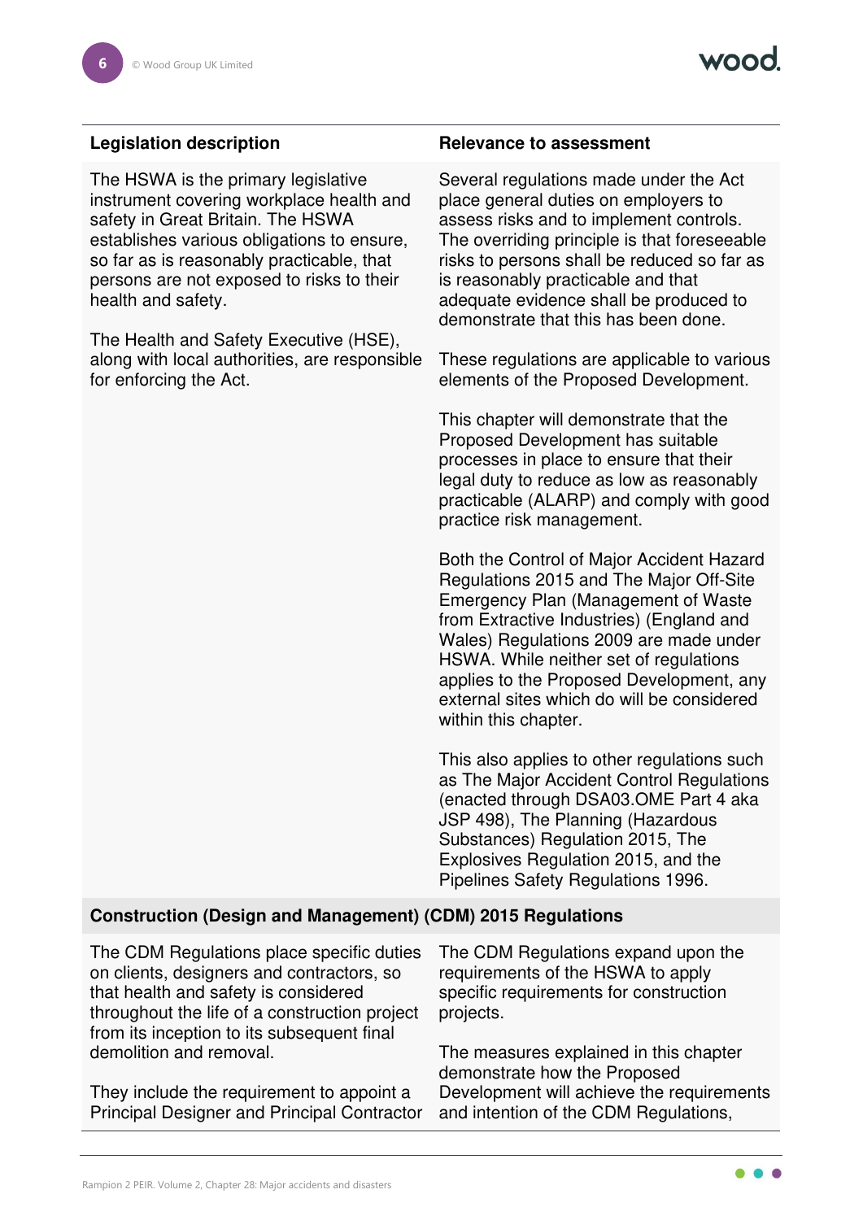| Legislation description | Relevance to assessment |
|---|---|
| The HSWA is the primary legislative instrument covering workplace health and safety in Great Britain. The HSWA establishes various obligations to ensure, so far as is reasonably practicable, that persons are not exposed to risks to their health and safety.<br><br>The Health and Safety Executive (HSE), along with local authorities, are responsible for enforcing the Act. | Several regulations made under the Act place general duties on employers to assess risks and to implement controls. The overriding principle is that foreseeable risks to persons shall be reduced so far as is reasonably practicable and that adequate evidence shall be produced to demonstrate that this has been done.<br><br>These regulations are applicable to various elements of the Proposed Development.<br><br>This chapter will demonstrate that the Proposed Development has suitable processes in place to ensure that their legal duty to reduce as low as reasonably practicable (ALARP) and comply with good practice risk management.<br><br>Both the Control of Major Accident Hazard Regulations 2015 and The Major Off-Site Emergency Plan (Management of Waste from Extractive Industries) (England and Wales) Regulations 2009 are made under HSWA. While neither set of regulations applies to the Proposed Development, any external sites which do will be considered within this chapter.<br><br>This also applies to other regulations such as The Major Accident Control Regulations (enacted through DSA03.OME Part 4 aka JSP 498), The Planning (Hazardous Substances) Regulation 2015, The Explosives Regulation 2015, and the Pipelines Safety Regulations 1996. |
| **Construction (Design and Management) (CDM) 2015 Regulations** | |
| The CDM Regulations place specific duties on clients, designers and contractors, so that health and safety is considered throughout the life of a construction project from its inception to its subsequent final demolition and removal.<br><br>They include the requirement to appoint a Principal Designer and Principal Contractor | The CDM Regulations expand upon the requirements of the HSWA to apply specific requirements for construction projects.<br><br>The measures explained in this chapter demonstrate how the Proposed Development will achieve the requirements and intention of the CDM Regulations, |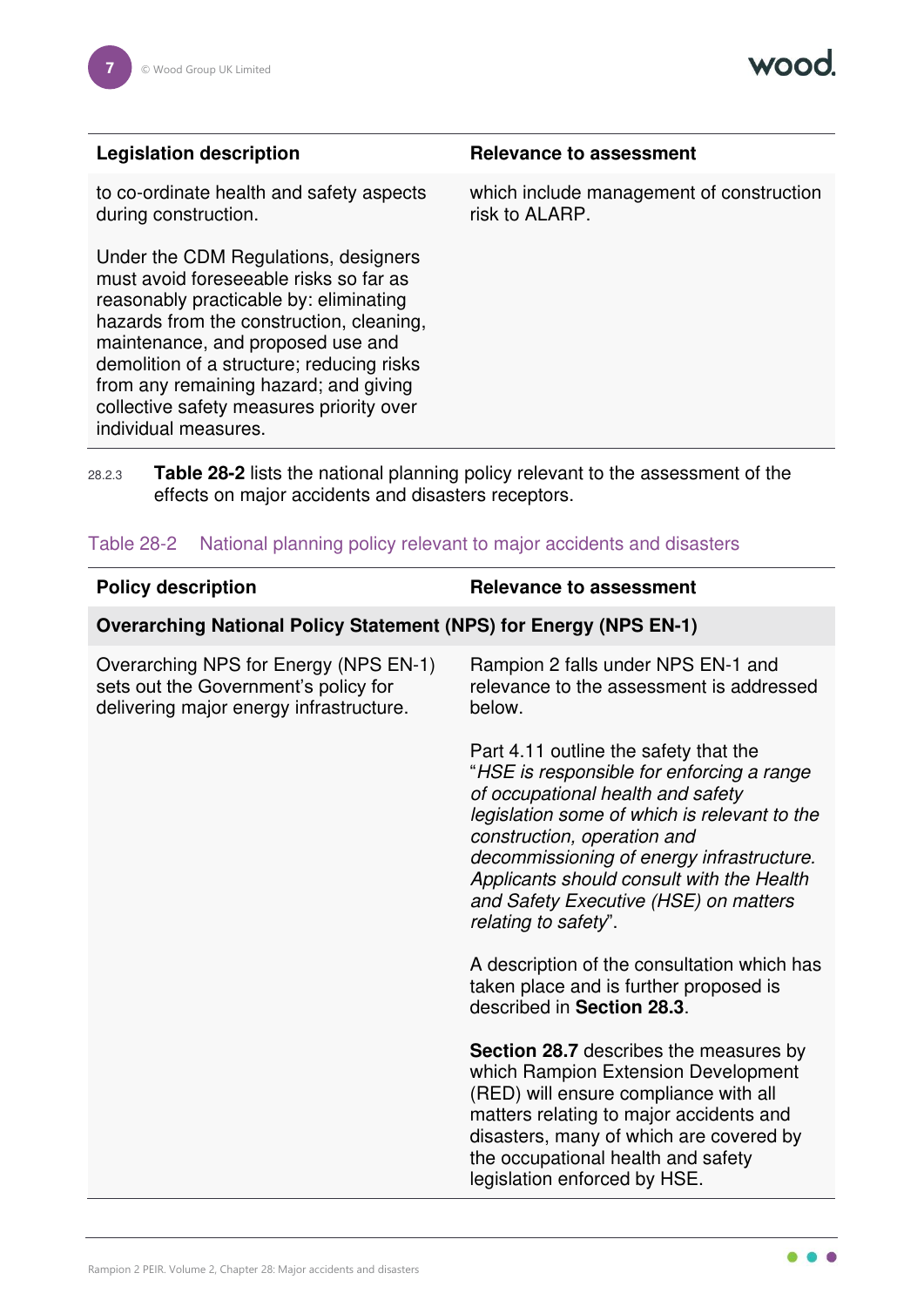| Legislation description | Relevance to assessment |
|---|---|
| to co-ordinate health and safety aspects during construction.<br><br>Under the CDM Regulations, designers must avoid foreseeable risks so far as reasonably practicable by: eliminating hazards from the construction, cleaning, maintenance, and proposed use and demolition of a structure; reducing risks from any remaining hazard; and giving collective safety measures priority over individual measures. | which include management of construction risk to ALARP. |

28.2.3 **Table 28-2** lists the national planning policy relevant to the assessment of the effects on major accidents and disasters receptors.

Table 28-2 National planning policy relevant to major accidents and disasters

| Policy description | Relevance to assessment |
|---|---|
| **Overarching National Policy Statement (NPS) for Energy (NPS EN-1)** | |
| Overarching NPS for Energy (NPS EN-1) sets out the Government's policy for delivering major energy infrastructure. | Rampion 2 falls under NPS EN-1 and relevance to the assessment is addressed below.<br><br>Part 4.11 outline the safety that the "*HSE is responsible for enforcing a range of occupational health and safety legislation some of which is relevant to the construction, operation and decommissioning of energy infrastructure. Applicants should consult with the Health and Safety Executive (HSE) on matters relating to safety*".<br><br>A description of the consultation which has taken place and is further proposed is described in **Section 28.3**.<br><br>**Section 28.7** describes the measures by which Rampion Extension Development (RED) will ensure compliance with all matters relating to major accidents and disasters, many of which are covered by the occupational health and safety legislation enforced by HSE. |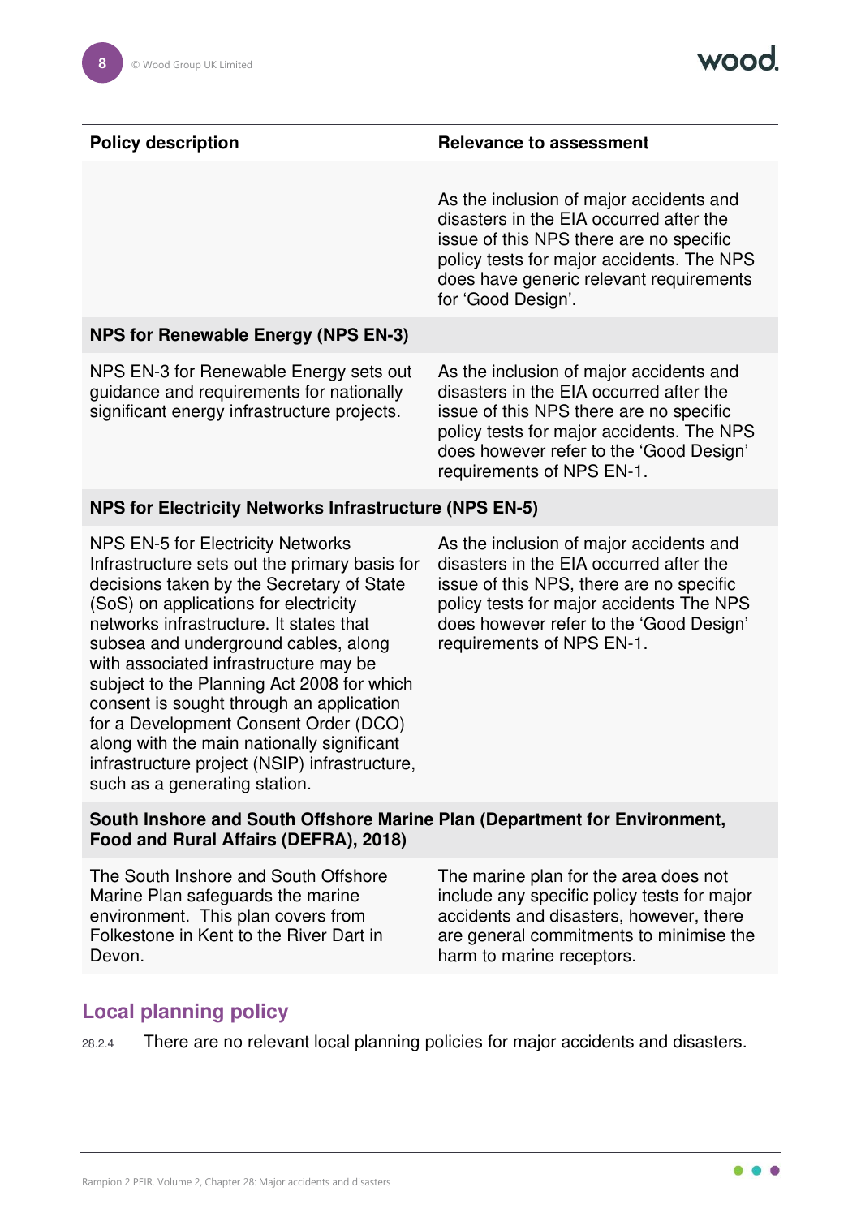| Policy description | Relevance to assessment |
|---|---|
| | As the inclusion of major accidents and disasters in the EIA occurred after the issue of this NPS there are no specific policy tests for major accidents. The NPS does have generic relevant requirements for 'Good Design'. |
| **NPS for Renewable Energy (NPS EN-3)** | |
| NPS EN-3 for Renewable Energy sets out guidance and requirements for nationally significant energy infrastructure projects. | As the inclusion of major accidents and disasters in the EIA occurred after the issue of this NPS there are no specific policy tests for major accidents. The NPS does however refer to the 'Good Design' requirements of NPS EN-1. |
| **NPS for Electricity Networks Infrastructure (NPS EN-5)** | |
| NPS EN-5 for Electricity Networks Infrastructure sets out the primary basis for decisions taken by the Secretary of State (SoS) on applications for electricity networks infrastructure. It states that subsea and underground cables, along with associated infrastructure may be subject to the Planning Act 2008 for which consent is sought through an application for a Development Consent Order (DCO) along with the main nationally significant infrastructure project (NSIP) infrastructure, such as a generating station. | As the inclusion of major accidents and disasters in the EIA occurred after the issue of this NPS, there are no specific policy tests for major accidents The NPS does however refer to the 'Good Design' requirements of NPS EN-1. |
| **South Inshore and South Offshore Marine Plan (Department for Environment, Food and Rural Affairs (DEFRA), 2018)** | |
| The South Inshore and South Offshore Marine Plan safeguards the marine environment. This plan covers from Folkestone in Kent to the River Dart in Devon. | The marine plan for the area does not include any specific policy tests for major accidents and disasters, however, there are general commitments to minimise the harm to marine receptors. |

## Local planning policy

28.2.4 There are no relevant local planning policies for major accidents and disasters.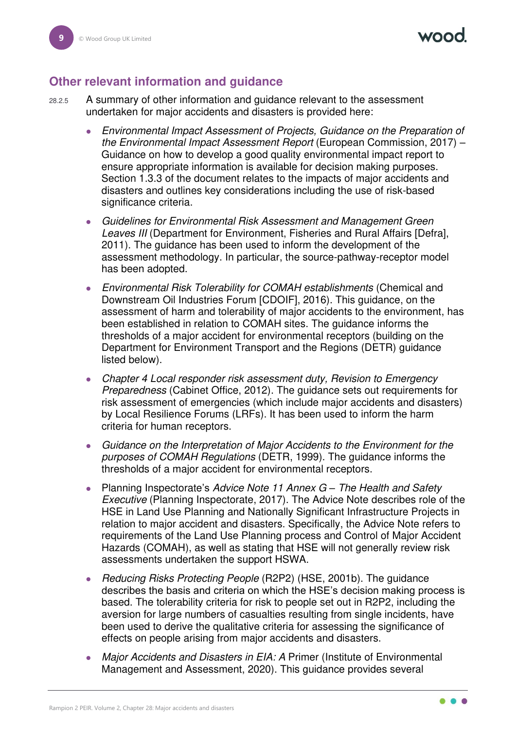## Other relevant information and guidance

28.2.5 A summary of other information and guidance relevant to the assessment undertaken for major accidents and disasters is provided here:

- *Environmental Impact Assessment of Projects, Guidance on the Preparation of the Environmental Impact Assessment Report* (European Commission, 2017) – Guidance on how to develop a good quality environmental impact report to ensure appropriate information is available for decision making purposes. Section 1.3.3 of the document relates to the impacts of major accidents and disasters and outlines key considerations including the use of risk-based significance criteria.
- *Guidelines for Environmental Risk Assessment and Management Green Leaves III* (Department for Environment, Fisheries and Rural Affairs [Defra], 2011). The guidance has been used to inform the development of the assessment methodology. In particular, the source-pathway-receptor model has been adopted.
- *Environmental Risk Tolerability for COMAH establishments* (Chemical and Downstream Oil Industries Forum [CDOIF], 2016). This guidance, on the assessment of harm and tolerability of major accidents to the environment, has been established in relation to COMAH sites. The guidance informs the thresholds of a major accident for environmental receptors (building on the Department for Environment Transport and the Regions (DETR) guidance listed below).
- *Chapter 4 Local responder risk assessment duty, Revision to Emergency Preparedness* (Cabinet Office, 2012). The guidance sets out requirements for risk assessment of emergencies (which include major accidents and disasters) by Local Resilience Forums (LRFs). It has been used to inform the harm criteria for human receptors.
- *Guidance on the Interpretation of Major Accidents to the Environment for the purposes of COMAH Regulations* (DETR, 1999). The guidance informs the thresholds of a major accident for environmental receptors.
- Planning Inspectorate's *Advice Note 11 Annex G – The Health and Safety Executive* (Planning Inspectorate, 2017). The Advice Note describes role of the HSE in Land Use Planning and Nationally Significant Infrastructure Projects in relation to major accident and disasters. Specifically, the Advice Note refers to requirements of the Land Use Planning process and Control of Major Accident Hazards (COMAH), as well as stating that HSE will not generally review risk assessments undertaken the support HSWA.
- *Reducing Risks Protecting People* (R2P2) (HSE, 2001b). The guidance describes the basis and criteria on which the HSE's decision making process is based. The tolerability criteria for risk to people set out in R2P2, including the aversion for large numbers of casualties resulting from single incidents, have been used to derive the qualitative criteria for assessing the significance of effects on people arising from major accidents and disasters.
- *Major Accidents and Disasters in EIA: A* Primer (Institute of Environmental Management and Assessment, 2020). This guidance provides several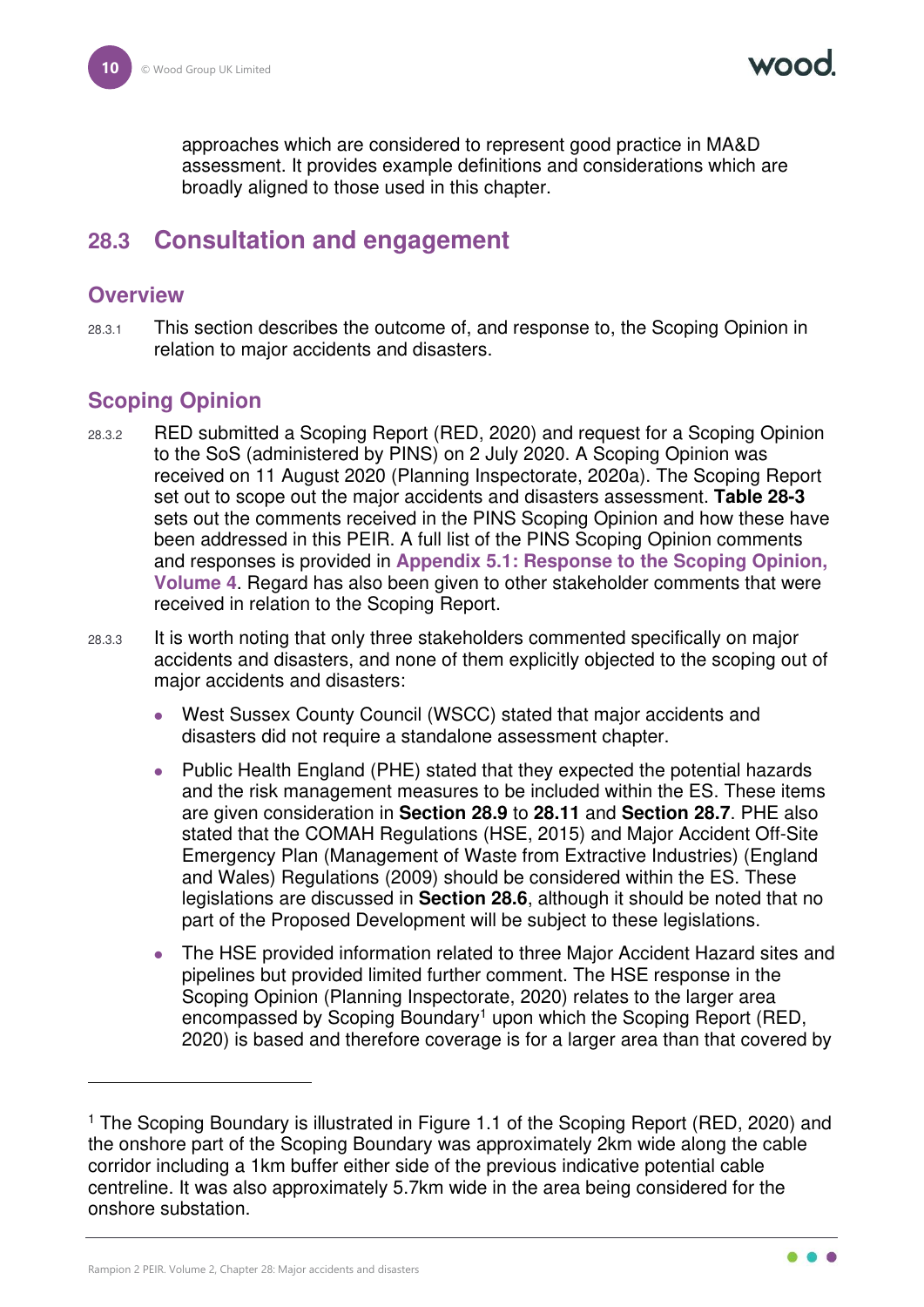approaches which are considered to represent good practice in MA&D assessment. It provides example definitions and considerations which are broadly aligned to those used in this chapter.

## 28.3 Consultation and engagement

### Overview

28.3.1 This section describes the outcome of, and response to, the Scoping Opinion in relation to major accidents and disasters.

### Scoping Opinion

28.3.2 RED submitted a Scoping Report (RED, 2020) and request for a Scoping Opinion to the SoS (administered by PINS) on 2 July 2020. A Scoping Opinion was received on 11 August 2020 (Planning Inspectorate, 2020a). The Scoping Report set out to scope out the major accidents and disasters assessment. **Table 28-3** sets out the comments received in the PINS Scoping Opinion and how these have been addressed in this PEIR. A full list of the PINS Scoping Opinion comments and responses is provided in **Appendix 5.1: Response to the Scoping Opinion, Volume 4**. Regard has also been given to other stakeholder comments that were received in relation to the Scoping Report.

28.3.3 It is worth noting that only three stakeholders commented specifically on major accidents and disasters, and none of them explicitly objected to the scoping out of major accidents and disasters:

- West Sussex County Council (WSCC) stated that major accidents and disasters did not require a standalone assessment chapter.
- Public Health England (PHE) stated that they expected the potential hazards and the risk management measures to be included within the ES. These items are given consideration in **Section 28.9** to **28.11** and **Section 28.7**. PHE also stated that the COMAH Regulations (HSE, 2015) and Major Accident Off-Site Emergency Plan (Management of Waste from Extractive Industries) (England and Wales) Regulations (2009) should be considered within the ES. These legislations are discussed in **Section 28.6**, although it should be noted that no part of the Proposed Development will be subject to these legislations.
- The HSE provided information related to three Major Accident Hazard sites and pipelines but provided limited further comment. The HSE response in the Scoping Opinion (Planning Inspectorate, 2020) relates to the larger area encompassed by Scoping Boundary[1] upon which the Scoping Report (RED, 2020) is based and therefore coverage is for a larger area than that covered by

[1] The Scoping Boundary is illustrated in Figure 1.1 of the Scoping Report (RED, 2020) and the onshore part of the Scoping Boundary was approximately 2km wide along the cable corridor including a 1km buffer either side of the previous indicative potential cable centreline. It was also approximately 5.7km wide in the area being considered for the onshore substation.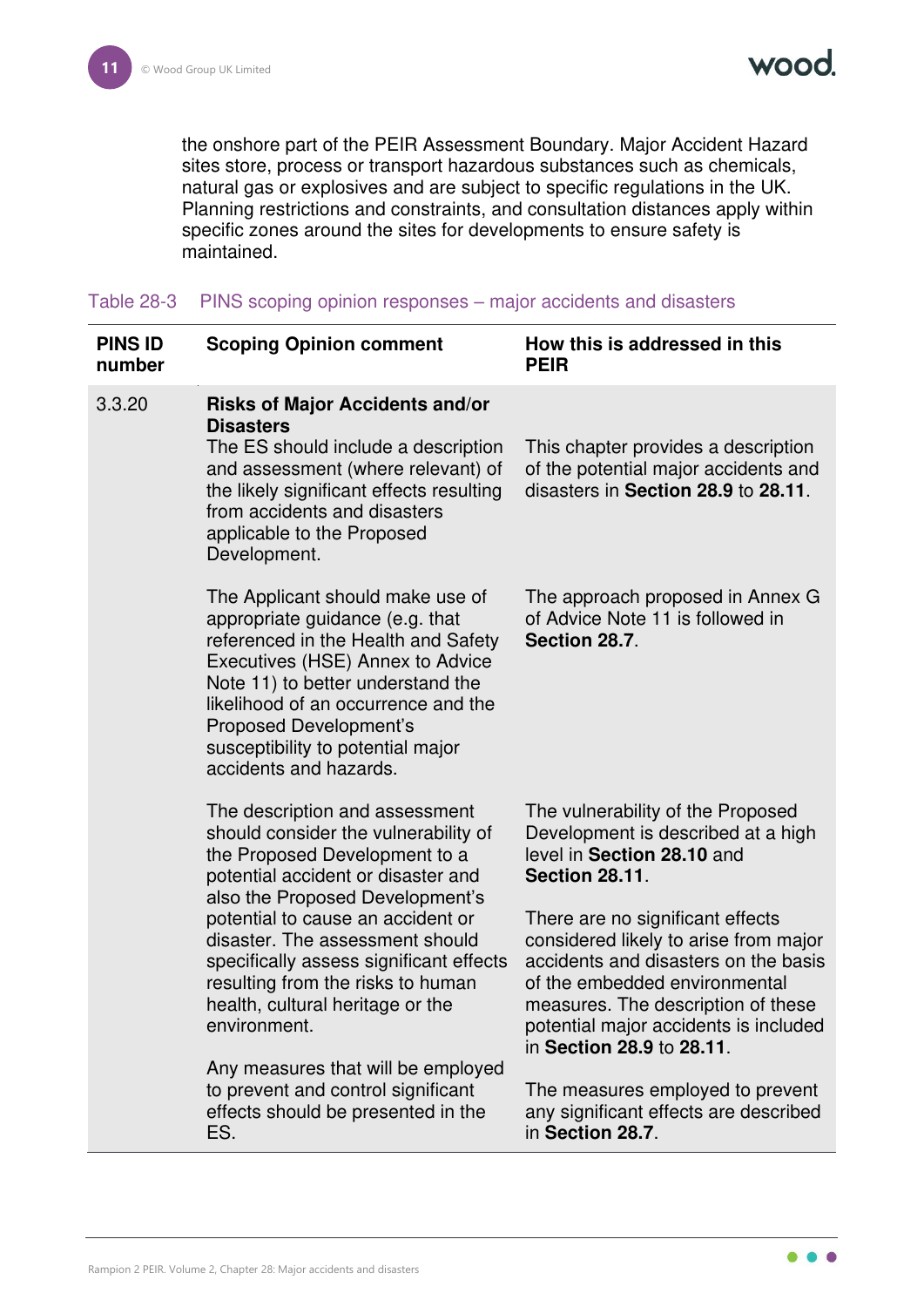the onshore part of the PEIR Assessment Boundary. Major Accident Hazard sites store, process or transport hazardous substances such as chemicals, natural gas or explosives and are subject to specific regulations in the UK. Planning restrictions and constraints, and consultation distances apply within specific zones around the sites for developments to ensure safety is maintained.

Table 28-3 PINS scoping opinion responses – major accidents and disasters

| PINS ID number | Scoping Opinion comment | How this is addressed in this PEIR |
|---|---|---|
| 3.3.20 | **Risks of Major Accidents and/or Disasters** The ES should include a description and assessment (where relevant) of the likely significant effects resulting from accidents and disasters applicable to the Proposed Development. | This chapter provides a description of the potential major accidents and disasters in **Section 28.9** to **28.11**. |
| | The Applicant should make use of appropriate guidance (e.g. that referenced in the Health and Safety Executives (HSE) Annex to Advice Note 11) to better understand the likelihood of an occurrence and the Proposed Development's susceptibility to potential major accidents and hazards. | The approach proposed in Annex G of Advice Note 11 is followed in **Section 28.7**. |
| | The description and assessment should consider the vulnerability of the Proposed Development to a potential accident or disaster and also the Proposed Development's potential to cause an accident or disaster. The assessment should specifically assess significant effects resulting from the risks to human health, cultural heritage or the environment. | The vulnerability of the Proposed Development is described at a high level in **Section 28.10** and **Section 28.11**. There are no significant effects considered likely to arise from major accidents and disasters on the basis of the embedded environmental measures. The description of these potential major accidents is included in **Section 28.9** to **28.11**. |
| | Any measures that will be employed to prevent and control significant effects should be presented in the ES. | The measures employed to prevent any significant effects are described in **Section 28.7**. |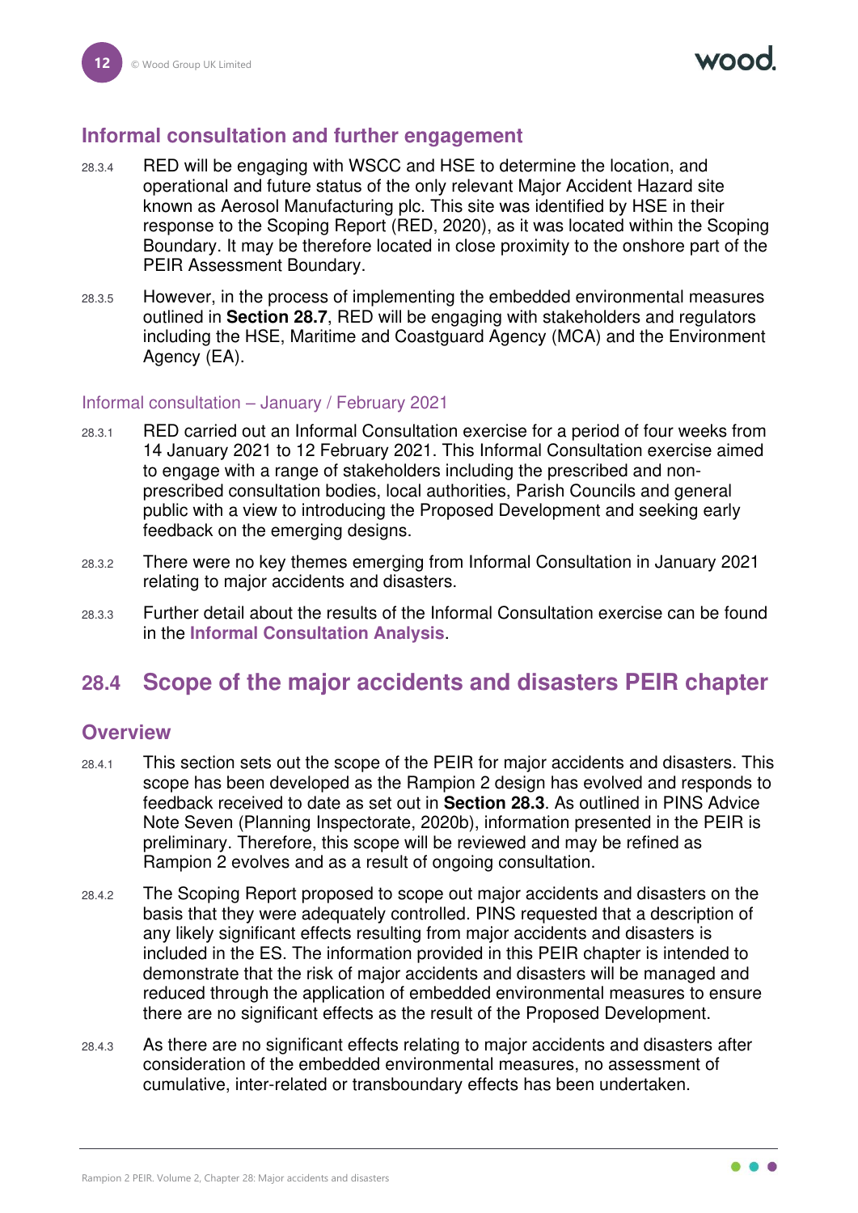### Informal consultation and further engagement

28.3.4 RED will be engaging with WSCC and HSE to determine the location, and operational and future status of the only relevant Major Accident Hazard site known as Aerosol Manufacturing plc. This site was identified by HSE in their response to the Scoping Report (RED, 2020), as it was located within the Scoping Boundary. It may be therefore located in close proximity to the onshore part of the PEIR Assessment Boundary.

28.3.5 However, in the process of implementing the embedded environmental measures outlined in **Section 28.7**, RED will be engaging with stakeholders and regulators including the HSE, Maritime and Coastguard Agency (MCA) and the Environment Agency (EA).

#### Informal consultation – January / February 2021

28.3.1 RED carried out an Informal Consultation exercise for a period of four weeks from 14 January 2021 to 12 February 2021. This Informal Consultation exercise aimed to engage with a range of stakeholders including the prescribed and non-prescribed consultation bodies, local authorities, Parish Councils and general public with a view to introducing the Proposed Development and seeking early feedback on the emerging designs.

28.3.2 There were no key themes emerging from Informal Consultation in January 2021 relating to major accidents and disasters.

28.3.3 Further detail about the results of the Informal Consultation exercise can be found in the **Informal Consultation Analysis**.

## 28.4 Scope of the major accidents and disasters PEIR chapter

### Overview

28.4.1 This section sets out the scope of the PEIR for major accidents and disasters. This scope has been developed as the Rampion 2 design has evolved and responds to feedback received to date as set out in **Section 28.3**. As outlined in PINS Advice Note Seven (Planning Inspectorate, 2020b), information presented in the PEIR is preliminary. Therefore, this scope will be reviewed and may be refined as Rampion 2 evolves and as a result of ongoing consultation.

28.4.2 The Scoping Report proposed to scope out major accidents and disasters on the basis that they were adequately controlled. PINS requested that a description of any likely significant effects resulting from major accidents and disasters is included in the ES. The information provided in this PEIR chapter is intended to demonstrate that the risk of major accidents and disasters will be managed and reduced through the application of embedded environmental measures to ensure there are no significant effects as the result of the Proposed Development.

28.4.3 As there are no significant effects relating to major accidents and disasters after consideration of the embedded environmental measures, no assessment of cumulative, inter-related or transboundary effects has been undertaken.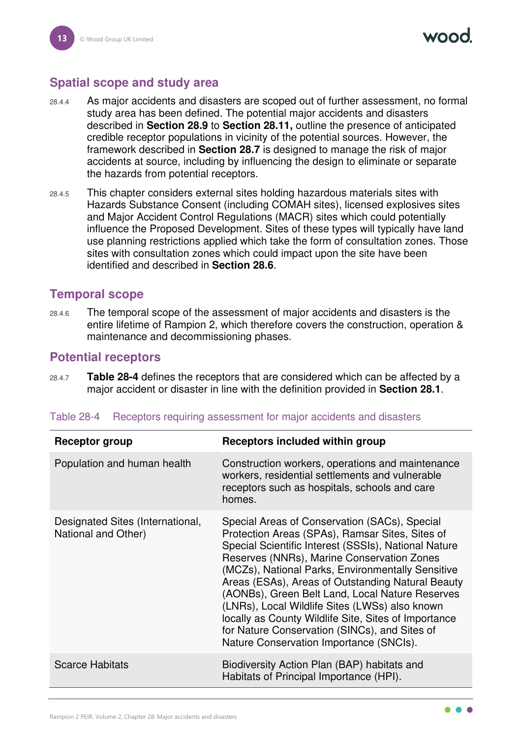## Spatial scope and study area

28.4.4 As major accidents and disasters are scoped out of further assessment, no formal study area has been defined. The potential major accidents and disasters described in **Section 28.9** to **Section 28.11,** outline the presence of anticipated credible receptor populations in vicinity of the potential sources. However, the framework described in **Section 28.7** is designed to manage the risk of major accidents at source, including by influencing the design to eliminate or separate the hazards from potential receptors.

28.4.5 This chapter considers external sites holding hazardous materials sites with Hazards Substance Consent (including COMAH sites), licensed explosives sites and Major Accident Control Regulations (MACR) sites which could potentially influence the Proposed Development. Sites of these types will typically have land use planning restrictions applied which take the form of consultation zones. Those sites with consultation zones which could impact upon the site have been identified and described in **Section 28.6**.

## Temporal scope

28.4.6 The temporal scope of the assessment of major accidents and disasters is the entire lifetime of Rampion 2, which therefore covers the construction, operation & maintenance and decommissioning phases.

## Potential receptors

28.4.7 **Table 28-4** defines the receptors that are considered which can be affected by a major accident or disaster in line with the definition provided in **Section 28.1**.

Table 28-4 Receptors requiring assessment for major accidents and disasters

| Receptor group | Receptors included within group |
|---|---|
| Population and human health | Construction workers, operations and maintenance workers, residential settlements and vulnerable receptors such as hospitals, schools and care homes. |
| Designated Sites (International, National and Other) | Special Areas of Conservation (SACs), Special Protection Areas (SPAs), Ramsar Sites, Sites of Special Scientific Interest (SSSIs), National Nature Reserves (NNRs), Marine Conservation Zones (MCZs), National Parks, Environmentally Sensitive Areas (ESAs), Areas of Outstanding Natural Beauty (AONBs), Green Belt Land, Local Nature Reserves (LNRs), Local Wildlife Sites (LWSs) also known locally as County Wildlife Site, Sites of Importance for Nature Conservation (SINCs), and Sites of Nature Conservation Importance (SNCIs). |
| Scarce Habitats | Biodiversity Action Plan (BAP) habitats and Habitats of Principal Importance (HPI). |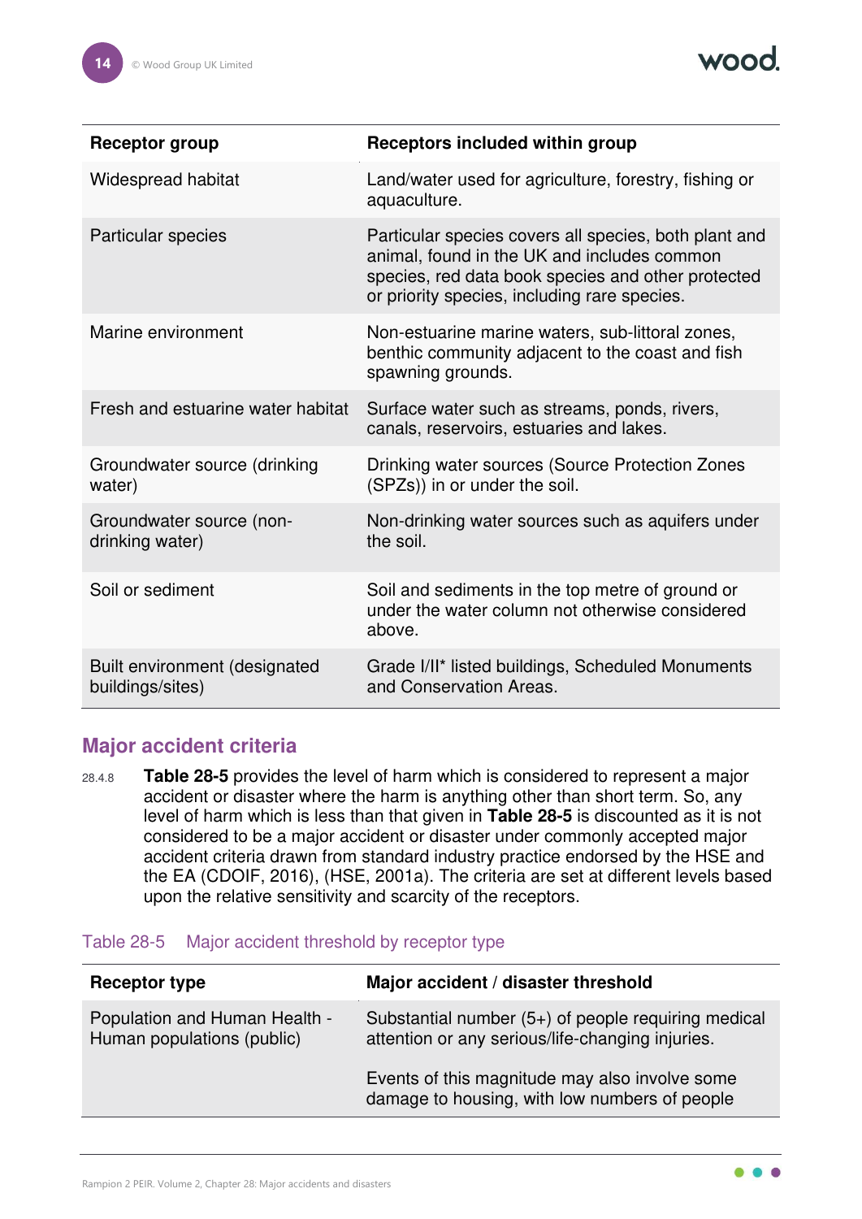| Receptor group | Receptors included within group |
|---|---|
| Widespread habitat | Land/water used for agriculture, forestry, fishing or aquaculture. |
| Particular species | Particular species covers all species, both plant and animal, found in the UK and includes common species, red data book species and other protected or priority species, including rare species. |
| Marine environment | Non-estuarine marine waters, sub-littoral zones, benthic community adjacent to the coast and fish spawning grounds. |
| Fresh and estuarine water habitat | Surface water such as streams, ponds, rivers, canals, reservoirs, estuaries and lakes. |
| Groundwater source (drinking water) | Drinking water sources (Source Protection Zones (SPZs)) in or under the soil. |
| Groundwater source (non-drinking water) | Non-drinking water sources such as aquifers under the soil. |
| Soil or sediment | Soil and sediments in the top metre of ground or under the water column not otherwise considered above. |
| Built environment (designated buildings/sites) | Grade I/II* listed buildings, Scheduled Monuments and Conservation Areas. |

## Major accident criteria

28.4.8 **Table 28-5** provides the level of harm which is considered to represent a major accident or disaster where the harm is anything other than short term. So, any level of harm which is less than that given in **Table 28-5** is discounted as it is not considered to be a major accident or disaster under commonly accepted major accident criteria drawn from standard industry practice endorsed by the HSE and the EA (CDOIF, 2016), (HSE, 2001a). The criteria are set at different levels based upon the relative sensitivity and scarcity of the receptors.

Table 28-5 Major accident threshold by receptor type

| Receptor type | Major accident / disaster threshold |
|---|---|
| Population and Human Health - Human populations (public) | Substantial number (5+) of people requiring medical attention or any serious/life-changing injuries.<br><br>Events of this magnitude may also involve some damage to housing, with low numbers of people |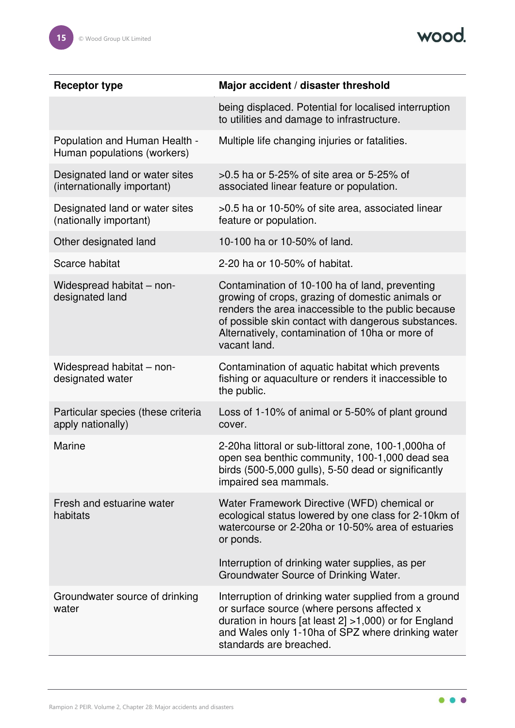| Receptor type | Major accident / disaster threshold |
|---|---|
| | being displaced. Potential for localised interruption to utilities and damage to infrastructure. |
| Population and Human Health - Human populations (workers) | Multiple life changing injuries or fatalities. |
| Designated land or water sites (internationally important) | >0.5 ha or 5-25% of site area or 5-25% of associated linear feature or population. |
| Designated land or water sites (nationally important) | >0.5 ha or 10-50% of site area, associated linear feature or population. |
| Other designated land | 10-100 ha or 10-50% of land. |
| Scarce habitat | 2-20 ha or 10-50% of habitat. |
| Widespread habitat – non-designated land | Contamination of 10-100 ha of land, preventing growing of crops, grazing of domestic animals or renders the area inaccessible to the public because of possible skin contact with dangerous substances. Alternatively, contamination of 10ha or more of vacant land. |
| Widespread habitat – non-designated water | Contamination of aquatic habitat which prevents fishing or aquaculture or renders it inaccessible to the public. |
| Particular species (these criteria apply nationally) | Loss of 1-10% of animal or 5-50% of plant ground cover. |
| Marine | 2-20ha littoral or sub-littoral zone, 100-1,000ha of open sea benthic community, 100-1,000 dead sea birds (500-5,000 gulls), 5-50 dead or significantly impaired sea mammals. |
| Fresh and estuarine water habitats | Water Framework Directive (WFD) chemical or ecological status lowered by one class for 2-10km of watercourse or 2-20ha or 10-50% area of estuaries or ponds.<br><br>Interruption of drinking water supplies, as per Groundwater Source of Drinking Water. |
| Groundwater source of drinking water | Interruption of drinking water supplied from a ground or surface source (where persons affected x duration in hours [at least 2] >1,000) or for England and Wales only 1-10ha of SPZ where drinking water standards are breached. |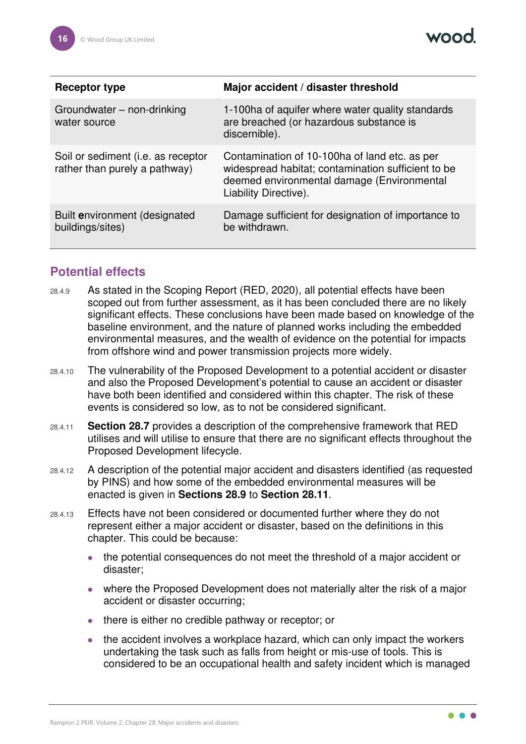| Receptor type | Major accident / disaster threshold |
|---|---|
| Groundwater – non-drinking water source | 1-100ha of aquifer where water quality standards are breached (or hazardous substance is discernible). |
| Soil or sediment (i.e. as receptor rather than purely a pathway) | Contamination of 10-100ha of land etc. as per widespread habitat; contamination sufficient to be deemed environmental damage (Environmental Liability Directive). |
| Built **e**nvironment (designated buildings/sites) | Damage sufficient for designation of importance to be withdrawn. |

## Potential effects

28.4.9 As stated in the Scoping Report (RED, 2020), all potential effects have been scoped out from further assessment, as it has been concluded there are no likely significant effects. These conclusions have been made based on knowledge of the baseline environment, and the nature of planned works including the embedded environmental measures, and the wealth of evidence on the potential for impacts from offshore wind and power transmission projects more widely.

28.4.10 The vulnerability of the Proposed Development to a potential accident or disaster and also the Proposed Development's potential to cause an accident or disaster have both been identified and considered within this chapter. The risk of these events is considered so low, as to not be considered significant.

28.4.11 **Section 28.7** provides a description of the comprehensive framework that RED utilises and will utilise to ensure that there are no significant effects throughout the Proposed Development lifecycle.

28.4.12 A description of the potential major accident and disasters identified (as requested by PINS) and how some of the embedded environmental measures will be enacted is given in **Sections 28.9** to **Section 28.11**.

28.4.13 Effects have not been considered or documented further where they do not represent either a major accident or disaster, based on the definitions in this chapter. This could be because:

- the potential consequences do not meet the threshold of a major accident or disaster;
- where the Proposed Development does not materially alter the risk of a major accident or disaster occurring;
- there is either no credible pathway or receptor; or
- the accident involves a workplace hazard, which can only impact the workers undertaking the task such as falls from height or mis-use of tools. This is considered to be an occupational health and safety incident which is managed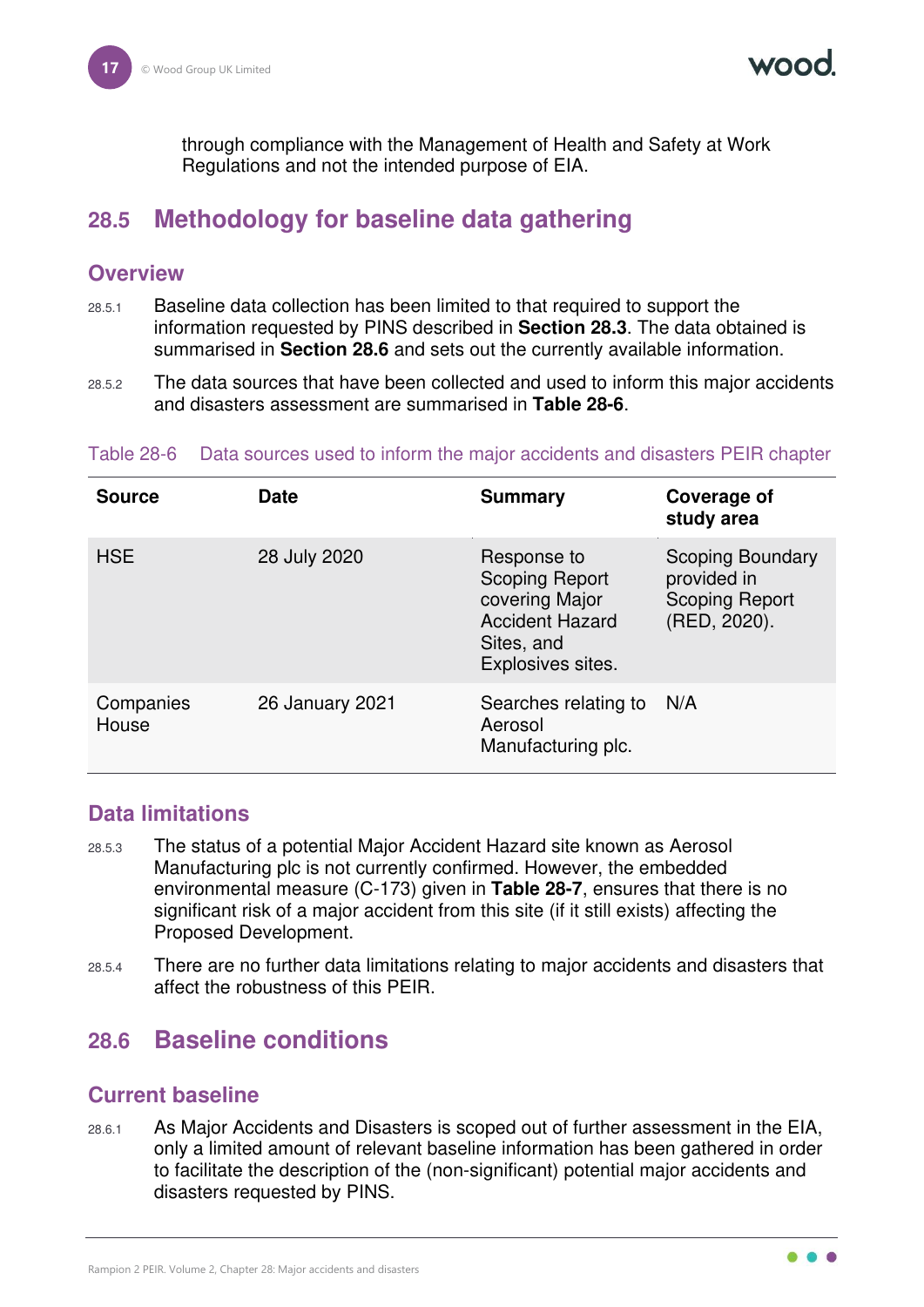through compliance with the Management of Health and Safety at Work Regulations and not the intended purpose of EIA.

## 28.5 Methodology for baseline data gathering

### Overview

28.5.1 Baseline data collection has been limited to that required to support the information requested by PINS described in **Section 28.3**. The data obtained is summarised in **Section 28.6** and sets out the currently available information.

28.5.2 The data sources that have been collected and used to inform this major accidents and disasters assessment are summarised in **Table 28-6**.

Table 28-6 Data sources used to inform the major accidents and disasters PEIR chapter

| Source | Date | Summary | Coverage of study area |
|---|---|---|---|
| HSE | 28 July 2020 | Response to Scoping Report covering Major Accident Hazard Sites, and Explosives sites. | Scoping Boundary provided in Scoping Report (RED, 2020). |
| Companies House | 26 January 2021 | Searches relating to Aerosol Manufacturing plc. | N/A |

### Data limitations

28.5.3 The status of a potential Major Accident Hazard site known as Aerosol Manufacturing plc is not currently confirmed. However, the embedded environmental measure (C-173) given in **Table 28-7**, ensures that there is no significant risk of a major accident from this site (if it still exists) affecting the Proposed Development.

28.5.4 There are no further data limitations relating to major accidents and disasters that affect the robustness of this PEIR.

## 28.6 Baseline conditions

### Current baseline

28.6.1 As Major Accidents and Disasters is scoped out of further assessment in the EIA, only a limited amount of relevant baseline information has been gathered in order to facilitate the description of the (non-significant) potential major accidents and disasters requested by PINS.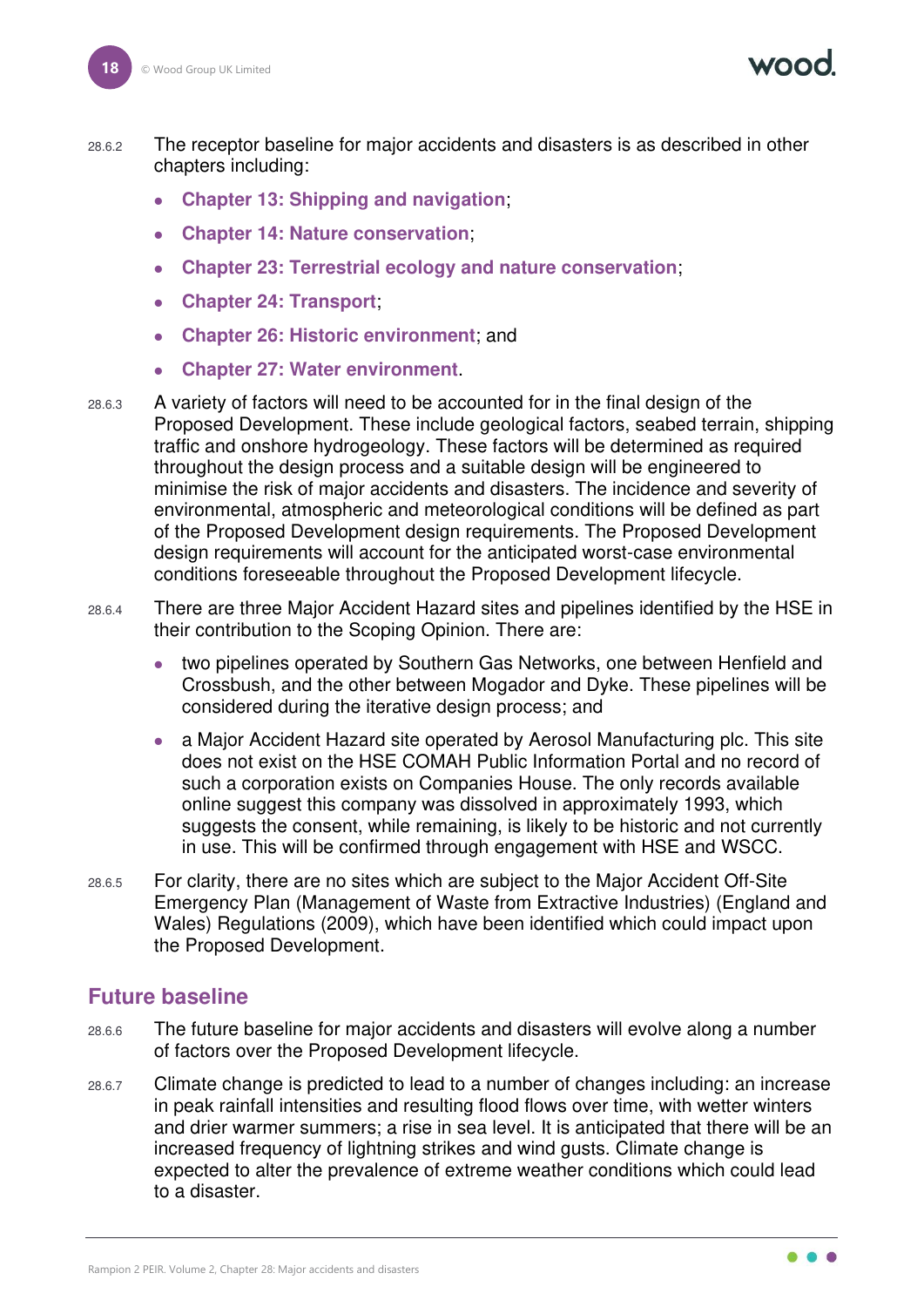28.6.2 The receptor baseline for major accidents and disasters is as described in other chapters including:

- **Chapter 13: Shipping and navigation**;
- **Chapter 14: Nature conservation**;
- **Chapter 23: Terrestrial ecology and nature conservation**;
- **Chapter 24: Transport**;
- **Chapter 26: Historic environment**; and
- **Chapter 27: Water environment**.

28.6.3 A variety of factors will need to be accounted for in the final design of the Proposed Development. These include geological factors, seabed terrain, shipping traffic and onshore hydrogeology. These factors will be determined as required throughout the design process and a suitable design will be engineered to minimise the risk of major accidents and disasters. The incidence and severity of environmental, atmospheric and meteorological conditions will be defined as part of the Proposed Development design requirements. The Proposed Development design requirements will account for the anticipated worst-case environmental conditions foreseeable throughout the Proposed Development lifecycle.

28.6.4 There are three Major Accident Hazard sites and pipelines identified by the HSE in their contribution to the Scoping Opinion. There are:

- two pipelines operated by Southern Gas Networks, one between Henfield and Crossbush, and the other between Mogador and Dyke. These pipelines will be considered during the iterative design process; and
- a Major Accident Hazard site operated by Aerosol Manufacturing plc. This site does not exist on the HSE COMAH Public Information Portal and no record of such a corporation exists on Companies House. The only records available online suggest this company was dissolved in approximately 1993, which suggests the consent, while remaining, is likely to be historic and not currently in use. This will be confirmed through engagement with HSE and WSCC.

28.6.5 For clarity, there are no sites which are subject to the Major Accident Off-Site Emergency Plan (Management of Waste from Extractive Industries) (England and Wales) Regulations (2009), which have been identified which could impact upon the Proposed Development.

## Future baseline

28.6.6 The future baseline for major accidents and disasters will evolve along a number of factors over the Proposed Development lifecycle.

28.6.7 Climate change is predicted to lead to a number of changes including: an increase in peak rainfall intensities and resulting flood flows over time, with wetter winters and drier warmer summers; a rise in sea level. It is anticipated that there will be an increased frequency of lightning strikes and wind gusts. Climate change is expected to alter the prevalence of extreme weather conditions which could lead to a disaster.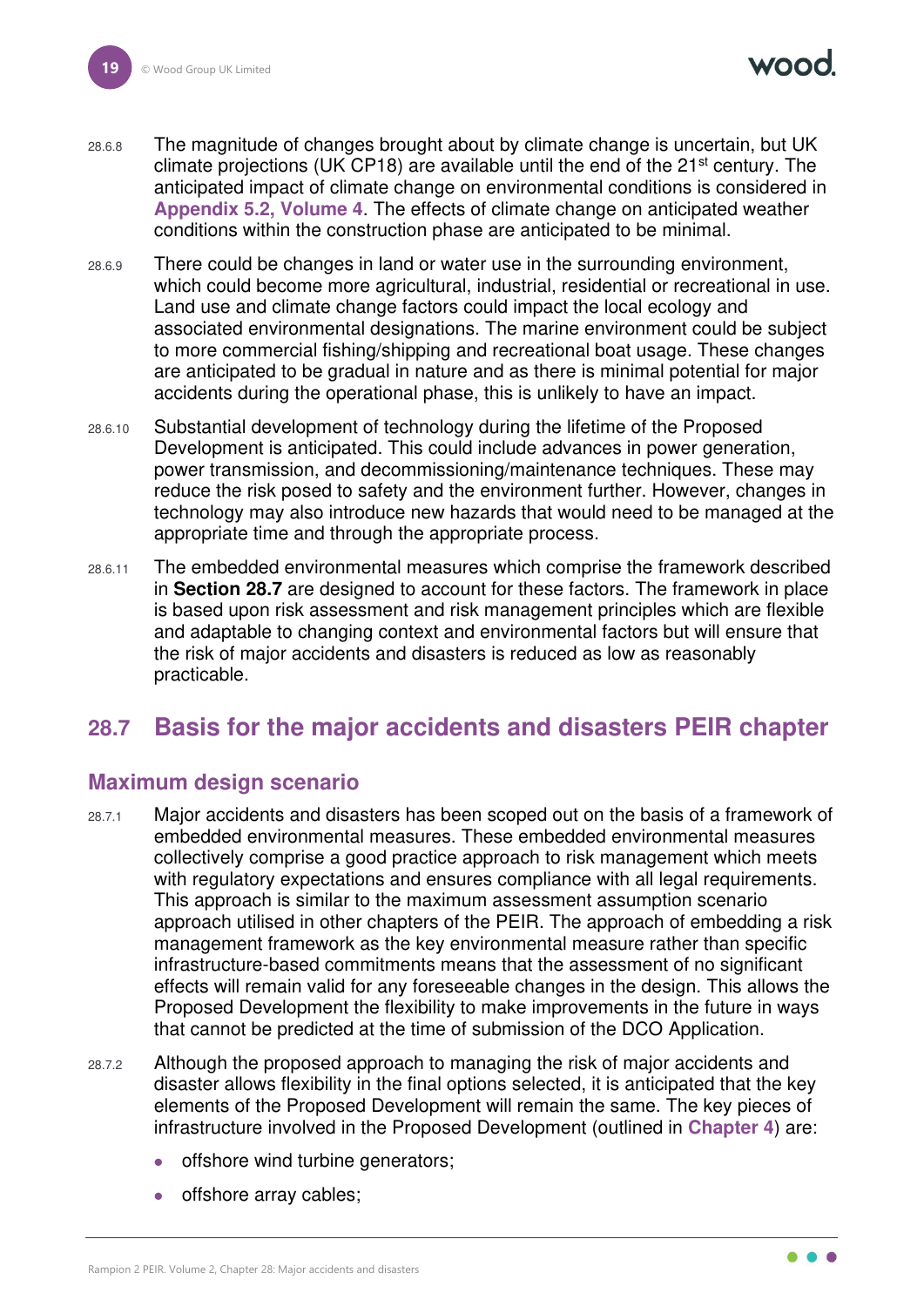28.6.8 The magnitude of changes brought about by climate change is uncertain, but UK climate projections (UK CP18) are available until the end of the 21st century. The anticipated impact of climate change on environmental conditions is considered in **Appendix 5.2, Volume 4**. The effects of climate change on anticipated weather conditions within the construction phase are anticipated to be minimal.

28.6.9 There could be changes in land or water use in the surrounding environment, which could become more agricultural, industrial, residential or recreational in use. Land use and climate change factors could impact the local ecology and associated environmental designations. The marine environment could be subject to more commercial fishing/shipping and recreational boat usage. These changes are anticipated to be gradual in nature and as there is minimal potential for major accidents during the operational phase, this is unlikely to have an impact.

28.6.10 Substantial development of technology during the lifetime of the Proposed Development is anticipated. This could include advances in power generation, power transmission, and decommissioning/maintenance techniques. These may reduce the risk posed to safety and the environment further. However, changes in technology may also introduce new hazards that would need to be managed at the appropriate time and through the appropriate process.

28.6.11 The embedded environmental measures which comprise the framework described in **Section 28.7** are designed to account for these factors. The framework in place is based upon risk assessment and risk management principles which are flexible and adaptable to changing context and environmental factors but will ensure that the risk of major accidents and disasters is reduced as low as reasonably practicable.

## 28.7 Basis for the major accidents and disasters PEIR chapter

### Maximum design scenario

28.7.1 Major accidents and disasters has been scoped out on the basis of a framework of embedded environmental measures. These embedded environmental measures collectively comprise a good practice approach to risk management which meets with regulatory expectations and ensures compliance with all legal requirements. This approach is similar to the maximum assessment assumption scenario approach utilised in other chapters of the PEIR. The approach of embedding a risk management framework as the key environmental measure rather than specific infrastructure-based commitments means that the assessment of no significant effects will remain valid for any foreseeable changes in the design. This allows the Proposed Development the flexibility to make improvements in the future in ways that cannot be predicted at the time of submission of the DCO Application.

28.7.2 Although the proposed approach to managing the risk of major accidents and disaster allows flexibility in the final options selected, it is anticipated that the key elements of the Proposed Development will remain the same. The key pieces of infrastructure involved in the Proposed Development (outlined in **Chapter 4**) are:

- offshore wind turbine generators;
- offshore array cables;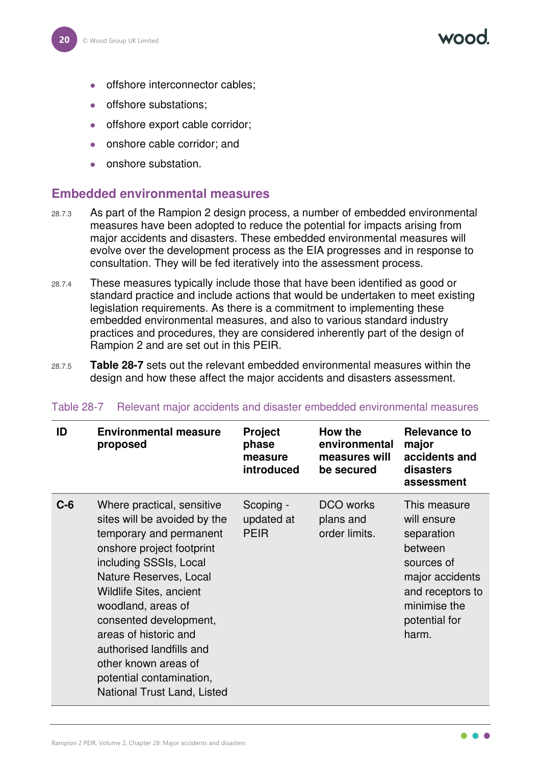- offshore interconnector cables;
- offshore substations;
- offshore export cable corridor;
- onshore cable corridor; and
- onshore substation.

## Embedded environmental measures

28.7.3 As part of the Rampion 2 design process, a number of embedded environmental measures have been adopted to reduce the potential for impacts arising from major accidents and disasters. These embedded environmental measures will evolve over the development process as the EIA progresses and in response to consultation. They will be fed iteratively into the assessment process.

28.7.4 These measures typically include those that have been identified as good or standard practice and include actions that would be undertaken to meet existing legislation requirements. As there is a commitment to implementing these embedded environmental measures, and also to various standard industry practices and procedures, they are considered inherently part of the design of Rampion 2 and are set out in this PEIR.

28.7.5 **Table 28-7** sets out the relevant embedded environmental measures within the design and how these affect the major accidents and disasters assessment.

Table 28-7 Relevant major accidents and disaster embedded environmental measures

| ID | Environmental measure proposed | Project phase measure introduced | How the environmental measures will be secured | Relevance to major accidents and disasters assessment |
|---|---|---|---|---|
| **C-6** | Where practical, sensitive sites will be avoided by the temporary and permanent onshore project footprint including SSSIs, Local Nature Reserves, Local Wildlife Sites, ancient woodland, areas of consented development, areas of historic and authorised landfills and other known areas of potential contamination, National Trust Land, Listed | Scoping - updated at PEIR | DCO works plans and order limits. | This measure will ensure separation between sources of major accidents and receptors to minimise the potential for harm. |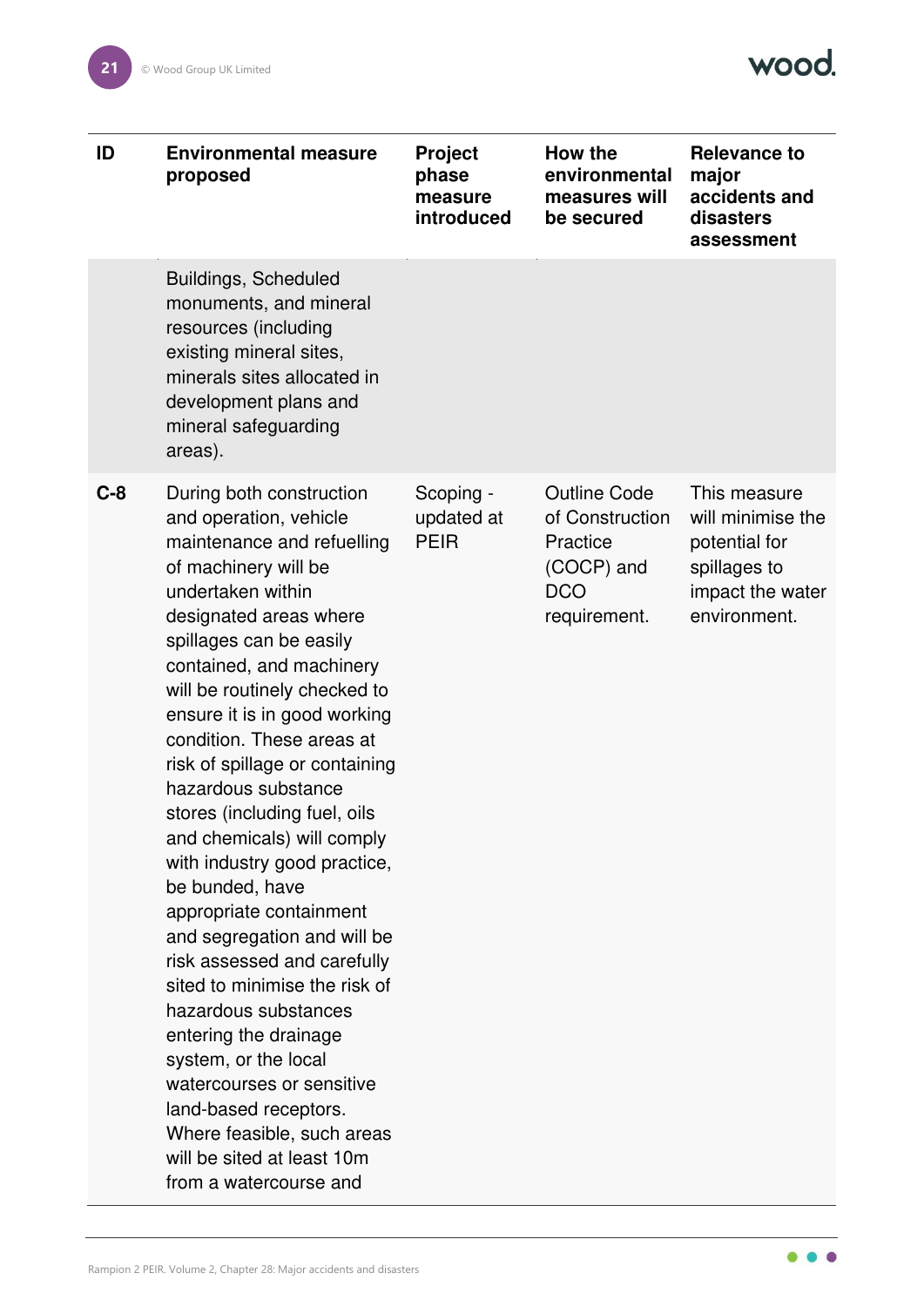| ID | Environmental measure proposed | Project phase measure introduced | How the environmental measures will be secured | Relevance to major accidents and disasters assessment |
|---|---|---|---|---|
| | Buildings, Scheduled monuments, and mineral resources (including existing mineral sites, minerals sites allocated in development plans and mineral safeguarding areas). | | | |
| **C-8** | During both construction and operation, vehicle maintenance and refuelling of machinery will be undertaken within designated areas where spillages can be easily contained, and machinery will be routinely checked to ensure it is in good working condition. These areas at risk of spillage or containing hazardous substance stores (including fuel, oils and chemicals) will comply with industry good practice, be bunded, have appropriate containment and segregation and will be risk assessed and carefully sited to minimise the risk of hazardous substances entering the drainage system, or the local watercourses or sensitive land-based receptors. Where feasible, such areas will be sited at least 10m from a watercourse and | Scoping - updated at PEIR | Outline Code of Construction Practice (COCP) and DCO requirement. | This measure will minimise the potential for spillages to impact the water environment. |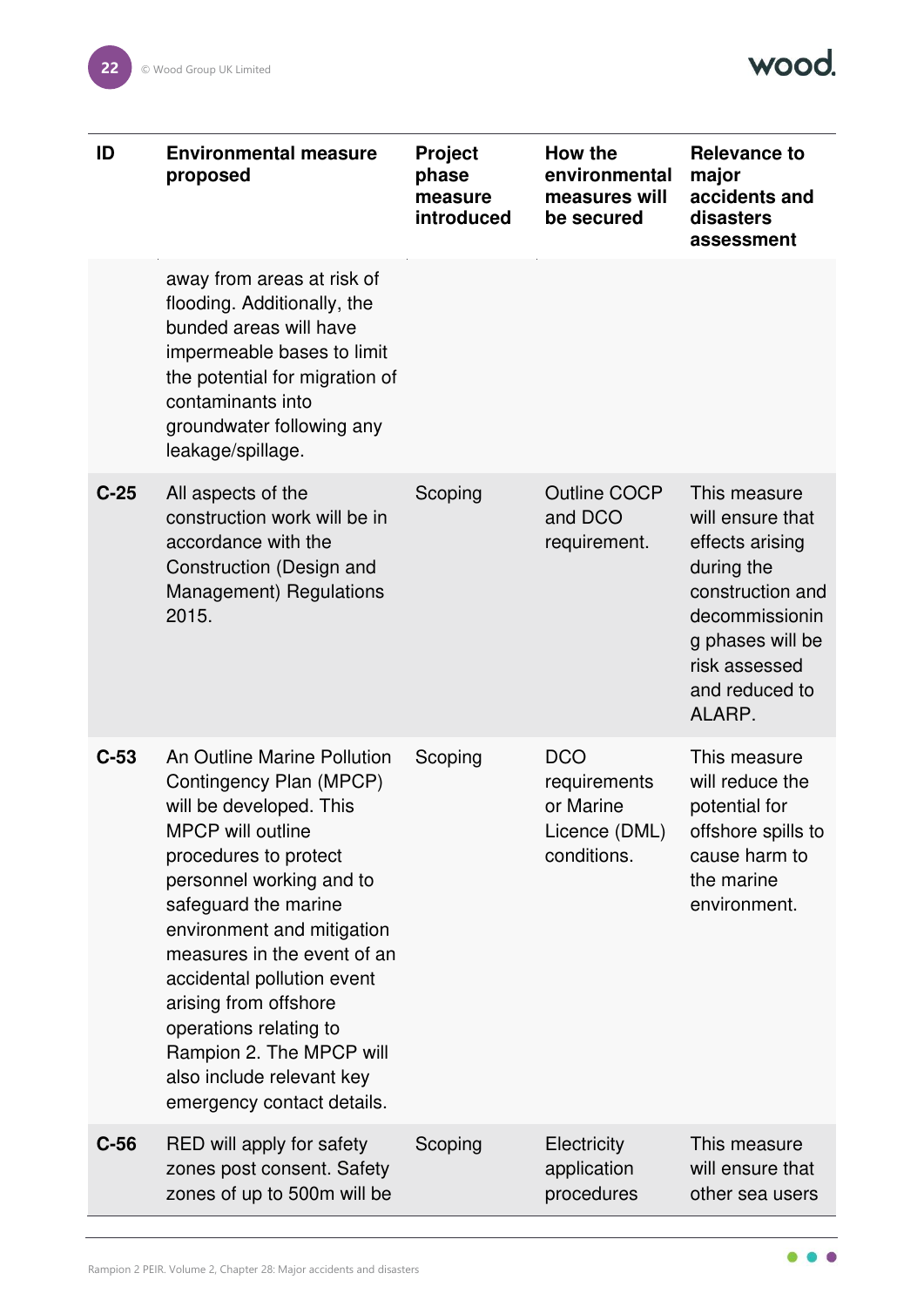| ID | Environmental measure proposed | Project phase measure introduced | How the environmental measures will be secured | Relevance to major accidents and disasters assessment |
|---|---|---|---|---|
| | away from areas at risk of flooding. Additionally, the bunded areas will have impermeable bases to limit the potential for migration of contaminants into groundwater following any leakage/spillage. | | | |
| C-25 | All aspects of the construction work will be in accordance with the Construction (Design and Management) Regulations 2015. | Scoping | Outline COCP and DCO requirement. | This measure will ensure that effects arising during the construction and decommissioning phases will be risk assessed and reduced to ALARP. |
| C-53 | An Outline Marine Pollution Contingency Plan (MPCP) will be developed. This MPCP will outline procedures to protect personnel working and to safeguard the marine environment and mitigation measures in the event of an accidental pollution event arising from offshore operations relating to Rampion 2. The MPCP will also include relevant key emergency contact details. | Scoping | DCO requirements or Marine Licence (DML) conditions. | This measure will reduce the potential for offshore spills to cause harm to the marine environment. |
| C-56 | RED will apply for safety zones post consent. Safety zones of up to 500m will be | Scoping | Electricity application procedures | This measure will ensure that other sea users |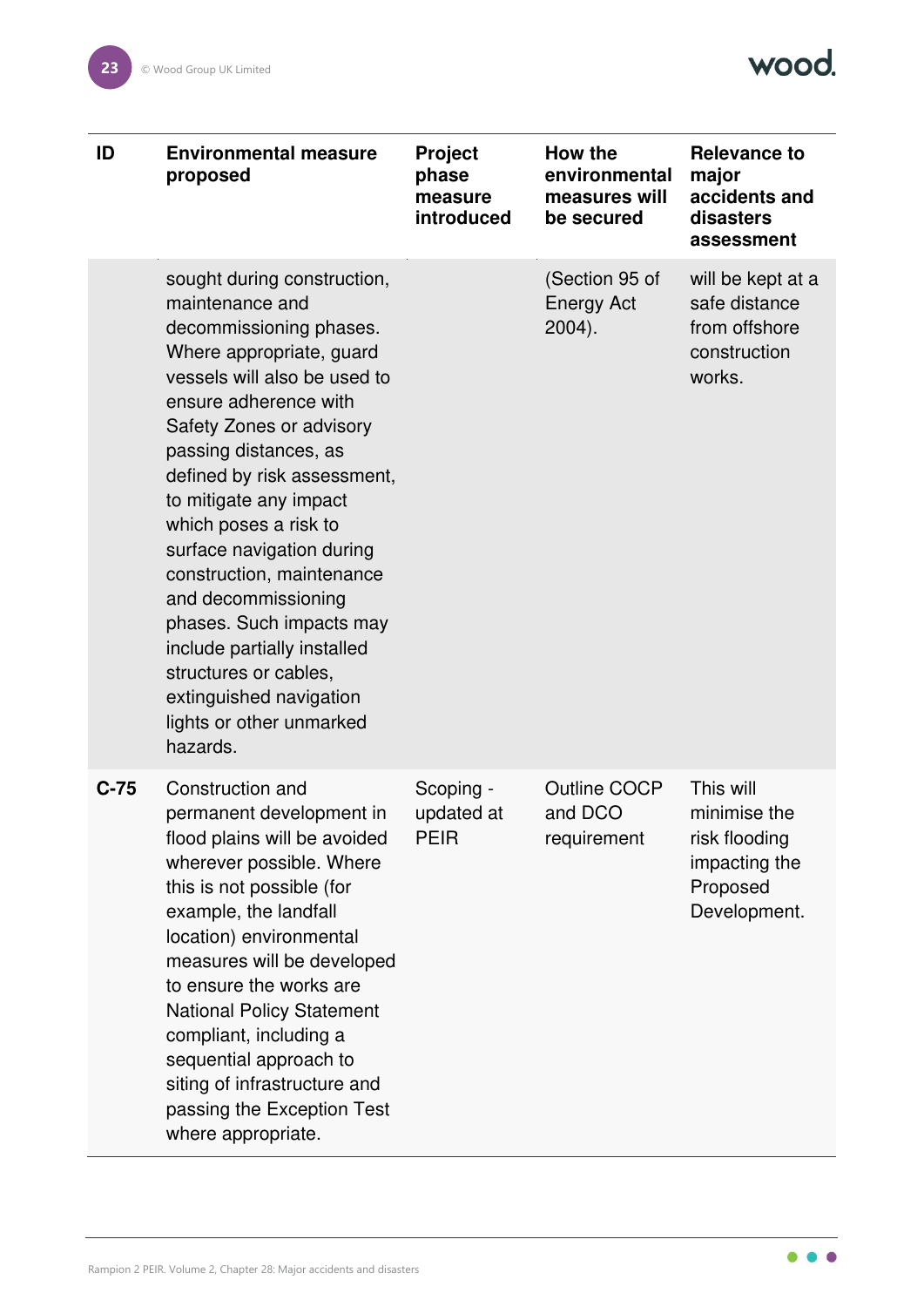| ID | Environmental measure proposed | Project phase measure introduced | How the environmental measures will be secured | Relevance to major accidents and disasters assessment |
|---|---|---|---|---|
| | sought during construction, maintenance and decommissioning phases. Where appropriate, guard vessels will also be used to ensure adherence with Safety Zones or advisory passing distances, as defined by risk assessment, to mitigate any impact which poses a risk to surface navigation during construction, maintenance and decommissioning phases. Such impacts may include partially installed structures or cables, extinguished navigation lights or other unmarked hazards. | | (Section 95 of Energy Act 2004). | will be kept at a safe distance from offshore construction works. |
| C-75 | Construction and permanent development in flood plains will be avoided wherever possible. Where this is not possible (for example, the landfall location) environmental measures will be developed to ensure the works are National Policy Statement compliant, including a sequential approach to siting of infrastructure and passing the Exception Test where appropriate. | Scoping - updated at PEIR | Outline COCP and DCO requirement | This will minimise the risk flooding impacting the Proposed Development. |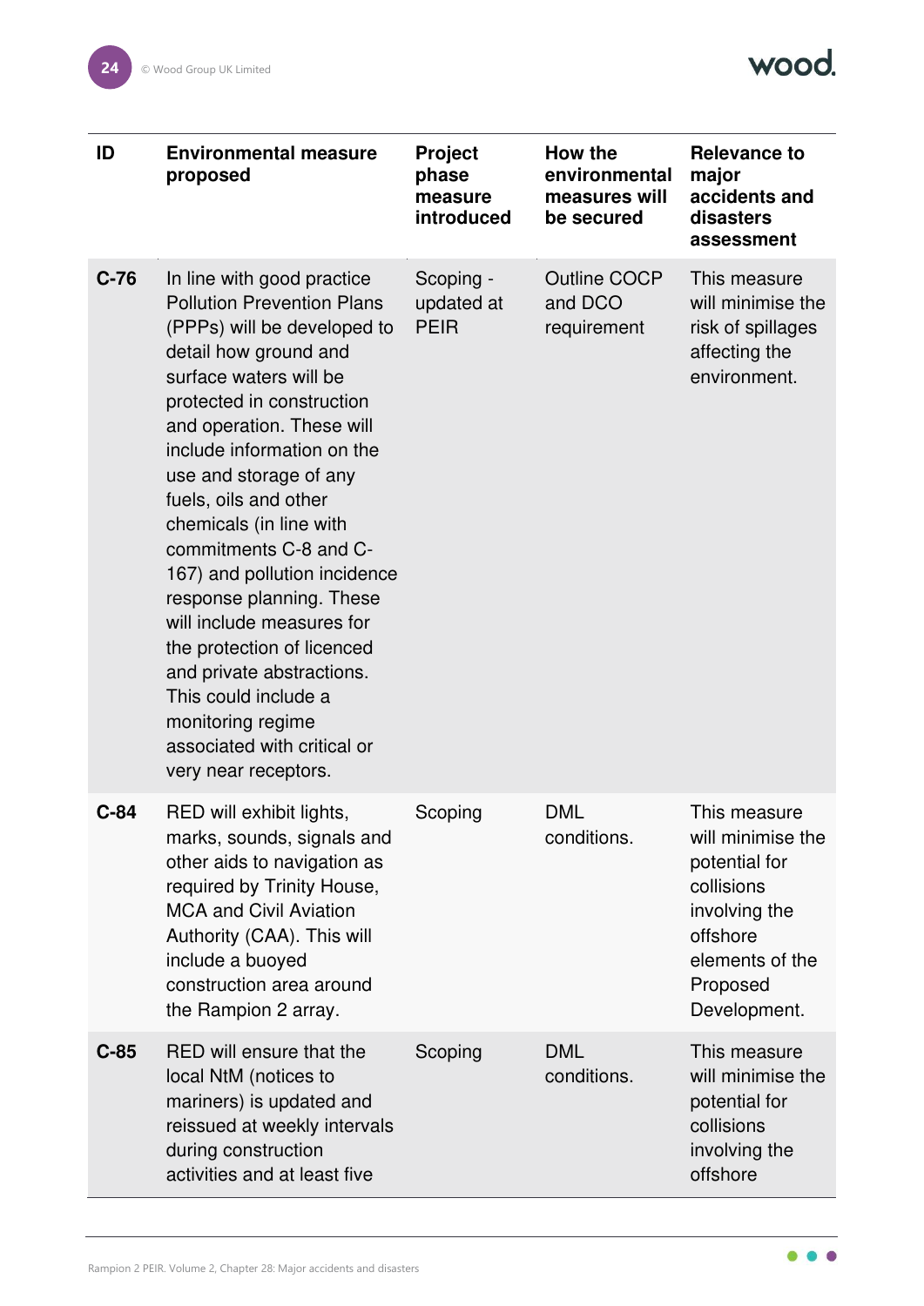| ID | Environmental measure proposed | Project phase measure introduced | How the environmental measures will be secured | Relevance to major accidents and disasters assessment |
|---|---|---|---|---|
| **C-76** | In line with good practice Pollution Prevention Plans (PPPs) will be developed to detail how ground and surface waters will be protected in construction and operation. These will include information on the use and storage of any fuels, oils and other chemicals (in line with commitments C-8 and C-167) and pollution incidence response planning. These will include measures for the protection of licenced and private abstractions. This could include a monitoring regime associated with critical or very near receptors. | Scoping - updated at PEIR | Outline COCP and DCO requirement | This measure will minimise the risk of spillages affecting the environment. |
| **C-84** | RED will exhibit lights, marks, sounds, signals and other aids to navigation as required by Trinity House, MCA and Civil Aviation Authority (CAA). This will include a buoyed construction area around the Rampion 2 array. | Scoping | DML conditions. | This measure will minimise the potential for collisions involving the offshore elements of the Proposed Development. |
| **C-85** | RED will ensure that the local NtM (notices to mariners) is updated and reissued at weekly intervals during construction activities and at least five | Scoping | DML conditions. | This measure will minimise the potential for collisions involving the offshore |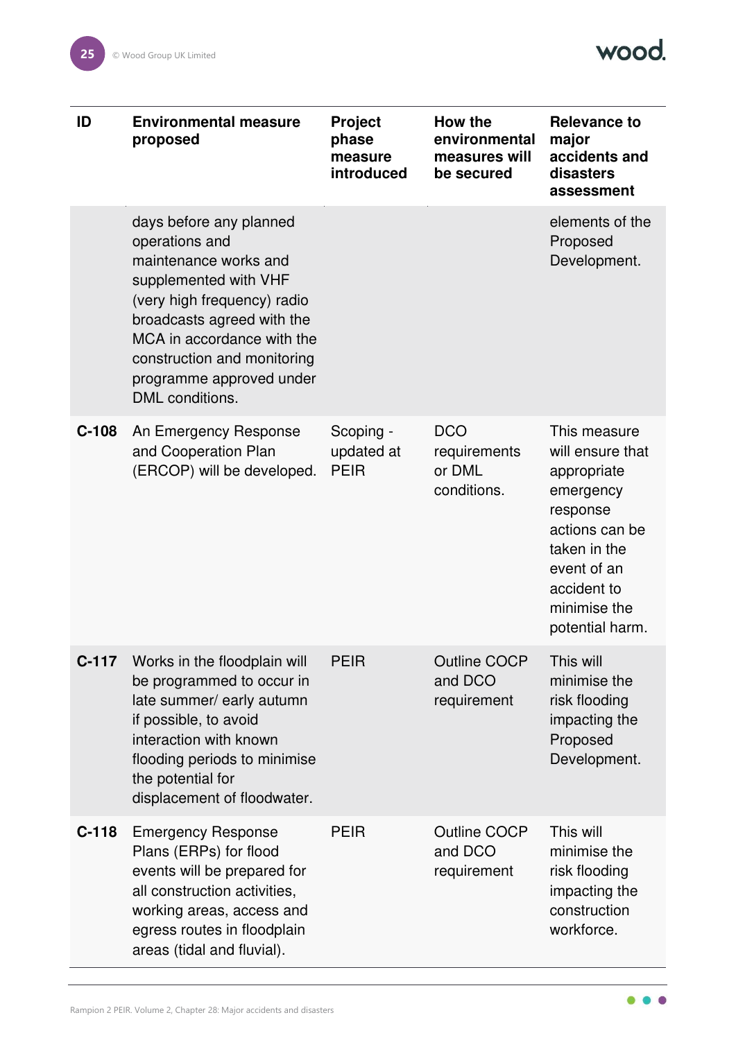| ID | Environmental measure proposed | Project phase measure introduced | How the environmental measures will be secured | Relevance to major accidents and disasters assessment |
|---|---|---|---|---|
| | days before any planned operations and maintenance works and supplemented with VHF (very high frequency) radio broadcasts agreed with the MCA in accordance with the construction and monitoring programme approved under DML conditions. | | | elements of the Proposed Development. |
| **C-108** | An Emergency Response and Cooperation Plan (ERCOP) will be developed. | Scoping - updated at PEIR | DCO requirements or DML conditions. | This measure will ensure that appropriate emergency response actions can be taken in the event of an accident to minimise the potential harm. |
| **C-117** | Works in the floodplain will be programmed to occur in late summer/ early autumn if possible, to avoid interaction with known flooding periods to minimise the potential for displacement of floodwater. | PEIR | Outline COCP and DCO requirement | This will minimise the risk flooding impacting the Proposed Development. |
| **C-118** | Emergency Response Plans (ERPs) for flood events will be prepared for all construction activities, working areas, access and egress routes in floodplain areas (tidal and fluvial). | PEIR | Outline COCP and DCO requirement | This will minimise the risk flooding impacting the construction workforce. |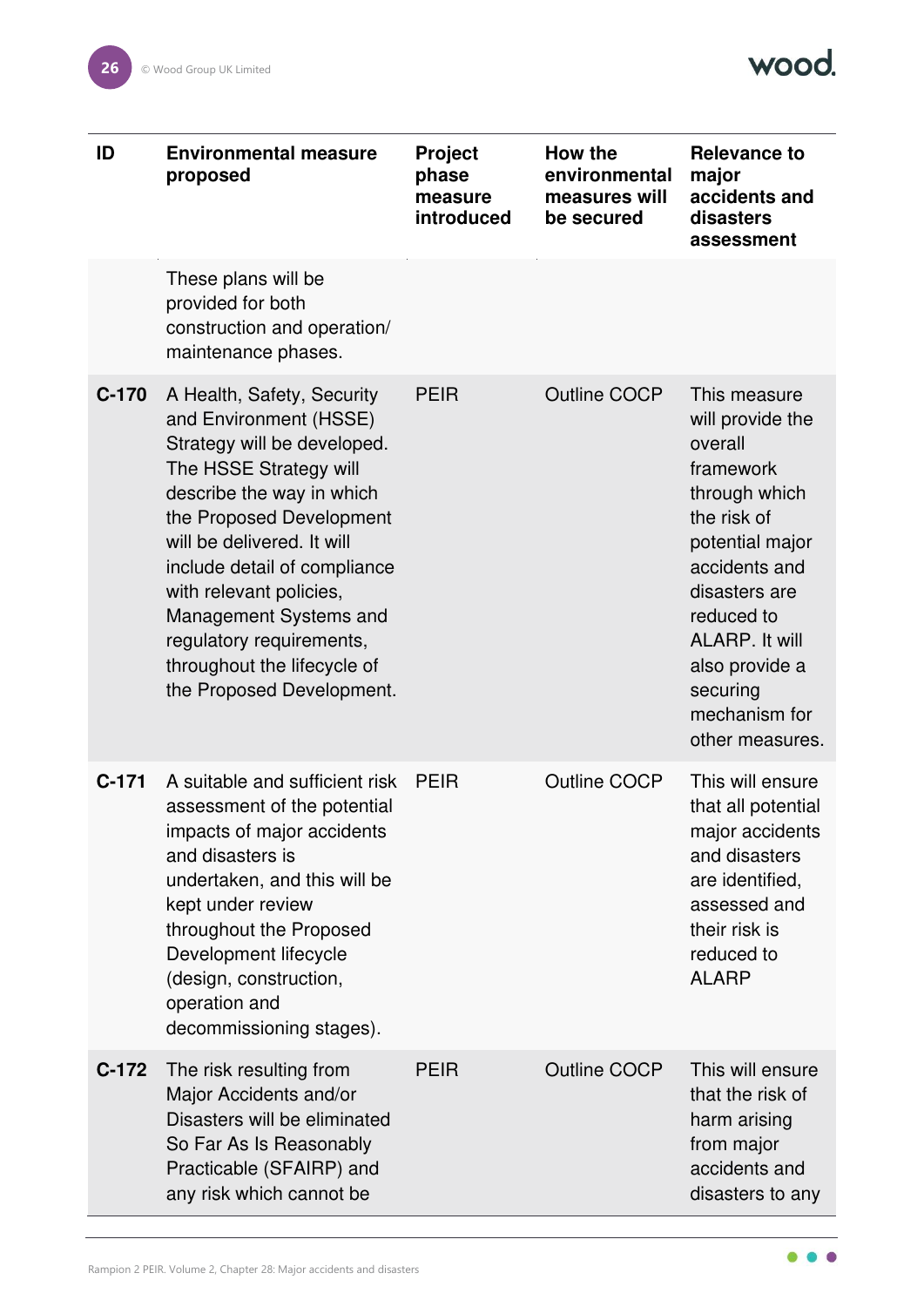| ID | Environmental measure proposed | Project phase measure introduced | How the environmental measures will be secured | Relevance to major accidents and disasters assessment |
|---|---|---|---|---|
| | These plans will be provided for both construction and operation/ maintenance phases. | | | |
| C-170 | A Health, Safety, Security and Environment (HSSE) Strategy will be developed. The HSSE Strategy will describe the way in which the Proposed Development will be delivered. It will include detail of compliance with relevant policies, Management Systems and regulatory requirements, throughout the lifecycle of the Proposed Development. | PEIR | Outline COCP | This measure will provide the overall framework through which the risk of potential major accidents and disasters are reduced to ALARP. It will also provide a securing mechanism for other measures. |
| C-171 | A suitable and sufficient risk assessment of the potential impacts of major accidents and disasters is undertaken, and this will be kept under review throughout the Proposed Development lifecycle (design, construction, operation and decommissioning stages). | PEIR | Outline COCP | This will ensure that all potential major accidents and disasters are identified, assessed and their risk is reduced to ALARP |
| C-172 | The risk resulting from Major Accidents and/or Disasters will be eliminated So Far As Is Reasonably Practicable (SFAIRP) and any risk which cannot be | PEIR | Outline COCP | This will ensure that the risk of harm arising from major accidents and disasters to any |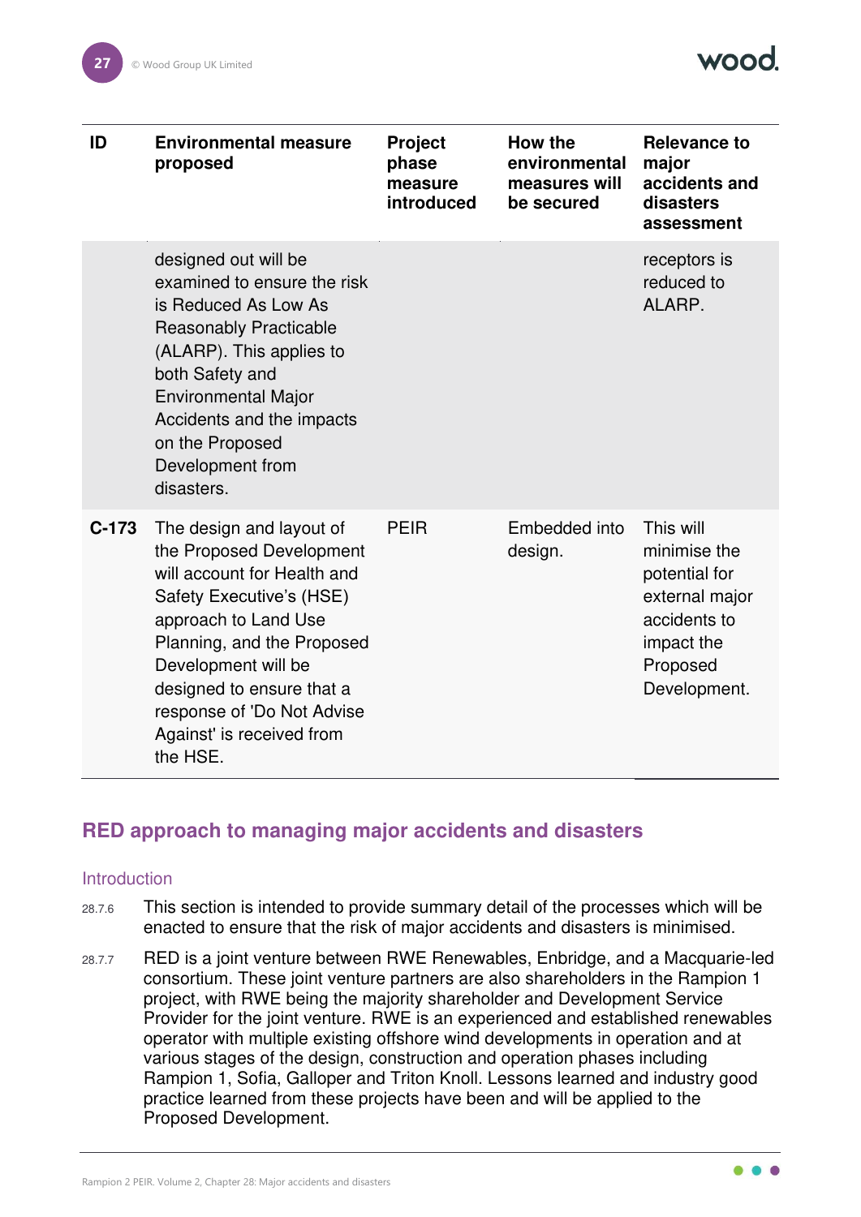| ID | Environmental measure proposed | Project phase measure introduced | How the environmental measures will be secured | Relevance to major accidents and disasters assessment |
|---|---|---|---|---|
| | designed out will be examined to ensure the risk is Reduced As Low As Reasonably Practicable (ALARP). This applies to both Safety and Environmental Major Accidents and the impacts on the Proposed Development from disasters. | | | receptors is reduced to ALARP. |
| **C-173** | The design and layout of the Proposed Development will account for Health and Safety Executive's (HSE) approach to Land Use Planning, and the Proposed Development will be designed to ensure that a response of 'Do Not Advise Against' is received from the HSE. | PEIR | Embedded into design. | This will minimise the potential for external major accidents to impact the Proposed Development. |

## RED approach to managing major accidents and disasters

### Introduction

28.7.6 This section is intended to provide summary detail of the processes which will be enacted to ensure that the risk of major accidents and disasters is minimised.

28.7.7 RED is a joint venture between RWE Renewables, Enbridge, and a Macquarie-led consortium. These joint venture partners are also shareholders in the Rampion 1 project, with RWE being the majority shareholder and Development Service Provider for the joint venture. RWE is an experienced and established renewables operator with multiple existing offshore wind developments in operation and at various stages of the design, construction and operation phases including Rampion 1, Sofia, Galloper and Triton Knoll. Lessons learned and industry good practice learned from these projects have been and will be applied to the Proposed Development.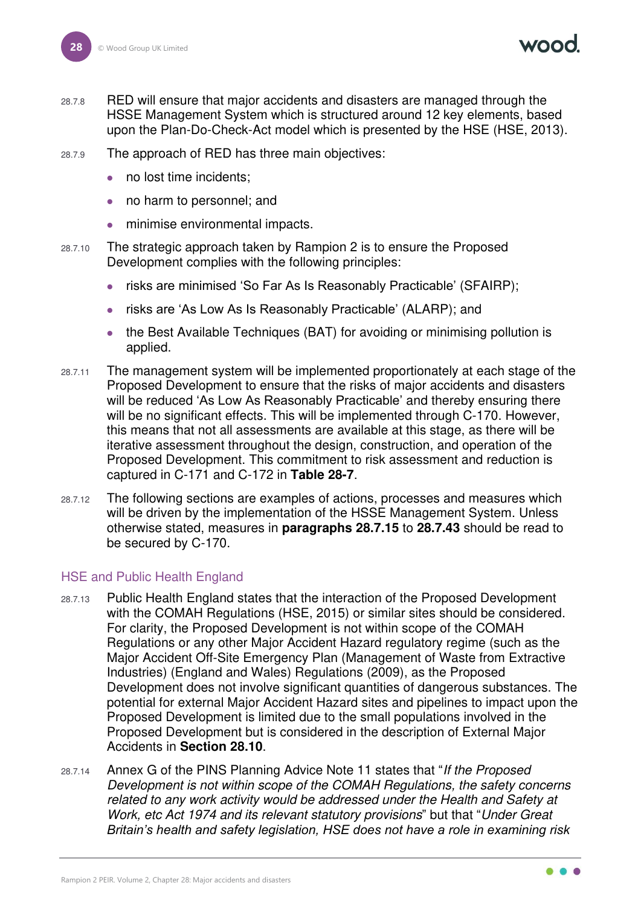28.7.8 RED will ensure that major accidents and disasters are managed through the HSSE Management System which is structured around 12 key elements, based upon the Plan-Do-Check-Act model which is presented by the HSE (HSE, 2013).

28.7.9 The approach of RED has three main objectives:

- no lost time incidents;
- no harm to personnel; and
- minimise environmental impacts.

28.7.10 The strategic approach taken by Rampion 2 is to ensure the Proposed Development complies with the following principles:

- risks are minimised 'So Far As Is Reasonably Practicable' (SFAIRP);
- risks are 'As Low As Is Reasonably Practicable' (ALARP); and
- the Best Available Techniques (BAT) for avoiding or minimising pollution is applied.

28.7.11 The management system will be implemented proportionately at each stage of the Proposed Development to ensure that the risks of major accidents and disasters will be reduced 'As Low As Reasonably Practicable' and thereby ensuring there will be no significant effects. This will be implemented through C-170. However, this means that not all assessments are available at this stage, as there will be iterative assessment throughout the design, construction, and operation of the Proposed Development. This commitment to risk assessment and reduction is captured in C-171 and C-172 in **Table 28-7**.

28.7.12 The following sections are examples of actions, processes and measures which will be driven by the implementation of the HSSE Management System. Unless otherwise stated, measures in **paragraphs 28.7.15** to **28.7.43** should be read to be secured by C-170.

## HSE and Public Health England

28.7.13 Public Health England states that the interaction of the Proposed Development with the COMAH Regulations (HSE, 2015) or similar sites should be considered. For clarity, the Proposed Development is not within scope of the COMAH Regulations or any other Major Accident Hazard regulatory regime (such as the Major Accident Off-Site Emergency Plan (Management of Waste from Extractive Industries) (England and Wales) Regulations (2009), as the Proposed Development does not involve significant quantities of dangerous substances. The potential for external Major Accident Hazard sites and pipelines to impact upon the Proposed Development is limited due to the small populations involved in the Proposed Development but is considered in the description of External Major Accidents in **Section 28.10**.

28.7.14 Annex G of the PINS Planning Advice Note 11 states that "*If the Proposed Development is not within scope of the COMAH Regulations, the safety concerns related to any work activity would be addressed under the Health and Safety at Work, etc Act 1974 and its relevant statutory provisions*" but that "*Under Great Britain's health and safety legislation, HSE does not have a role in examining risk*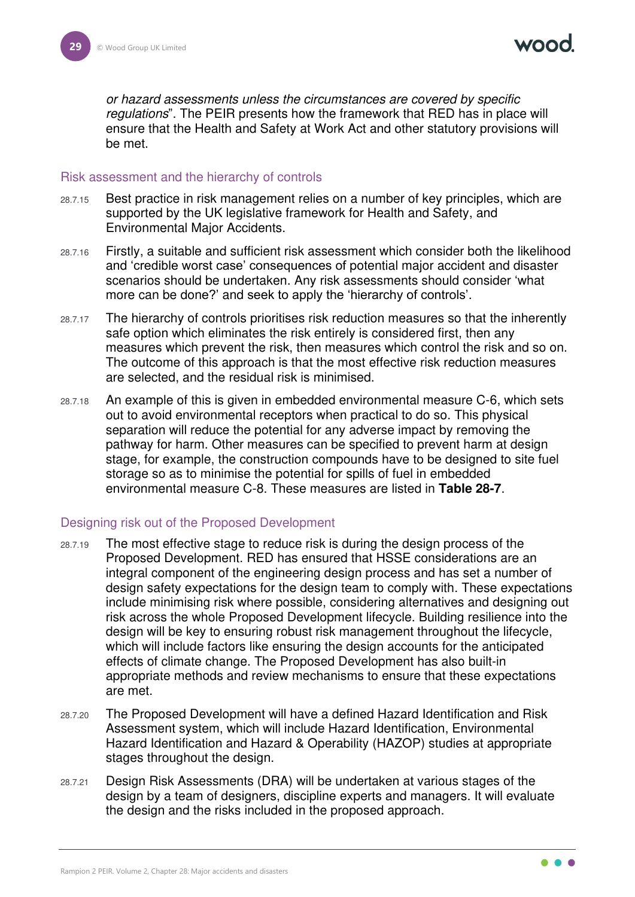*or hazard assessments unless the circumstances are covered by specific regulations*". The PEIR presents how the framework that RED has in place will ensure that the Health and Safety at Work Act and other statutory provisions will be met.

### Risk assessment and the hierarchy of controls

28.7.15 Best practice in risk management relies on a number of key principles, which are supported by the UK legislative framework for Health and Safety, and Environmental Major Accidents.

28.7.16 Firstly, a suitable and sufficient risk assessment which consider both the likelihood and 'credible worst case' consequences of potential major accident and disaster scenarios should be undertaken. Any risk assessments should consider 'what more can be done?' and seek to apply the 'hierarchy of controls'.

28.7.17 The hierarchy of controls prioritises risk reduction measures so that the inherently safe option which eliminates the risk entirely is considered first, then any measures which prevent the risk, then measures which control the risk and so on. The outcome of this approach is that the most effective risk reduction measures are selected, and the residual risk is minimised.

28.7.18 An example of this is given in embedded environmental measure C-6, which sets out to avoid environmental receptors when practical to do so. This physical separation will reduce the potential for any adverse impact by removing the pathway for harm. Other measures can be specified to prevent harm at design stage, for example, the construction compounds have to be designed to site fuel storage so as to minimise the potential for spills of fuel in embedded environmental measure C-8. These measures are listed in **Table 28-7**.

### Designing risk out of the Proposed Development

28.7.19 The most effective stage to reduce risk is during the design process of the Proposed Development. RED has ensured that HSSE considerations are an integral component of the engineering design process and has set a number of design safety expectations for the design team to comply with. These expectations include minimising risk where possible, considering alternatives and designing out risk across the whole Proposed Development lifecycle. Building resilience into the design will be key to ensuring robust risk management throughout the lifecycle, which will include factors like ensuring the design accounts for the anticipated effects of climate change. The Proposed Development has also built-in appropriate methods and review mechanisms to ensure that these expectations are met.

28.7.20 The Proposed Development will have a defined Hazard Identification and Risk Assessment system, which will include Hazard Identification, Environmental Hazard Identification and Hazard & Operability (HAZOP) studies at appropriate stages throughout the design.

28.7.21 Design Risk Assessments (DRA) will be undertaken at various stages of the design by a team of designers, discipline experts and managers. It will evaluate the design and the risks included in the proposed approach.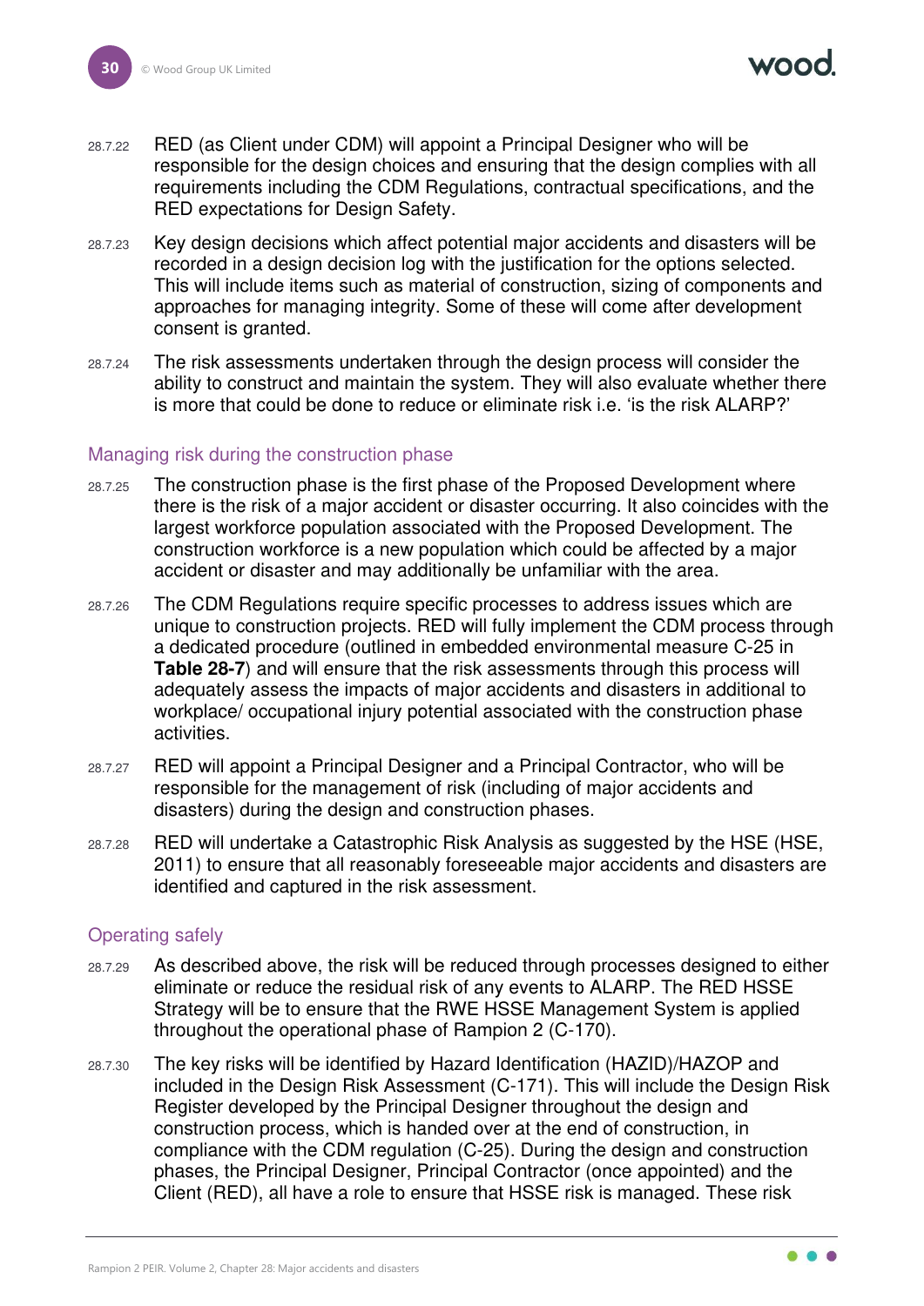28.7.22 RED (as Client under CDM) will appoint a Principal Designer who will be responsible for the design choices and ensuring that the design complies with all requirements including the CDM Regulations, contractual specifications, and the RED expectations for Design Safety.

28.7.23 Key design decisions which affect potential major accidents and disasters will be recorded in a design decision log with the justification for the options selected. This will include items such as material of construction, sizing of components and approaches for managing integrity. Some of these will come after development consent is granted.

28.7.24 The risk assessments undertaken through the design process will consider the ability to construct and maintain the system. They will also evaluate whether there is more that could be done to reduce or eliminate risk i.e. 'is the risk ALARP?'

## Managing risk during the construction phase

28.7.25 The construction phase is the first phase of the Proposed Development where there is the risk of a major accident or disaster occurring. It also coincides with the largest workforce population associated with the Proposed Development. The construction workforce is a new population which could be affected by a major accident or disaster and may additionally be unfamiliar with the area.

28.7.26 The CDM Regulations require specific processes to address issues which are unique to construction projects. RED will fully implement the CDM process through a dedicated procedure (outlined in embedded environmental measure C-25 in **Table 28-7**) and will ensure that the risk assessments through this process will adequately assess the impacts of major accidents and disasters in additional to workplace/ occupational injury potential associated with the construction phase activities.

28.7.27 RED will appoint a Principal Designer and a Principal Contractor, who will be responsible for the management of risk (including of major accidents and disasters) during the design and construction phases.

28.7.28 RED will undertake a Catastrophic Risk Analysis as suggested by the HSE (HSE, 2011) to ensure that all reasonably foreseeable major accidents and disasters are identified and captured in the risk assessment.

## Operating safely

28.7.29 As described above, the risk will be reduced through processes designed to either eliminate or reduce the residual risk of any events to ALARP. The RED HSSE Strategy will be to ensure that the RWE HSSE Management System is applied throughout the operational phase of Rampion 2 (C-170).

28.7.30 The key risks will be identified by Hazard Identification (HAZID)/HAZOP and included in the Design Risk Assessment (C-171). This will include the Design Risk Register developed by the Principal Designer throughout the design and construction process, which is handed over at the end of construction, in compliance with the CDM regulation (C-25). During the design and construction phases, the Principal Designer, Principal Contractor (once appointed) and the Client (RED), all have a role to ensure that HSSE risk is managed. These risk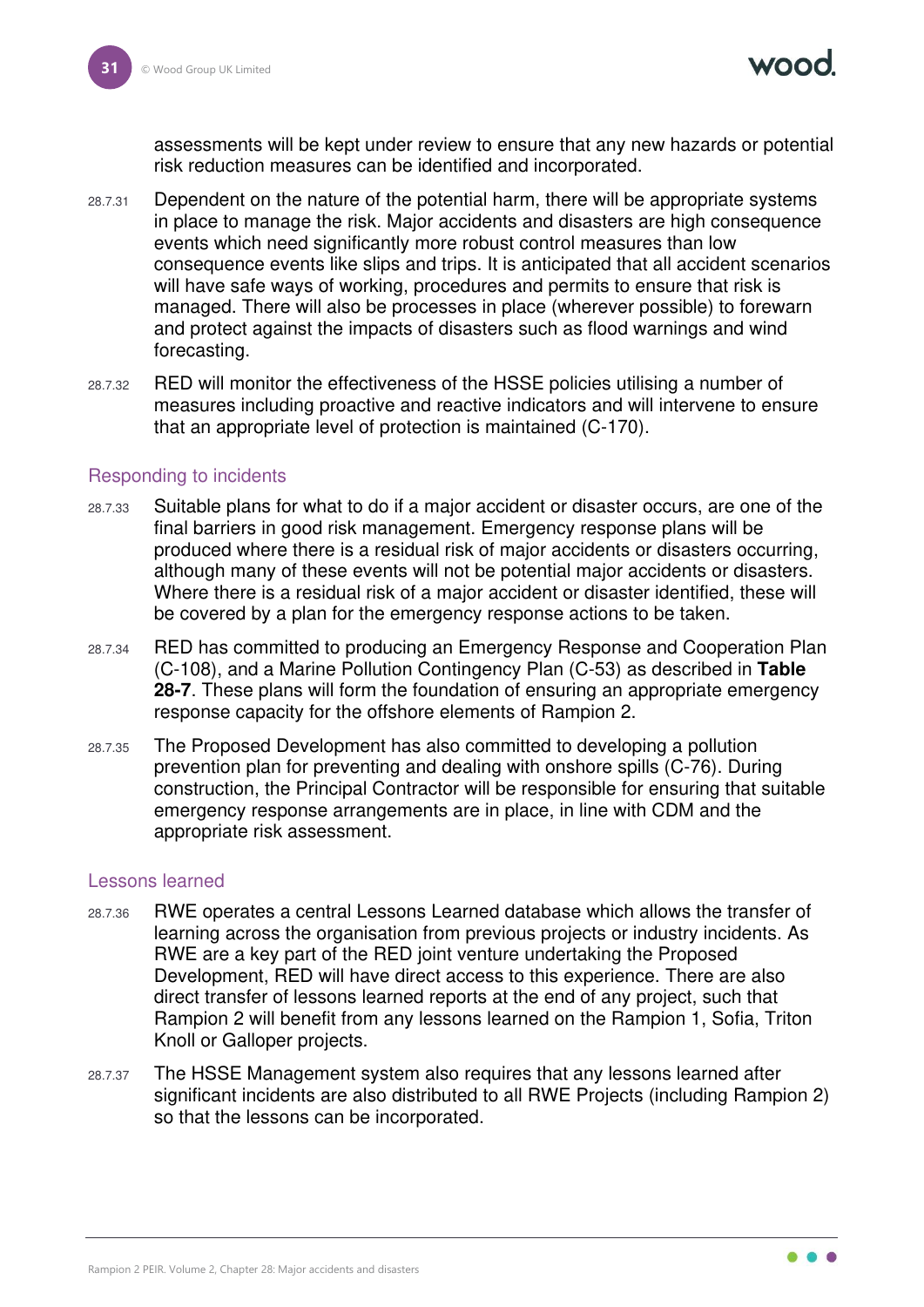assessments will be kept under review to ensure that any new hazards or potential risk reduction measures can be identified and incorporated.

28.7.31 Dependent on the nature of the potential harm, there will be appropriate systems in place to manage the risk. Major accidents and disasters are high consequence events which need significantly more robust control measures than low consequence events like slips and trips. It is anticipated that all accident scenarios will have safe ways of working, procedures and permits to ensure that risk is managed. There will also be processes in place (wherever possible) to forewarn and protect against the impacts of disasters such as flood warnings and wind forecasting.

28.7.32 RED will monitor the effectiveness of the HSSE policies utilising a number of measures including proactive and reactive indicators and will intervene to ensure that an appropriate level of protection is maintained (C-170).

### Responding to incidents

28.7.33 Suitable plans for what to do if a major accident or disaster occurs, are one of the final barriers in good risk management. Emergency response plans will be produced where there is a residual risk of major accidents or disasters occurring, although many of these events will not be potential major accidents or disasters. Where there is a residual risk of a major accident or disaster identified, these will be covered by a plan for the emergency response actions to be taken.

28.7.34 RED has committed to producing an Emergency Response and Cooperation Plan (C-108), and a Marine Pollution Contingency Plan (C-53) as described in **Table 28-7**. These plans will form the foundation of ensuring an appropriate emergency response capacity for the offshore elements of Rampion 2.

28.7.35 The Proposed Development has also committed to developing a pollution prevention plan for preventing and dealing with onshore spills (C-76). During construction, the Principal Contractor will be responsible for ensuring that suitable emergency response arrangements are in place, in line with CDM and the appropriate risk assessment.

### Lessons learned

28.7.36 RWE operates a central Lessons Learned database which allows the transfer of learning across the organisation from previous projects or industry incidents. As RWE are a key part of the RED joint venture undertaking the Proposed Development, RED will have direct access to this experience. There are also direct transfer of lessons learned reports at the end of any project, such that Rampion 2 will benefit from any lessons learned on the Rampion 1, Sofia, Triton Knoll or Galloper projects.

28.7.37 The HSSE Management system also requires that any lessons learned after significant incidents are also distributed to all RWE Projects (including Rampion 2) so that the lessons can be incorporated.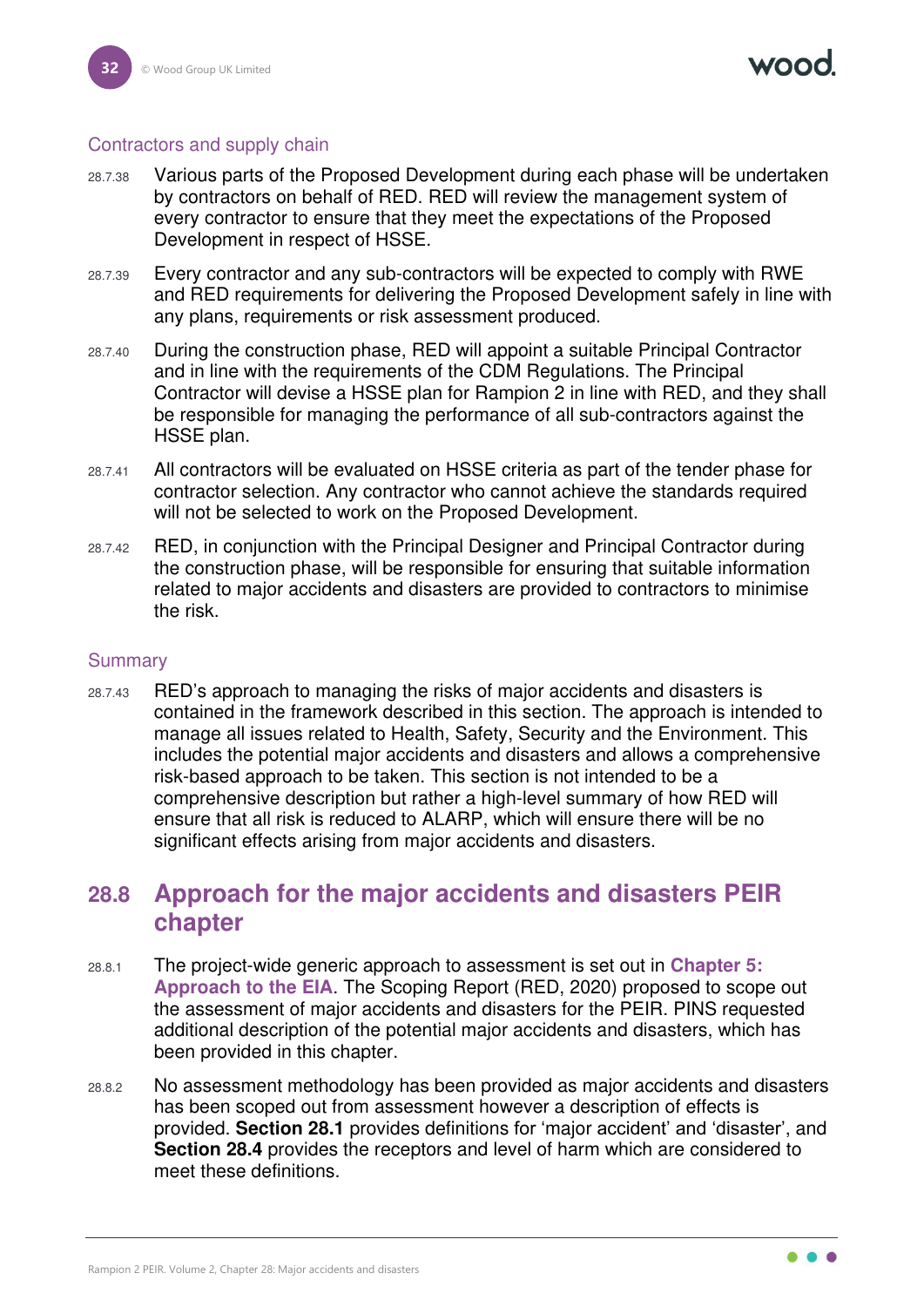### Contractors and supply chain

28.7.38 Various parts of the Proposed Development during each phase will be undertaken by contractors on behalf of RED. RED will review the management system of every contractor to ensure that they meet the expectations of the Proposed Development in respect of HSSE.

28.7.39 Every contractor and any sub-contractors will be expected to comply with RWE and RED requirements for delivering the Proposed Development safely in line with any plans, requirements or risk assessment produced.

28.7.40 During the construction phase, RED will appoint a suitable Principal Contractor and in line with the requirements of the CDM Regulations. The Principal Contractor will devise a HSSE plan for Rampion 2 in line with RED, and they shall be responsible for managing the performance of all sub-contractors against the HSSE plan.

28.7.41 All contractors will be evaluated on HSSE criteria as part of the tender phase for contractor selection. Any contractor who cannot achieve the standards required will not be selected to work on the Proposed Development.

28.7.42 RED, in conjunction with the Principal Designer and Principal Contractor during the construction phase, will be responsible for ensuring that suitable information related to major accidents and disasters are provided to contractors to minimise the risk.

### Summary

28.7.43 RED's approach to managing the risks of major accidents and disasters is contained in the framework described in this section. The approach is intended to manage all issues related to Health, Safety, Security and the Environment. This includes the potential major accidents and disasters and allows a comprehensive risk-based approach to be taken. This section is not intended to be a comprehensive description but rather a high-level summary of how RED will ensure that all risk is reduced to ALARP, which will ensure there will be no significant effects arising from major accidents and disasters.

## 28.8 Approach for the major accidents and disasters PEIR chapter

28.8.1 The project-wide generic approach to assessment is set out in **Chapter 5: Approach to the EIA**. The Scoping Report (RED, 2020) proposed to scope out the assessment of major accidents and disasters for the PEIR. PINS requested additional description of the potential major accidents and disasters, which has been provided in this chapter.

28.8.2 No assessment methodology has been provided as major accidents and disasters has been scoped out from assessment however a description of effects is provided. **Section 28.1** provides definitions for 'major accident' and 'disaster', and **Section 28.4** provides the receptors and level of harm which are considered to meet these definitions.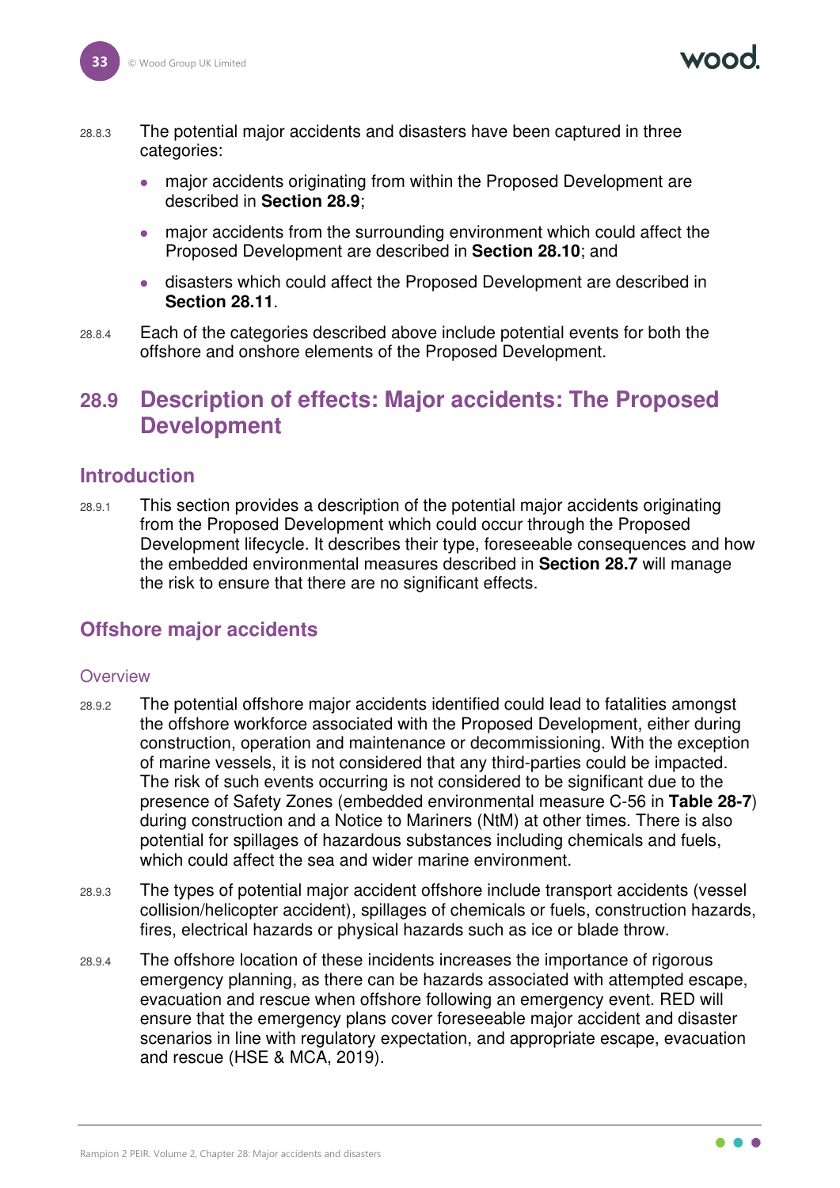28.8.3 The potential major accidents and disasters have been captured in three categories:

- major accidents originating from within the Proposed Development are described in **Section 28.9**;
- major accidents from the surrounding environment which could affect the Proposed Development are described in **Section 28.10**; and
- disasters which could affect the Proposed Development are described in **Section 28.11**.

28.8.4 Each of the categories described above include potential events for both the offshore and onshore elements of the Proposed Development.

## 28.9 Description of effects: Major accidents: The Proposed Development

### Introduction

28.9.1 This section provides a description of the potential major accidents originating from the Proposed Development which could occur through the Proposed Development lifecycle. It describes their type, foreseeable consequences and how the embedded environmental measures described in **Section 28.7** will manage the risk to ensure that there are no significant effects.

### Offshore major accidents

#### Overview

28.9.2 The potential offshore major accidents identified could lead to fatalities amongst the offshore workforce associated with the Proposed Development, either during construction, operation and maintenance or decommissioning. With the exception of marine vessels, it is not considered that any third-parties could be impacted. The risk of such events occurring is not considered to be significant due to the presence of Safety Zones (embedded environmental measure C-56 in **Table 28-7**) during construction and a Notice to Mariners (NtM) at other times. There is also potential for spillages of hazardous substances including chemicals and fuels, which could affect the sea and wider marine environment.

28.9.3 The types of potential major accident offshore include transport accidents (vessel collision/helicopter accident), spillages of chemicals or fuels, construction hazards, fires, electrical hazards or physical hazards such as ice or blade throw.

28.9.4 The offshore location of these incidents increases the importance of rigorous emergency planning, as there can be hazards associated with attempted escape, evacuation and rescue when offshore following an emergency event. RED will ensure that the emergency plans cover foreseeable major accident and disaster scenarios in line with regulatory expectation, and appropriate escape, evacuation and rescue (HSE & MCA, 2019).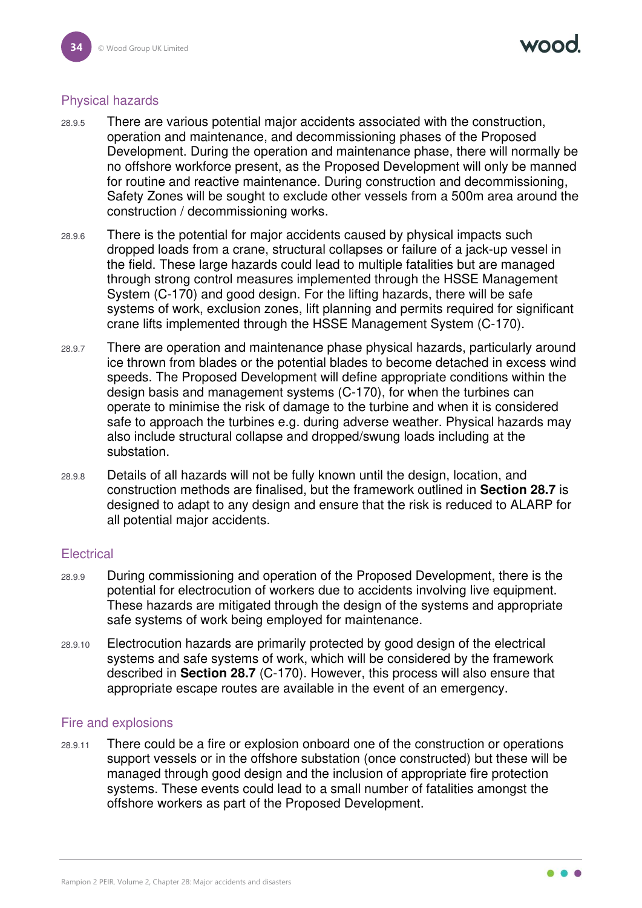### Physical hazards

28.9.5 There are various potential major accidents associated with the construction, operation and maintenance, and decommissioning phases of the Proposed Development. During the operation and maintenance phase, there will normally be no offshore workforce present, as the Proposed Development will only be manned for routine and reactive maintenance. During construction and decommissioning, Safety Zones will be sought to exclude other vessels from a 500m area around the construction / decommissioning works.

28.9.6 There is the potential for major accidents caused by physical impacts such dropped loads from a crane, structural collapses or failure of a jack-up vessel in the field. These large hazards could lead to multiple fatalities but are managed through strong control measures implemented through the HSSE Management System (C-170) and good design. For the lifting hazards, there will be safe systems of work, exclusion zones, lift planning and permits required for significant crane lifts implemented through the HSSE Management System (C-170).

28.9.7 There are operation and maintenance phase physical hazards, particularly around ice thrown from blades or the potential blades to become detached in excess wind speeds. The Proposed Development will define appropriate conditions within the design basis and management systems (C-170), for when the turbines can operate to minimise the risk of damage to the turbine and when it is considered safe to approach the turbines e.g. during adverse weather. Physical hazards may also include structural collapse and dropped/swung loads including at the substation.

28.9.8 Details of all hazards will not be fully known until the design, location, and construction methods are finalised, but the framework outlined in **Section 28.7** is designed to adapt to any design and ensure that the risk is reduced to ALARP for all potential major accidents.

### Electrical

28.9.9 During commissioning and operation of the Proposed Development, there is the potential for electrocution of workers due to accidents involving live equipment. These hazards are mitigated through the design of the systems and appropriate safe systems of work being employed for maintenance.

28.9.10 Electrocution hazards are primarily protected by good design of the electrical systems and safe systems of work, which will be considered by the framework described in **Section 28.7** (C-170). However, this process will also ensure that appropriate escape routes are available in the event of an emergency.

### Fire and explosions

28.9.11 There could be a fire or explosion onboard one of the construction or operations support vessels or in the offshore substation (once constructed) but these will be managed through good design and the inclusion of appropriate fire protection systems. These events could lead to a small number of fatalities amongst the offshore workers as part of the Proposed Development.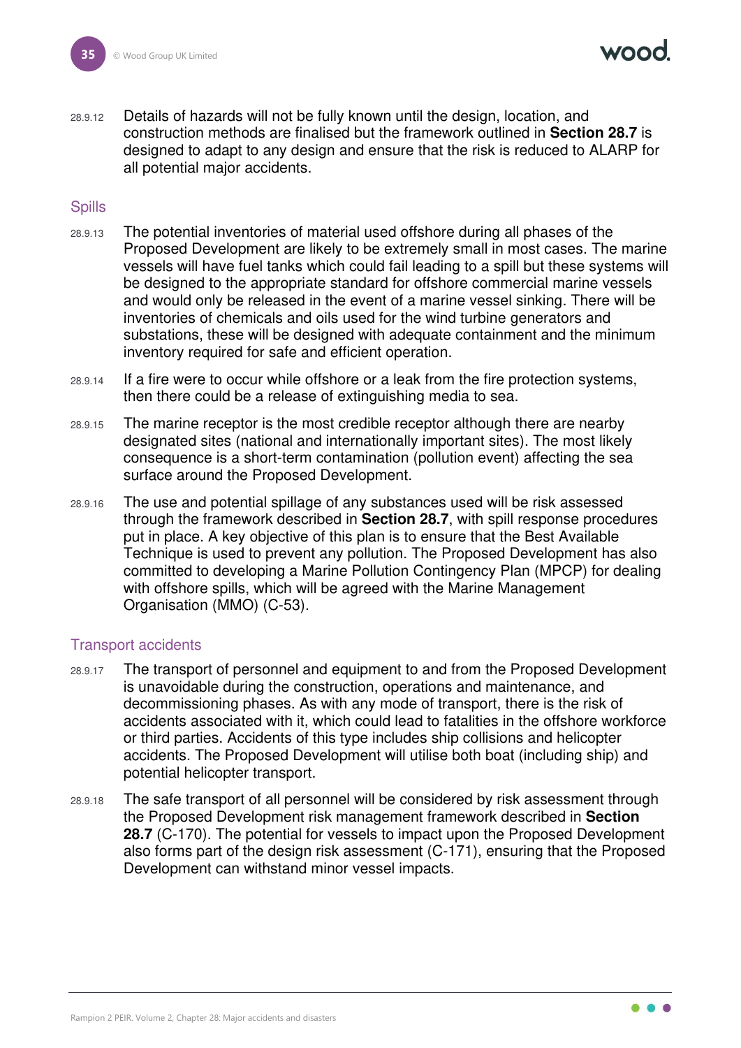28.9.12 Details of hazards will not be fully known until the design, location, and construction methods are finalised but the framework outlined in **Section 28.7** is designed to adapt to any design and ensure that the risk is reduced to ALARP for all potential major accidents.

### Spills

28.9.13 The potential inventories of material used offshore during all phases of the Proposed Development are likely to be extremely small in most cases. The marine vessels will have fuel tanks which could fail leading to a spill but these systems will be designed to the appropriate standard for offshore commercial marine vessels and would only be released in the event of a marine vessel sinking. There will be inventories of chemicals and oils used for the wind turbine generators and substations, these will be designed with adequate containment and the minimum inventory required for safe and efficient operation.

28.9.14 If a fire were to occur while offshore or a leak from the fire protection systems, then there could be a release of extinguishing media to sea.

28.9.15 The marine receptor is the most credible receptor although there are nearby designated sites (national and internationally important sites). The most likely consequence is a short-term contamination (pollution event) affecting the sea surface around the Proposed Development.

28.9.16 The use and potential spillage of any substances used will be risk assessed through the framework described in **Section 28.7**, with spill response procedures put in place. A key objective of this plan is to ensure that the Best Available Technique is used to prevent any pollution. The Proposed Development has also committed to developing a Marine Pollution Contingency Plan (MPCP) for dealing with offshore spills, which will be agreed with the Marine Management Organisation (MMO) (C-53).

### Transport accidents

28.9.17 The transport of personnel and equipment to and from the Proposed Development is unavoidable during the construction, operations and maintenance, and decommissioning phases. As with any mode of transport, there is the risk of accidents associated with it, which could lead to fatalities in the offshore workforce or third parties. Accidents of this type includes ship collisions and helicopter accidents. The Proposed Development will utilise both boat (including ship) and potential helicopter transport.

28.9.18 The safe transport of all personnel will be considered by risk assessment through the Proposed Development risk management framework described in **Section 28.7** (C-170). The potential for vessels to impact upon the Proposed Development also forms part of the design risk assessment (C-171), ensuring that the Proposed Development can withstand minor vessel impacts.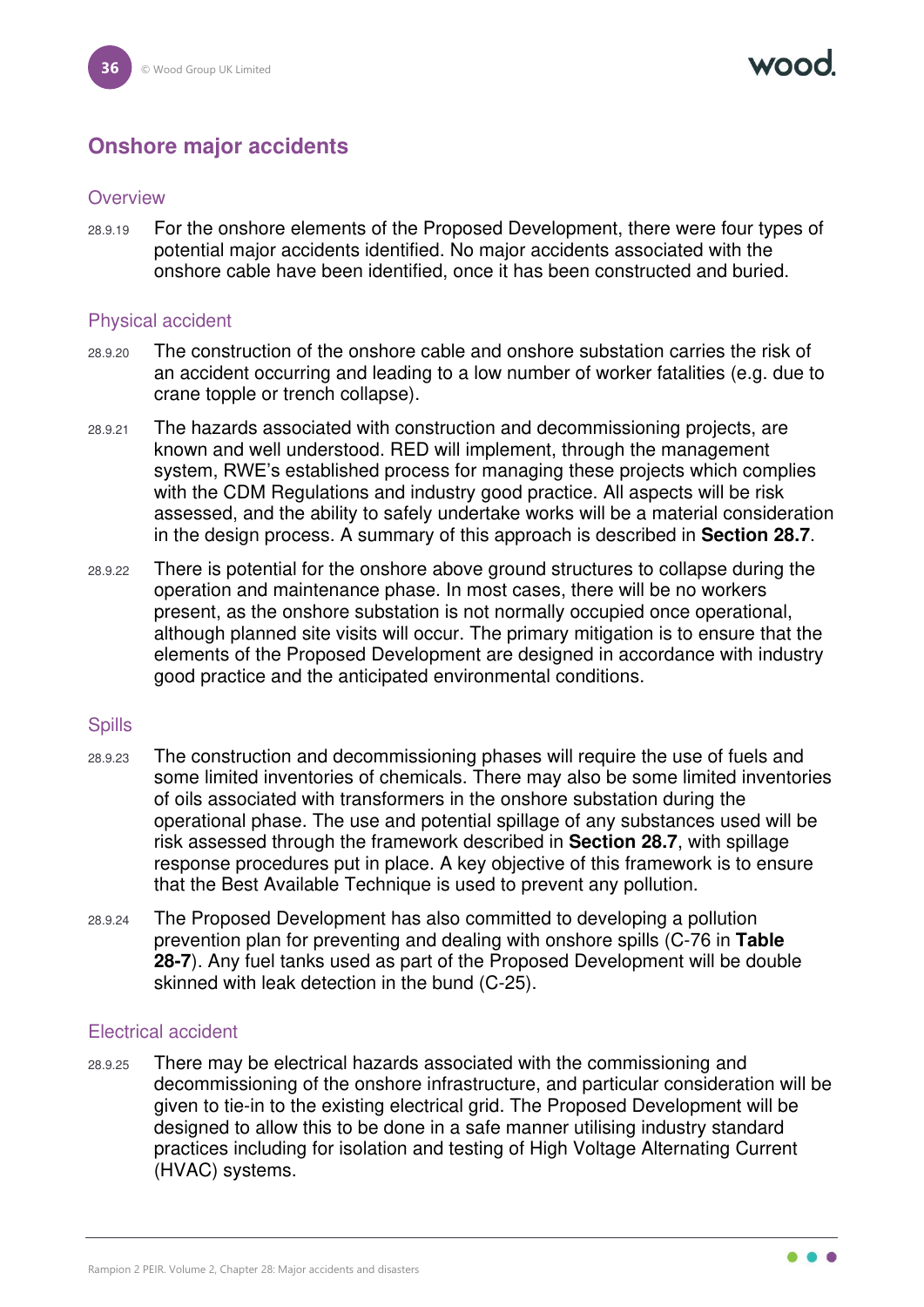## Onshore major accidents

### Overview

28.9.19 For the onshore elements of the Proposed Development, there were four types of potential major accidents identified. No major accidents associated with the onshore cable have been identified, once it has been constructed and buried.

### Physical accident

28.9.20 The construction of the onshore cable and onshore substation carries the risk of an accident occurring and leading to a low number of worker fatalities (e.g. due to crane topple or trench collapse).

28.9.21 The hazards associated with construction and decommissioning projects, are known and well understood. RED will implement, through the management system, RWE's established process for managing these projects which complies with the CDM Regulations and industry good practice. All aspects will be risk assessed, and the ability to safely undertake works will be a material consideration in the design process. A summary of this approach is described in **Section 28.7**.

28.9.22 There is potential for the onshore above ground structures to collapse during the operation and maintenance phase. In most cases, there will be no workers present, as the onshore substation is not normally occupied once operational, although planned site visits will occur. The primary mitigation is to ensure that the elements of the Proposed Development are designed in accordance with industry good practice and the anticipated environmental conditions.

### Spills

28.9.23 The construction and decommissioning phases will require the use of fuels and some limited inventories of chemicals. There may also be some limited inventories of oils associated with transformers in the onshore substation during the operational phase. The use and potential spillage of any substances used will be risk assessed through the framework described in **Section 28.7**, with spillage response procedures put in place. A key objective of this framework is to ensure that the Best Available Technique is used to prevent any pollution.

28.9.24 The Proposed Development has also committed to developing a pollution prevention plan for preventing and dealing with onshore spills (C-76 in **Table 28-7**). Any fuel tanks used as part of the Proposed Development will be double skinned with leak detection in the bund (C-25).

### Electrical accident

28.9.25 There may be electrical hazards associated with the commissioning and decommissioning of the onshore infrastructure, and particular consideration will be given to tie-in to the existing electrical grid. The Proposed Development will be designed to allow this to be done in a safe manner utilising industry standard practices including for isolation and testing of High Voltage Alternating Current (HVAC) systems.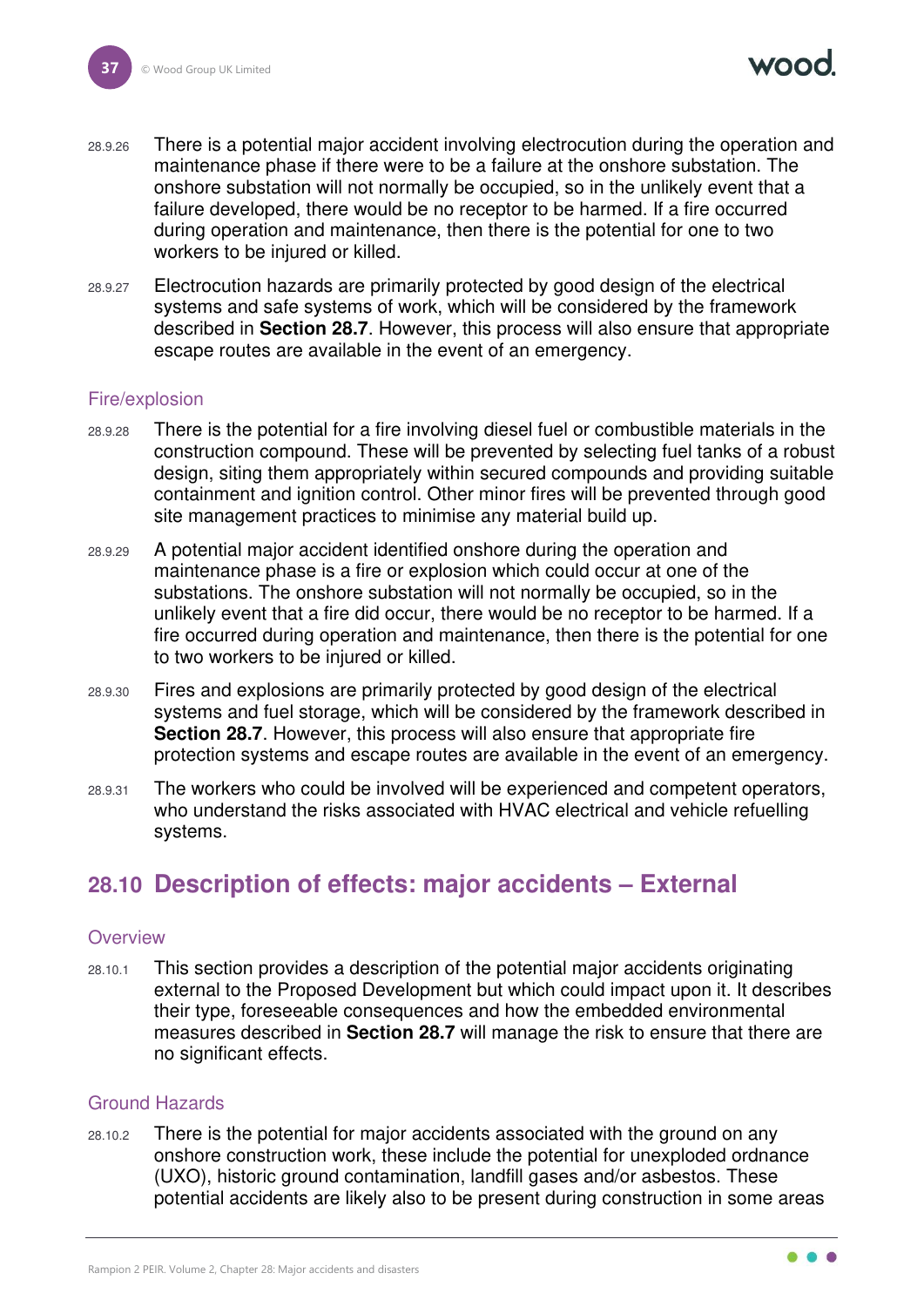28.9.26 There is a potential major accident involving electrocution during the operation and maintenance phase if there were to be a failure at the onshore substation. The onshore substation will not normally be occupied, so in the unlikely event that a failure developed, there would be no receptor to be harmed. If a fire occurred during operation and maintenance, then there is the potential for one to two workers to be injured or killed.

28.9.27 Electrocution hazards are primarily protected by good design of the electrical systems and safe systems of work, which will be considered by the framework described in **Section 28.7**. However, this process will also ensure that appropriate escape routes are available in the event of an emergency.

### Fire/explosion

28.9.28 There is the potential for a fire involving diesel fuel or combustible materials in the construction compound. These will be prevented by selecting fuel tanks of a robust design, siting them appropriately within secured compounds and providing suitable containment and ignition control. Other minor fires will be prevented through good site management practices to minimise any material build up.

28.9.29 A potential major accident identified onshore during the operation and maintenance phase is a fire or explosion which could occur at one of the substations. The onshore substation will not normally be occupied, so in the unlikely event that a fire did occur, there would be no receptor to be harmed. If a fire occurred during operation and maintenance, then there is the potential for one to two workers to be injured or killed.

28.9.30 Fires and explosions are primarily protected by good design of the electrical systems and fuel storage, which will be considered by the framework described in **Section 28.7**. However, this process will also ensure that appropriate fire protection systems and escape routes are available in the event of an emergency.

28.9.31 The workers who could be involved will be experienced and competent operators, who understand the risks associated with HVAC electrical and vehicle refuelling systems.

## 28.10 Description of effects: major accidents – External

### Overview

28.10.1 This section provides a description of the potential major accidents originating external to the Proposed Development but which could impact upon it. It describes their type, foreseeable consequences and how the embedded environmental measures described in **Section 28.7** will manage the risk to ensure that there are no significant effects.

### Ground Hazards

28.10.2 There is the potential for major accidents associated with the ground on any onshore construction work, these include the potential for unexploded ordnance (UXO), historic ground contamination, landfill gases and/or asbestos. These potential accidents are likely also to be present during construction in some areas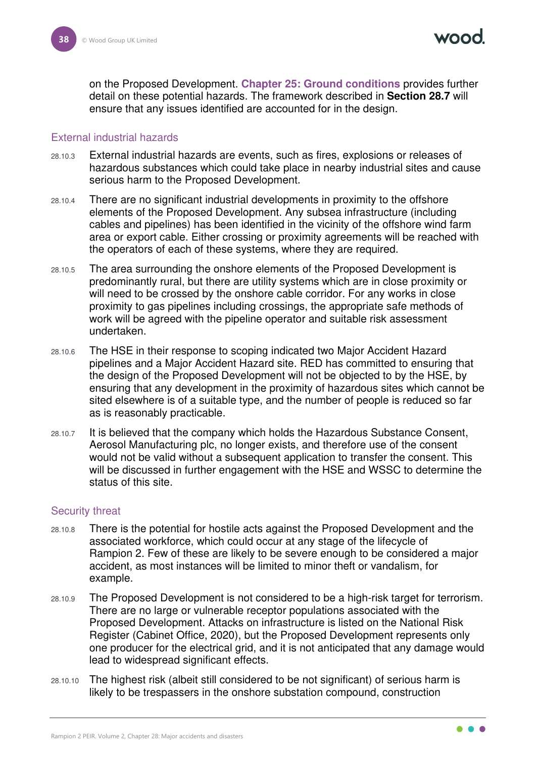on the Proposed Development. **Chapter 25: Ground conditions** provides further detail on these potential hazards. The framework described in **Section 28.7** will ensure that any issues identified are accounted for in the design.

### External industrial hazards

28.10.3 External industrial hazards are events, such as fires, explosions or releases of hazardous substances which could take place in nearby industrial sites and cause serious harm to the Proposed Development.

28.10.4 There are no significant industrial developments in proximity to the offshore elements of the Proposed Development. Any subsea infrastructure (including cables and pipelines) has been identified in the vicinity of the offshore wind farm area or export cable. Either crossing or proximity agreements will be reached with the operators of each of these systems, where they are required.

28.10.5 The area surrounding the onshore elements of the Proposed Development is predominantly rural, but there are utility systems which are in close proximity or will need to be crossed by the onshore cable corridor. For any works in close proximity to gas pipelines including crossings, the appropriate safe methods of work will be agreed with the pipeline operator and suitable risk assessment undertaken.

28.10.6 The HSE in their response to scoping indicated two Major Accident Hazard pipelines and a Major Accident Hazard site. RED has committed to ensuring that the design of the Proposed Development will not be objected to by the HSE, by ensuring that any development in the proximity of hazardous sites which cannot be sited elsewhere is of a suitable type, and the number of people is reduced so far as is reasonably practicable.

28.10.7 It is believed that the company which holds the Hazardous Substance Consent, Aerosol Manufacturing plc, no longer exists, and therefore use of the consent would not be valid without a subsequent application to transfer the consent. This will be discussed in further engagement with the HSE and WSSC to determine the status of this site.

### Security threat

28.10.8 There is the potential for hostile acts against the Proposed Development and the associated workforce, which could occur at any stage of the lifecycle of Rampion 2. Few of these are likely to be severe enough to be considered a major accident, as most instances will be limited to minor theft or vandalism, for example.

28.10.9 The Proposed Development is not considered to be a high-risk target for terrorism. There are no large or vulnerable receptor populations associated with the Proposed Development. Attacks on infrastructure is listed on the National Risk Register (Cabinet Office, 2020), but the Proposed Development represents only one producer for the electrical grid, and it is not anticipated that any damage would lead to widespread significant effects.

28.10.10 The highest risk (albeit still considered to be not significant) of serious harm is likely to be trespassers in the onshore substation compound, construction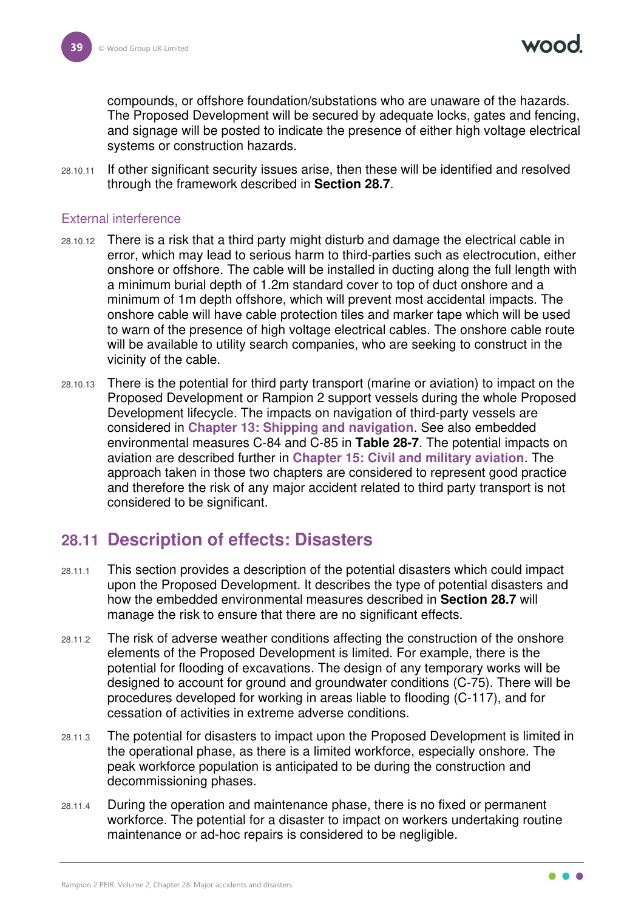compounds, or offshore foundation/substations who are unaware of the hazards. The Proposed Development will be secured by adequate locks, gates and fencing, and signage will be posted to indicate the presence of either high voltage electrical systems or construction hazards.

28.10.11 If other significant security issues arise, then these will be identified and resolved through the framework described in **Section 28.7**.

### External interference

28.10.12 There is a risk that a third party might disturb and damage the electrical cable in error, which may lead to serious harm to third-parties such as electrocution, either onshore or offshore. The cable will be installed in ducting along the full length with a minimum burial depth of 1.2m standard cover to top of duct onshore and a minimum of 1m depth offshore, which will prevent most accidental impacts. The onshore cable will have cable protection tiles and marker tape which will be used to warn of the presence of high voltage electrical cables. The onshore cable route will be available to utility search companies, who are seeking to construct in the vicinity of the cable.

28.10.13 There is the potential for third party transport (marine or aviation) to impact on the Proposed Development or Rampion 2 support vessels during the whole Proposed Development lifecycle. The impacts on navigation of third-party vessels are considered in **Chapter 13: Shipping and navigation**. See also embedded environmental measures C-84 and C-85 in **Table 28-7**. The potential impacts on aviation are described further in **Chapter 15: Civil and military aviation**. The approach taken in those two chapters are considered to represent good practice and therefore the risk of any major accident related to third party transport is not considered to be significant.

## 28.11 Description of effects: Disasters

28.11.1 This section provides a description of the potential disasters which could impact upon the Proposed Development. It describes the type of potential disasters and how the embedded environmental measures described in **Section 28.7** will manage the risk to ensure that there are no significant effects.

28.11.2 The risk of adverse weather conditions affecting the construction of the onshore elements of the Proposed Development is limited. For example, there is the potential for flooding of excavations. The design of any temporary works will be designed to account for ground and groundwater conditions (C-75). There will be procedures developed for working in areas liable to flooding (C-117), and for cessation of activities in extreme adverse conditions.

28.11.3 The potential for disasters to impact upon the Proposed Development is limited in the operational phase, as there is a limited workforce, especially onshore. The peak workforce population is anticipated to be during the construction and decommissioning phases.

28.11.4 During the operation and maintenance phase, there is no fixed or permanent workforce. The potential for a disaster to impact on workers undertaking routine maintenance or ad-hoc repairs is considered to be negligible.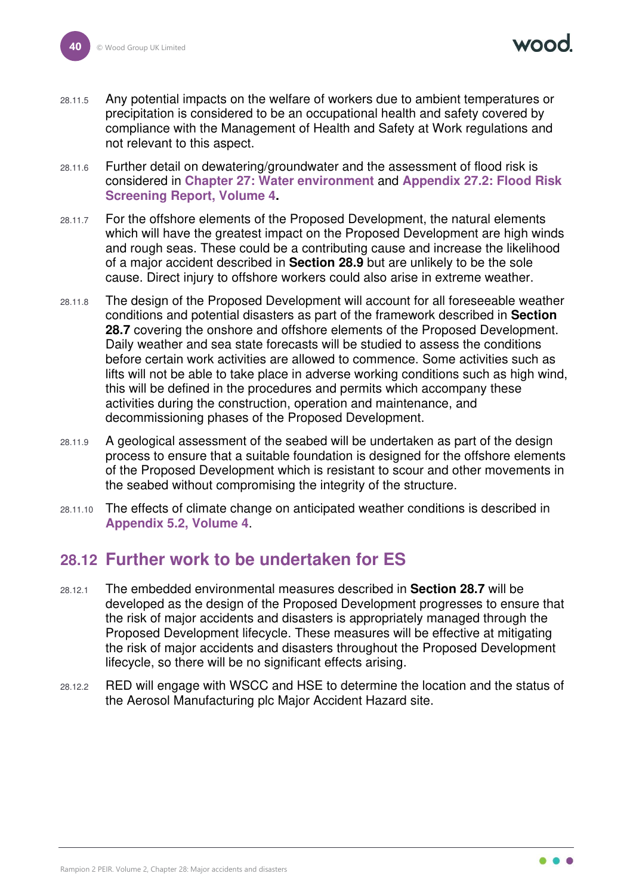28.11.5 Any potential impacts on the welfare of workers due to ambient temperatures or precipitation is considered to be an occupational health and safety covered by compliance with the Management of Health and Safety at Work regulations and not relevant to this aspect.

28.11.6 Further detail on dewatering/groundwater and the assessment of flood risk is considered in **Chapter 27: Water environment** and **Appendix 27.2: Flood Risk Screening Report, Volume 4.**

28.11.7 For the offshore elements of the Proposed Development, the natural elements which will have the greatest impact on the Proposed Development are high winds and rough seas. These could be a contributing cause and increase the likelihood of a major accident described in **Section 28.9** but are unlikely to be the sole cause. Direct injury to offshore workers could also arise in extreme weather.

28.11.8 The design of the Proposed Development will account for all foreseeable weather conditions and potential disasters as part of the framework described in **Section 28.7** covering the onshore and offshore elements of the Proposed Development. Daily weather and sea state forecasts will be studied to assess the conditions before certain work activities are allowed to commence. Some activities such as lifts will not be able to take place in adverse working conditions such as high wind, this will be defined in the procedures and permits which accompany these activities during the construction, operation and maintenance, and decommissioning phases of the Proposed Development.

28.11.9 A geological assessment of the seabed will be undertaken as part of the design process to ensure that a suitable foundation is designed for the offshore elements of the Proposed Development which is resistant to scour and other movements in the seabed without compromising the integrity of the structure.

28.11.10 The effects of climate change on anticipated weather conditions is described in **Appendix 5.2, Volume 4**.

## 28.12 Further work to be undertaken for ES

28.12.1 The embedded environmental measures described in **Section 28.7** will be developed as the design of the Proposed Development progresses to ensure that the risk of major accidents and disasters is appropriately managed through the Proposed Development lifecycle. These measures will be effective at mitigating the risk of major accidents and disasters throughout the Proposed Development lifecycle, so there will be no significant effects arising.

28.12.2 RED will engage with WSCC and HSE to determine the location and the status of the Aerosol Manufacturing plc Major Accident Hazard site.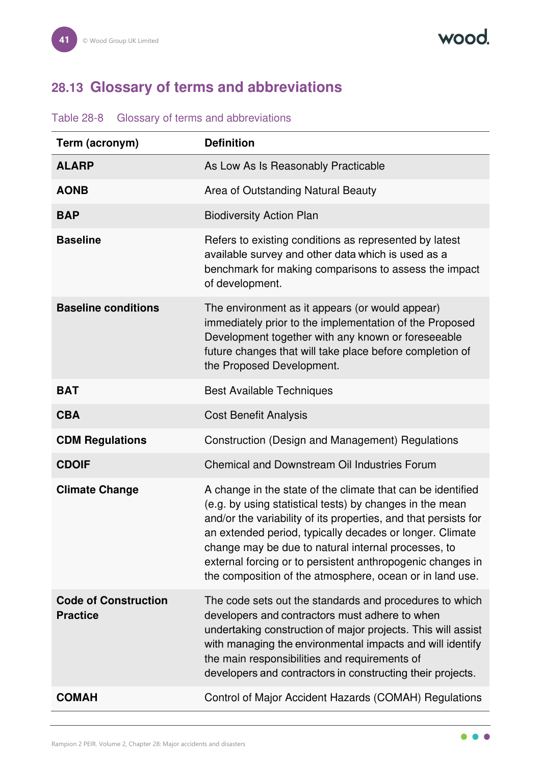## 28.13 Glossary of terms and abbreviations

Table 28-8 Glossary of terms and abbreviations

| Term (acronym) | Definition |
|---|---|
| **ALARP** | As Low As Is Reasonably Practicable |
| **AONB** | Area of Outstanding Natural Beauty |
| **BAP** | Biodiversity Action Plan |
| **Baseline** | Refers to existing conditions as represented by latest available survey and other data which is used as a benchmark for making comparisons to assess the impact of development. |
| **Baseline conditions** | The environment as it appears (or would appear) immediately prior to the implementation of the Proposed Development together with any known or foreseeable future changes that will take place before completion of the Proposed Development. |
| **BAT** | Best Available Techniques |
| **CBA** | Cost Benefit Analysis |
| **CDM Regulations** | Construction (Design and Management) Regulations |
| **CDOIF** | Chemical and Downstream Oil Industries Forum |
| **Climate Change** | A change in the state of the climate that can be identified (e.g. by using statistical tests) by changes in the mean and/or the variability of its properties, and that persists for an extended period, typically decades or longer. Climate change may be due to natural internal processes, to external forcing or to persistent anthropogenic changes in the composition of the atmosphere, ocean or in land use. |
| **Code of Construction Practice** | The code sets out the standards and procedures to which developers and contractors must adhere to when undertaking construction of major projects. This will assist with managing the environmental impacts and will identify the main responsibilities and requirements of developers and contractors in constructing their projects. |
| **COMAH** | Control of Major Accident Hazards (COMAH) Regulations |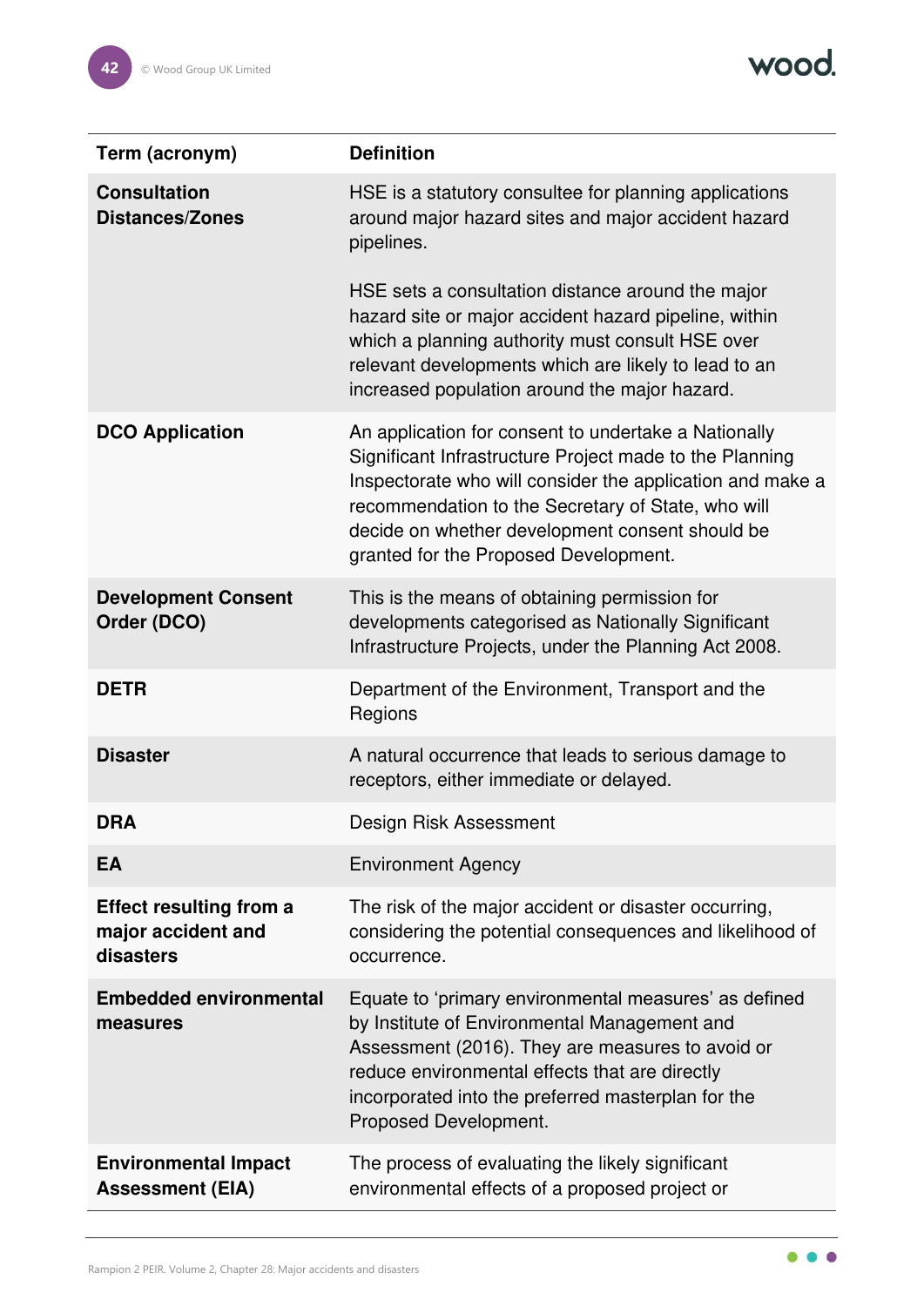| Term (acronym) | Definition |
| --- | --- |
| **Consultation Distances/Zones** | HSE is a statutory consultee for planning applications around major hazard sites and major accident hazard pipelines.<br><br>HSE sets a consultation distance around the major hazard site or major accident hazard pipeline, within which a planning authority must consult HSE over relevant developments which are likely to lead to an increased population around the major hazard. |
| **DCO Application** | An application for consent to undertake a Nationally Significant Infrastructure Project made to the Planning Inspectorate who will consider the application and make a recommendation to the Secretary of State, who will decide on whether development consent should be granted for the Proposed Development. |
| **Development Consent Order (DCO)** | This is the means of obtaining permission for developments categorised as Nationally Significant Infrastructure Projects, under the Planning Act 2008. |
| **DETR** | Department of the Environment, Transport and the Regions |
| **Disaster** | A natural occurrence that leads to serious damage to receptors, either immediate or delayed. |
| **DRA** | Design Risk Assessment |
| **EA** | Environment Agency |
| **Effect resulting from a major accident and disasters** | The risk of the major accident or disaster occurring, considering the potential consequences and likelihood of occurrence. |
| **Embedded environmental measures** | Equate to 'primary environmental measures' as defined by Institute of Environmental Management and Assessment (2016). They are measures to avoid or reduce environmental effects that are directly incorporated into the preferred masterplan for the Proposed Development. |
| **Environmental Impact Assessment (EIA)** | The process of evaluating the likely significant environmental effects of a proposed project or |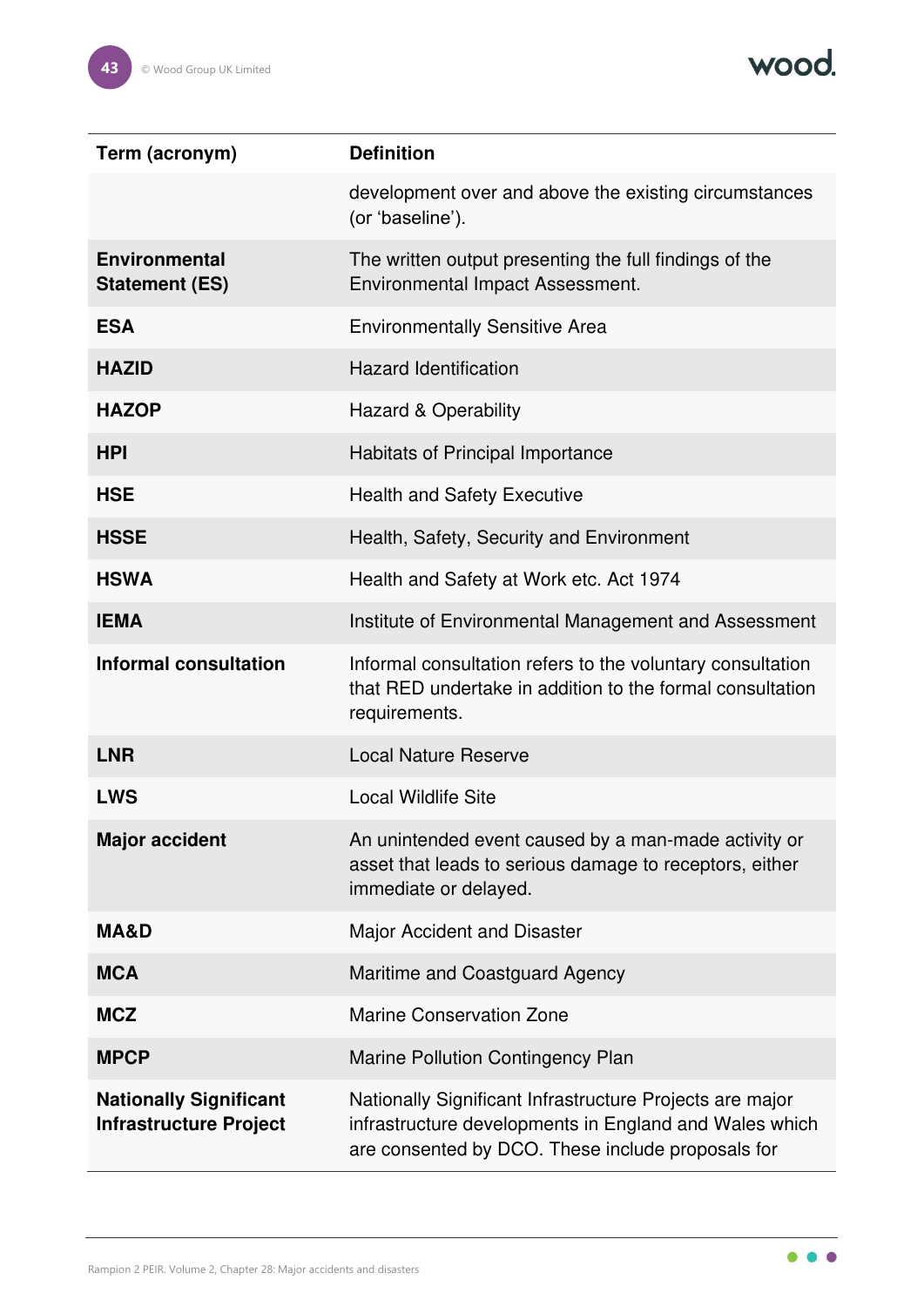| Term (acronym) | Definition |
|---|---|
| | development over and above the existing circumstances (or 'baseline'). |
| **Environmental Statement (ES)** | The written output presenting the full findings of the Environmental Impact Assessment. |
| **ESA** | Environmentally Sensitive Area |
| **HAZID** | Hazard Identification |
| **HAZOP** | Hazard & Operability |
| **HPI** | Habitats of Principal Importance |
| **HSE** | Health and Safety Executive |
| **HSSE** | Health, Safety, Security and Environment |
| **HSWA** | Health and Safety at Work etc. Act 1974 |
| **IEMA** | Institute of Environmental Management and Assessment |
| **Informal consultation** | Informal consultation refers to the voluntary consultation that RED undertake in addition to the formal consultation requirements. |
| **LNR** | Local Nature Reserve |
| **LWS** | Local Wildlife Site |
| **Major accident** | An unintended event caused by a man-made activity or asset that leads to serious damage to receptors, either immediate or delayed. |
| **MA&D** | Major Accident and Disaster |
| **MCA** | Maritime and Coastguard Agency |
| **MCZ** | Marine Conservation Zone |
| **MPCP** | Marine Pollution Contingency Plan |
| **Nationally Significant Infrastructure Project** | Nationally Significant Infrastructure Projects are major infrastructure developments in England and Wales which are consented by DCO. These include proposals for |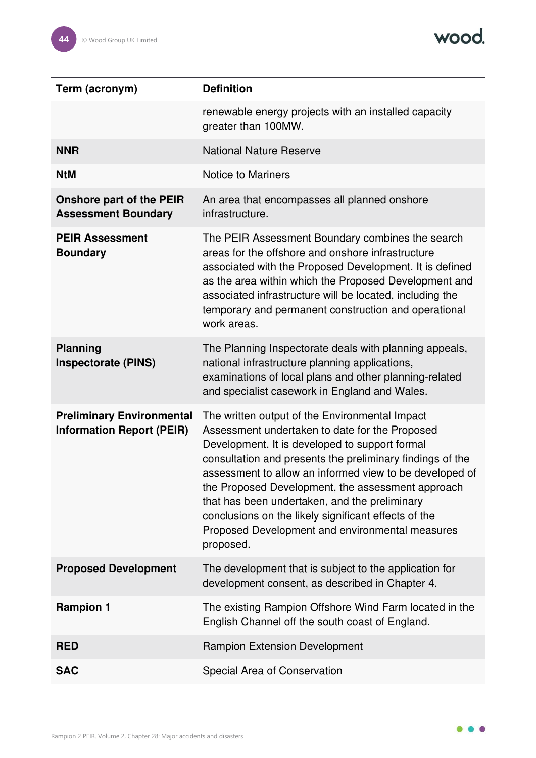| Term (acronym) | Definition |
|---|---|
| | renewable energy projects with an installed capacity greater than 100MW. |
| **NNR** | National Nature Reserve |
| **NtM** | Notice to Mariners |
| **Onshore part of the PEIR Assessment Boundary** | An area that encompasses all planned onshore infrastructure. |
| **PEIR Assessment Boundary** | The PEIR Assessment Boundary combines the search areas for the offshore and onshore infrastructure associated with the Proposed Development. It is defined as the area within which the Proposed Development and associated infrastructure will be located, including the temporary and permanent construction and operational work areas. |
| **Planning Inspectorate (PINS)** | The Planning Inspectorate deals with planning appeals, national infrastructure planning applications, examinations of local plans and other planning-related and specialist casework in England and Wales. |
| **Preliminary Environmental Information Report (PEIR)** | The written output of the Environmental Impact Assessment undertaken to date for the Proposed Development. It is developed to support formal consultation and presents the preliminary findings of the assessment to allow an informed view to be developed of the Proposed Development, the assessment approach that has been undertaken, and the preliminary conclusions on the likely significant effects of the Proposed Development and environmental measures proposed. |
| **Proposed Development** | The development that is subject to the application for development consent, as described in Chapter 4. |
| **Rampion 1** | The existing Rampion Offshore Wind Farm located in the English Channel off the south coast of England. |
| **RED** | Rampion Extension Development |
| **SAC** | Special Area of Conservation |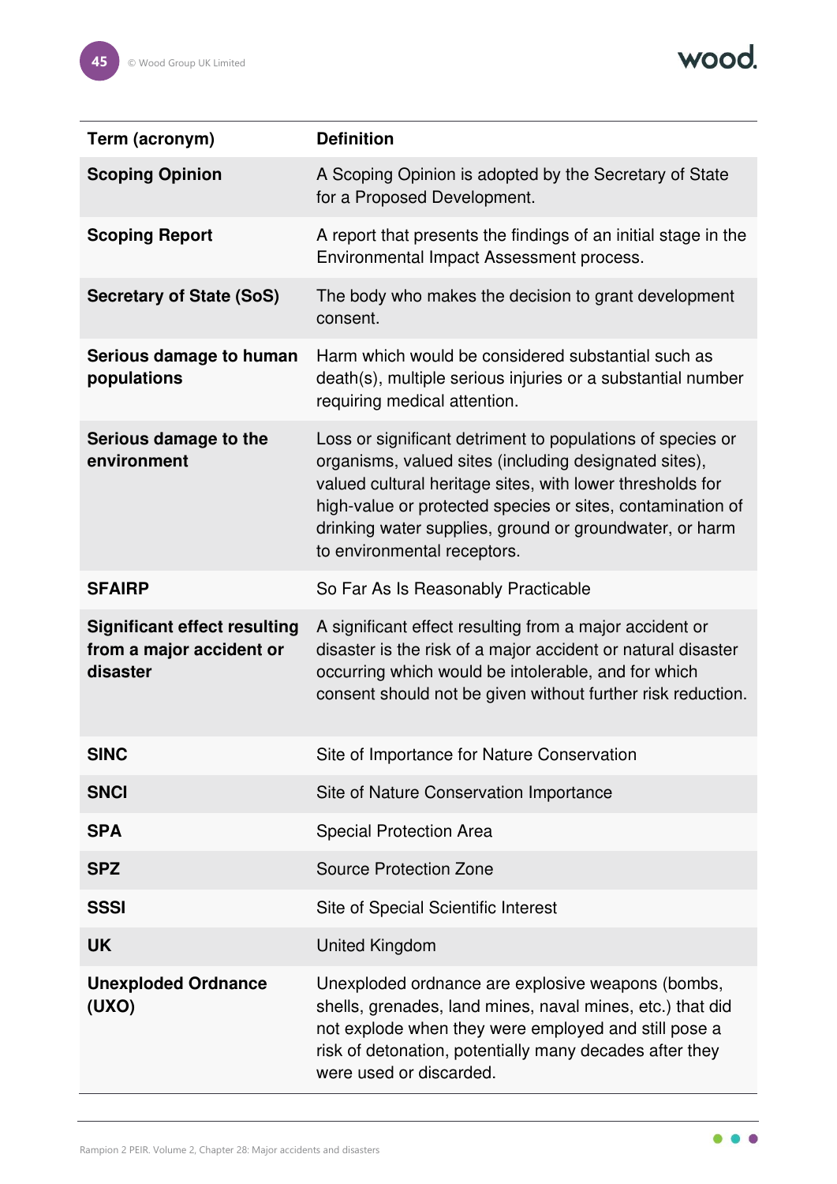| Term (acronym) | Definition |
|---|---|
| **Scoping Opinion** | A Scoping Opinion is adopted by the Secretary of State for a Proposed Development. |
| **Scoping Report** | A report that presents the findings of an initial stage in the Environmental Impact Assessment process. |
| **Secretary of State (SoS)** | The body who makes the decision to grant development consent. |
| **Serious damage to human populations** | Harm which would be considered substantial such as death(s), multiple serious injuries or a substantial number requiring medical attention. |
| **Serious damage to the environment** | Loss or significant detriment to populations of species or organisms, valued sites (including designated sites), valued cultural heritage sites, with lower thresholds for high-value or protected species or sites, contamination of drinking water supplies, ground or groundwater, or harm to environmental receptors. |
| **SFAIRP** | So Far As Is Reasonably Practicable |
| **Significant effect resulting from a major accident or disaster** | A significant effect resulting from a major accident or disaster is the risk of a major accident or natural disaster occurring which would be intolerable, and for which consent should not be given without further risk reduction. |
| **SINC** | Site of Importance for Nature Conservation |
| **SNCI** | Site of Nature Conservation Importance |
| **SPA** | Special Protection Area |
| **SPZ** | Source Protection Zone |
| **SSSI** | Site of Special Scientific Interest |
| **UK** | United Kingdom |
| **Unexploded Ordnance (UXO)** | Unexploded ordnance are explosive weapons (bombs, shells, grenades, land mines, naval mines, etc.) that did not explode when they were employed and still pose a risk of detonation, potentially many decades after they were used or discarded. |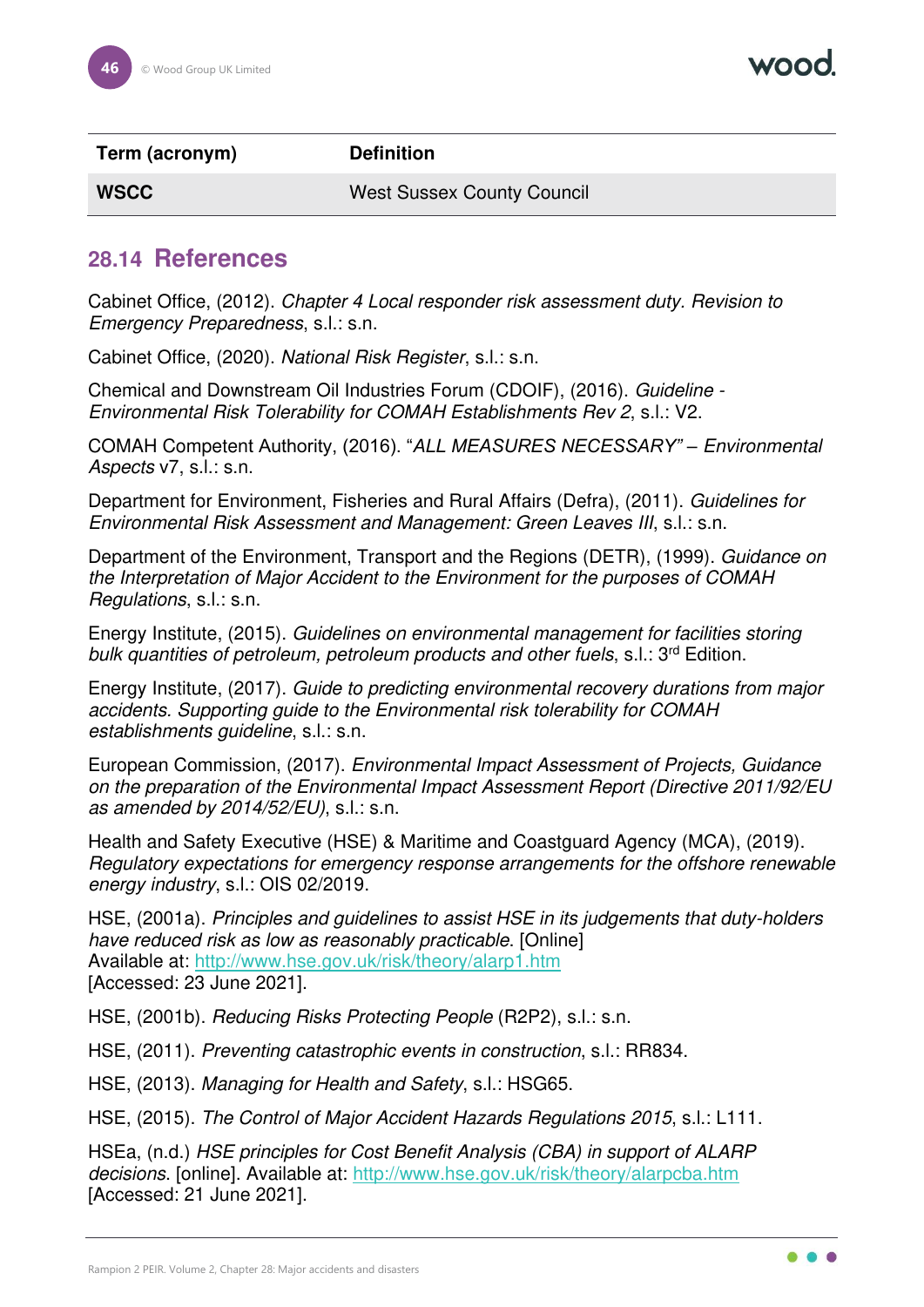| Term (acronym) | Definition |
|---|---|
| **WSCC** | West Sussex County Council |

## 28.14 References

Cabinet Office, (2012). *Chapter 4 Local responder risk assessment duty. Revision to Emergency Preparedness*, s.l.: s.n.

Cabinet Office, (2020). *National Risk Register*, s.l.: s.n.

Chemical and Downstream Oil Industries Forum (CDOIF), (2016). *Guideline - Environmental Risk Tolerability for COMAH Establishments Rev 2*, s.l.: V2.

COMAH Competent Authority, (2016). "*ALL MEASURES NECESSARY" – Environmental Aspects* v7, s.l.: s.n.

Department for Environment, Fisheries and Rural Affairs (Defra), (2011). *Guidelines for Environmental Risk Assessment and Management: Green Leaves III*, s.l.: s.n.

Department of the Environment, Transport and the Regions (DETR), (1999). *Guidance on the Interpretation of Major Accident to the Environment for the purposes of COMAH Regulations*, s.l.: s.n.

Energy Institute, (2015). *Guidelines on environmental management for facilities storing bulk quantities of petroleum, petroleum products and other fuels*, s.l.: 3rd Edition.

Energy Institute, (2017). *Guide to predicting environmental recovery durations from major accidents. Supporting guide to the Environmental risk tolerability for COMAH establishments guideline*, s.l.: s.n.

European Commission, (2017). *Environmental Impact Assessment of Projects, Guidance on the preparation of the Environmental Impact Assessment Report (Directive 2011/92/EU as amended by 2014/52/EU)*, s.l.: s.n.

Health and Safety Executive (HSE) & Maritime and Coastguard Agency (MCA), (2019). *Regulatory expectations for emergency response arrangements for the offshore renewable energy industry*, s.l.: OIS 02/2019.

HSE, (2001a). *Principles and guidelines to assist HSE in its judgements that duty-holders have reduced risk as low as reasonably practicable.* [Online]
Available at: http://www.hse.gov.uk/risk/theory/alarp1.htm
[Accessed: 23 June 2021].

HSE, (2001b). *Reducing Risks Protecting People* (R2P2), s.l.: s.n.

HSE, (2011). *Preventing catastrophic events in construction*, s.l.: RR834.

HSE, (2013). *Managing for Health and Safety*, s.l.: HSG65.

HSE, (2015). *The Control of Major Accident Hazards Regulations 2015*, s.l.: L111.

HSEa, (n.d.) *HSE principles for Cost Benefit Analysis (CBA) in support of ALARP decisions*. [online]. Available at: http://www.hse.gov.uk/risk/theory/alarpcba.htm
[Accessed: 21 June 2021].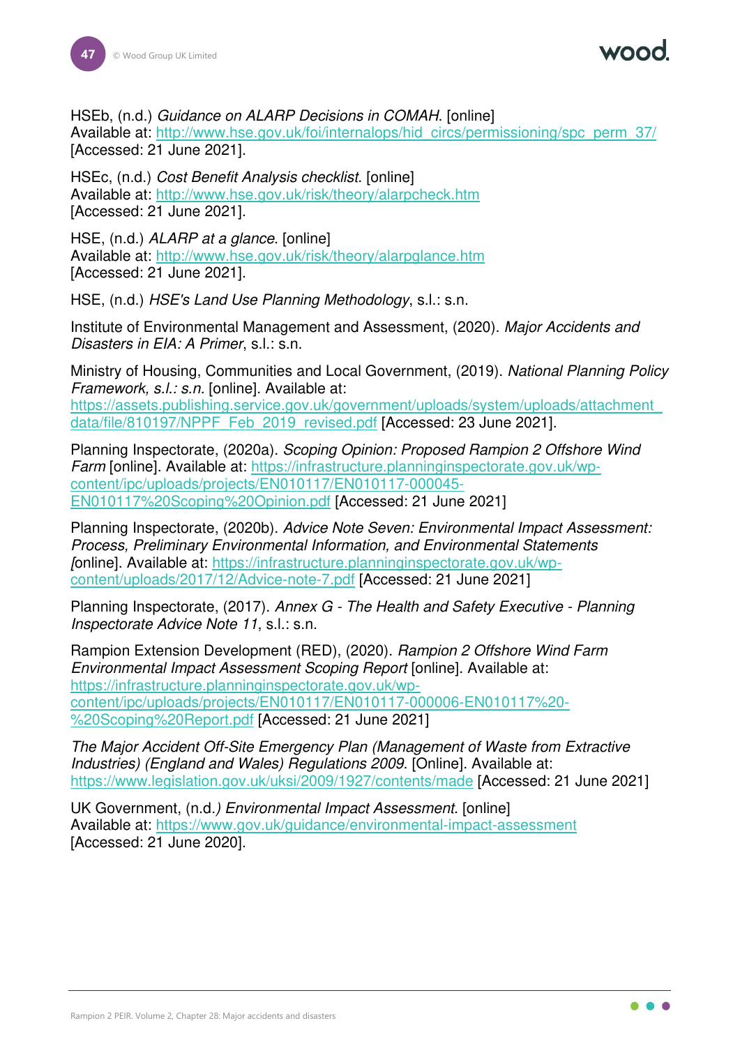HSEb, (n.d.) *Guidance on ALARP Decisions in COMAH*. [online]
Available at: http://www.hse.gov.uk/foi/internalops/hid_circs/permissioning/spc_perm_37/
[Accessed: 21 June 2021].

HSEc, (n.d.) *Cost Benefit Analysis checklist*. [online]
Available at: http://www.hse.gov.uk/risk/theory/alarpcheck.htm
[Accessed: 21 June 2021].

HSE, (n.d.) *ALARP at a glance*. [online]
Available at: http://www.hse.gov.uk/risk/theory/alarpglance.htm
[Accessed: 21 June 2021].

HSE, (n.d.) *HSE's Land Use Planning Methodology*, s.l.: s.n.

Institute of Environmental Management and Assessment, (2020). *Major Accidents and Disasters in EIA: A Primer*, s.l.: s.n.

Ministry of Housing, Communities and Local Government, (2019). *National Planning Policy Framework, s.l.: s.n*. [online]. Available at: https://assets.publishing.service.gov.uk/government/uploads/system/uploads/attachment_data/file/810197/NPPF_Feb_2019_revised.pdf [Accessed: 23 June 2021].

Planning Inspectorate, (2020a). *Scoping Opinion: Proposed Rampion 2 Offshore Wind Farm* [online]. Available at: https://infrastructure.planninginspectorate.gov.uk/wp-content/ipc/uploads/projects/EN010117/EN010117-000045-EN010117%20Scoping%20Opinion.pdf [Accessed: 21 June 2021]

Planning Inspectorate, (2020b). *Advice Note Seven: Environmental Impact Assessment: Process, Preliminary Environmental Information, and Environmental Statements [*online]. Available at: https://infrastructure.planninginspectorate.gov.uk/wp-content/uploads/2017/12/Advice-note-7.pdf [Accessed: 21 June 2021]

Planning Inspectorate, (2017). *Annex G - The Health and Safety Executive - Planning Inspectorate Advice Note 11*, s.l.: s.n.

Rampion Extension Development (RED), (2020). *Rampion 2 Offshore Wind Farm Environmental Impact Assessment Scoping Report* [online]. Available at: https://infrastructure.planninginspectorate.gov.uk/wp-content/ipc/uploads/projects/EN010117/EN010117-000006-EN010117%20-%20Scoping%20Report.pdf [Accessed: 21 June 2021]

*The Major Accident Off-Site Emergency Plan (Management of Waste from Extractive Industries) (England and Wales) Regulations 2009*. [Online]. Available at: https://www.legislation.gov.uk/uksi/2009/1927/contents/made [Accessed: 21 June 2021]

UK Government, (n.d.*) Environmental Impact Assessment*. [online]
Available at: https://www.gov.uk/guidance/environmental-impact-assessment
[Accessed: 21 June 2020].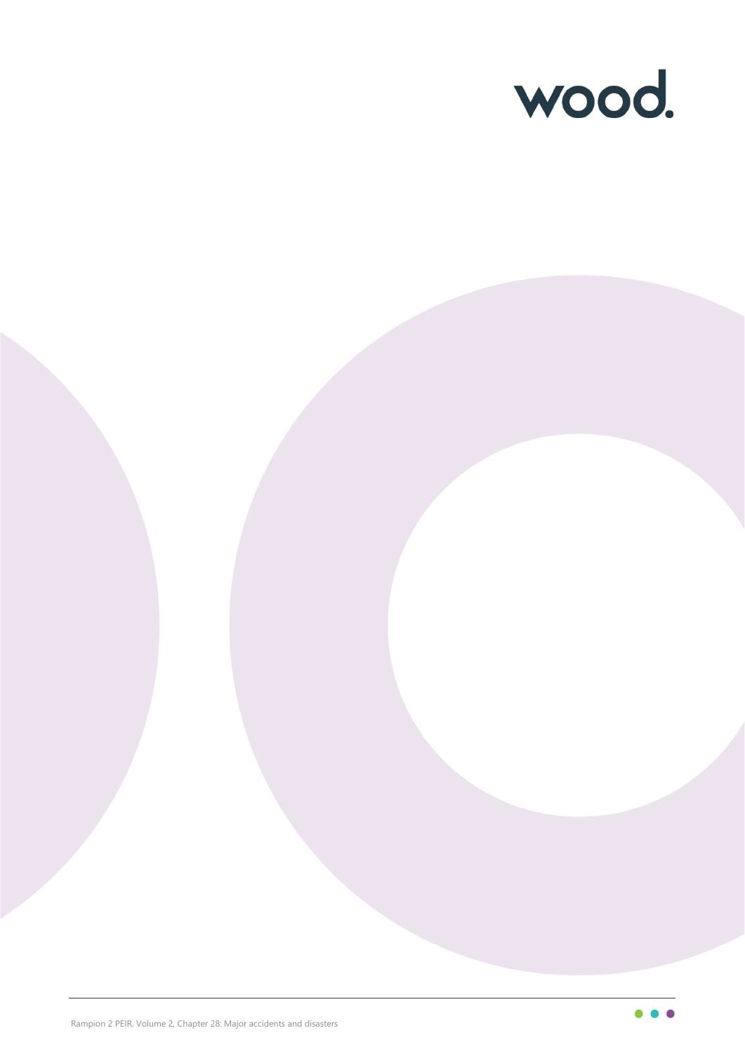wood.